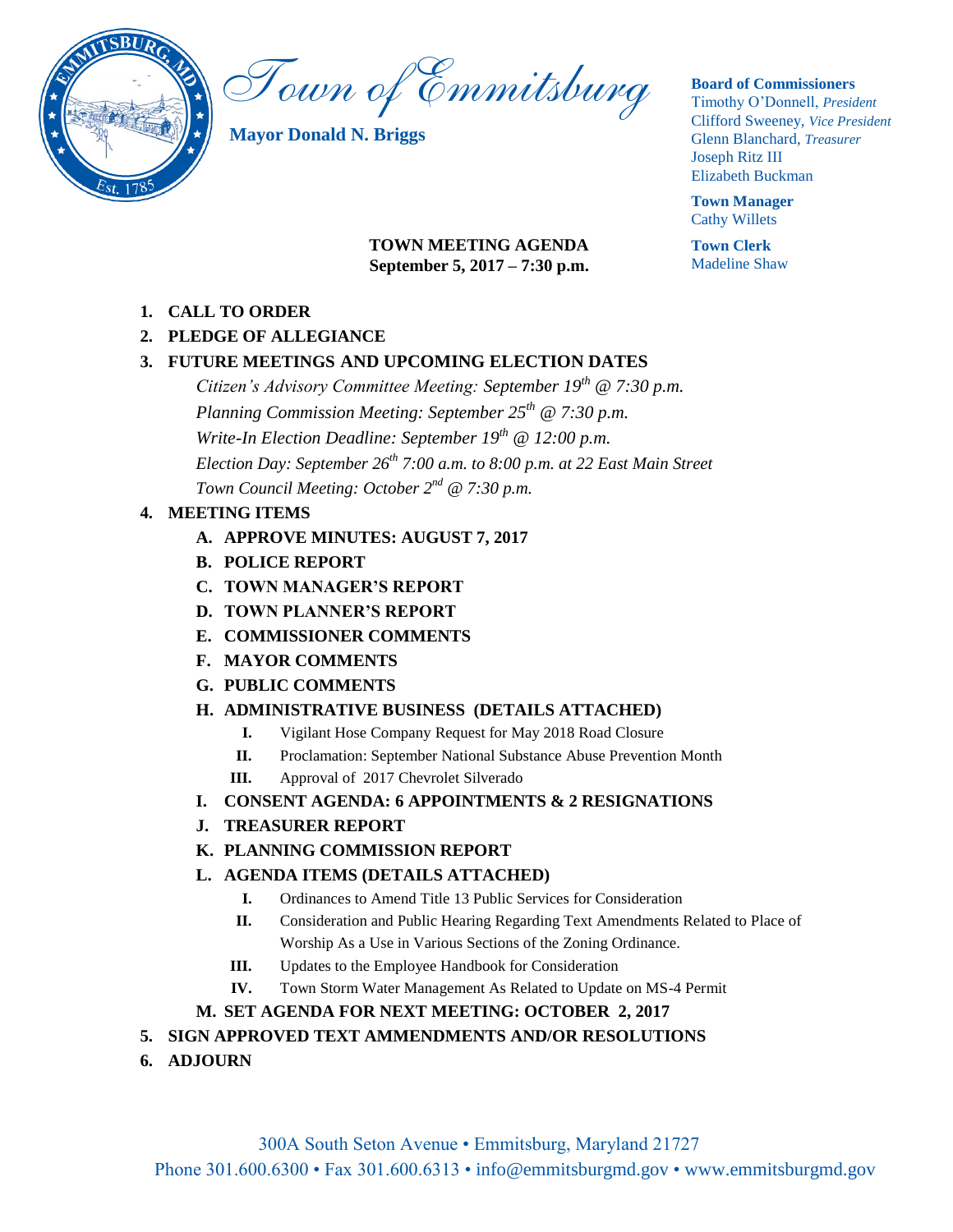# Town of Emmitsburg

**Mayor Donald N. Briggs**

**Board of Commissioners**
Timothy O'Donnell, *President*
Clifford Sweeney, *Vice President*
Glenn Blanchard, *Treasurer*
Joseph Ritz III
Elizabeth Buckman

**Town Manager**
Cathy Willets

**Town Clerk**
Madeline Shaw

**TOWN MEETING AGENDA**
**September 5, 2017 – 7:30 p.m.**

1. **CALL TO ORDER**
2. **PLEDGE OF ALLEGIANCE**
3. **FUTURE MEETINGS AND UPCOMING ELECTION DATES**
   *Citizen's Advisory Committee Meeting: September 19th @ 7:30 p.m.*
   *Planning Commission Meeting: September 25th @ 7:30 p.m.*
   *Write-In Election Deadline: September 19th @ 12:00 p.m.*
   *Election Day: September 26th 7:00 a.m. to 8:00 p.m. at 22 East Main Street*
   *Town Council Meeting: October 2nd @ 7:30 p.m.*
4. **MEETING ITEMS**
   - **A. APPROVE MINUTES: AUGUST 7, 2017**
   - **B. POLICE REPORT**
   - **C. TOWN MANAGER'S REPORT**
   - **D. TOWN PLANNER'S REPORT**
   - **E. COMMISSIONER COMMENTS**
   - **F. MAYOR COMMENTS**
   - **G. PUBLIC COMMENTS**
   - **H. ADMINISTRATIVE BUSINESS (DETAILS ATTACHED)**
     - **I.** Vigilant Hose Company Request for May 2018 Road Closure
     - **II.** Proclamation: September National Substance Abuse Prevention Month
     - **III.** Approval of 2017 Chevrolet Silverado
   - **I. CONSENT AGENDA: 6 APPOINTMENTS & 2 RESIGNATIONS**
   - **J. TREASURER REPORT**
   - **K. PLANNING COMMISSION REPORT**
   - **L. AGENDA ITEMS (DETAILS ATTACHED)**
     - **I.** Ordinances to Amend Title 13 Public Services for Consideration
     - **II.** Consideration and Public Hearing Regarding Text Amendments Related to Place of Worship As a Use in Various Sections of the Zoning Ordinance.
     - **III.** Updates to the Employee Handbook for Consideration
     - **IV.** Town Storm Water Management As Related to Update on MS-4 Permit
   - **M. SET AGENDA FOR NEXT MEETING: OCTOBER 2, 2017**
5. **SIGN APPROVED TEXT AMMENDMENTS AND/OR RESOLUTIONS**
6. **ADJOURN**

300A South Seton Avenue • Emmitsburg, Maryland 21727
Phone 301.600.6300 • Fax 301.600.6313 • info@emmitsburgmd.gov • www.emmitsburgmd.gov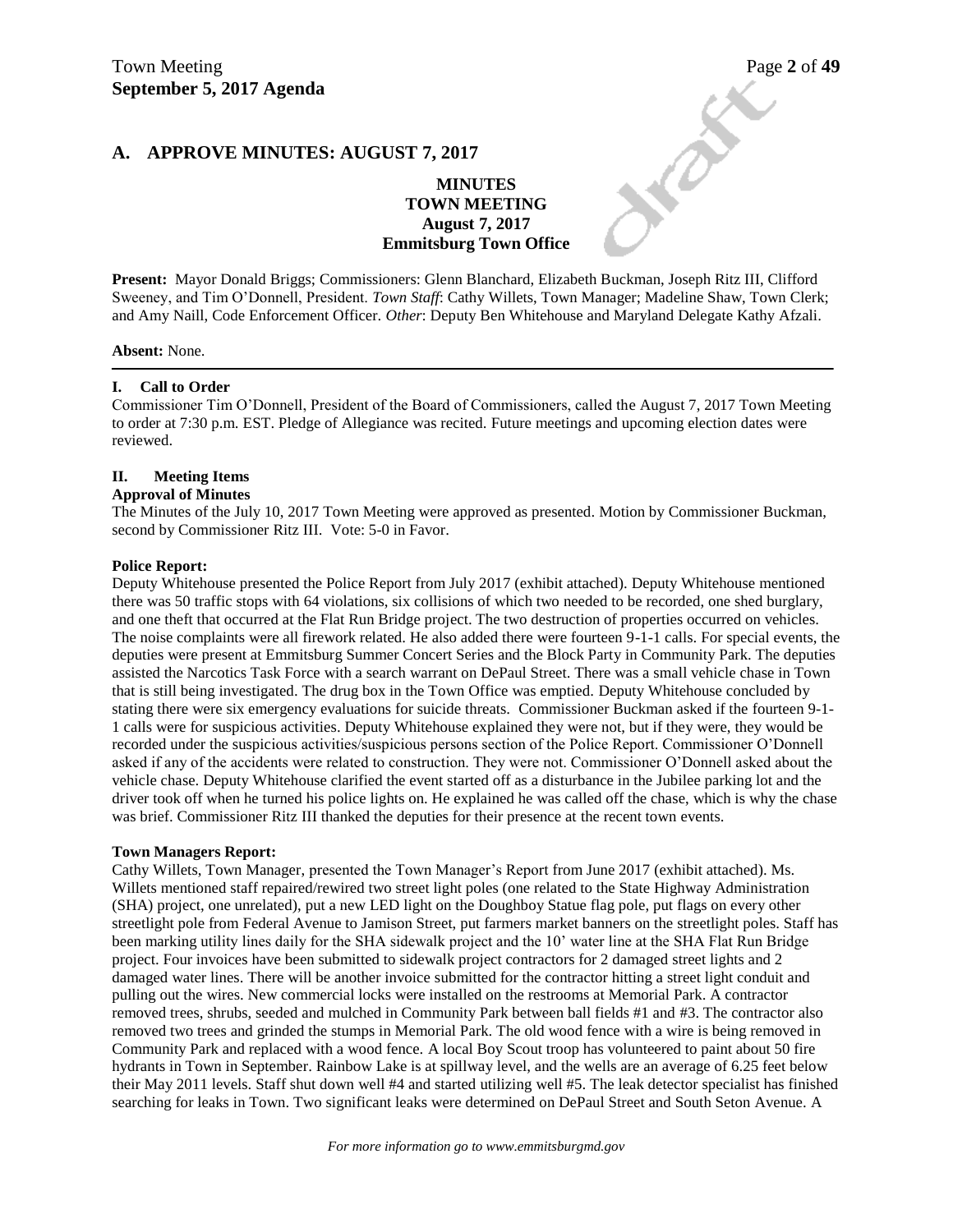## A. APPROVE MINUTES: AUGUST 7, 2017

**MINUTES**
**TOWN MEETING**
**August 7, 2017**
**Emmitsburg Town Office**

**Present:** Mayor Donald Briggs; Commissioners: Glenn Blanchard, Elizabeth Buckman, Joseph Ritz III, Clifford Sweeney, and Tim O'Donnell, President. *Town Staff*: Cathy Willets, Town Manager; Madeline Shaw, Town Clerk; and Amy Naill, Code Enforcement Officer. *Other*: Deputy Ben Whitehouse and Maryland Delegate Kathy Afzali.

**Absent:** None.

### I. Call to Order

Commissioner Tim O'Donnell, President of the Board of Commissioners, called the August 7, 2017 Town Meeting to order at 7:30 p.m. EST. Pledge of Allegiance was recited. Future meetings and upcoming election dates were reviewed.

### II. Meeting Items

**Approval of Minutes**

The Minutes of the July 10, 2017 Town Meeting were approved as presented. Motion by Commissioner Buckman, second by Commissioner Ritz III. Vote: 5-0 in Favor.

**Police Report:**

Deputy Whitehouse presented the Police Report from July 2017 (exhibit attached). Deputy Whitehouse mentioned there was 50 traffic stops with 64 violations, six collisions of which two needed to be recorded, one shed burglary, and one theft that occurred at the Flat Run Bridge project. The two destruction of properties occurred on vehicles. The noise complaints were all firework related. He also added there were fourteen 9-1-1 calls. For special events, the deputies were present at Emmitsburg Summer Concert Series and the Block Party in Community Park. The deputies assisted the Narcotics Task Force with a search warrant on DePaul Street. There was a small vehicle chase in Town that is still being investigated. The drug box in the Town Office was emptied. Deputy Whitehouse concluded by stating there were six emergency evaluations for suicide threats. Commissioner Buckman asked if the fourteen 9-1-1 calls were for suspicious activities. Deputy Whitehouse explained they were not, but if they were, they would be recorded under the suspicious activities/suspicious persons section of the Police Report. Commissioner O'Donnell asked if any of the accidents were related to construction. They were not. Commissioner O'Donnell asked about the vehicle chase. Deputy Whitehouse clarified the event started off as a disturbance in the Jubilee parking lot and the driver took off when he turned his police lights on. He explained he was called off the chase, which is why the chase was brief. Commissioner Ritz III thanked the deputies for their presence at the recent town events.

**Town Managers Report:**

Cathy Willets, Town Manager, presented the Town Manager's Report from June 2017 (exhibit attached). Ms. Willets mentioned staff repaired/rewired two street light poles (one related to the State Highway Administration (SHA) project, one unrelated), put a new LED light on the Doughboy Statue flag pole, put flags on every other streetlight pole from Federal Avenue to Jamison Street, put farmers market banners on the streetlight poles. Staff has been marking utility lines daily for the SHA sidewalk project and the 10' water line at the SHA Flat Run Bridge project. Four invoices have been submitted to sidewalk project contractors for 2 damaged street lights and 2 damaged water lines. There will be another invoice submitted for the contractor hitting a street light conduit and pulling out the wires. New commercial locks were installed on the restrooms at Memorial Park. A contractor removed trees, shrubs, seeded and mulched in Community Park between ball fields #1 and #3. The contractor also removed two trees and grinded the stumps in Memorial Park. The old wood fence with a wire is being removed in Community Park and replaced with a wood fence. A local Boy Scout troop has volunteered to paint about 50 fire hydrants in Town in September. Rainbow Lake is at spillway level, and the wells are an average of 6.25 feet below their May 2011 levels. Staff shut down well #4 and started utilizing well #5. The leak detector specialist has finished searching for leaks in Town. Two significant leaks were determined on DePaul Street and South Seton Avenue. A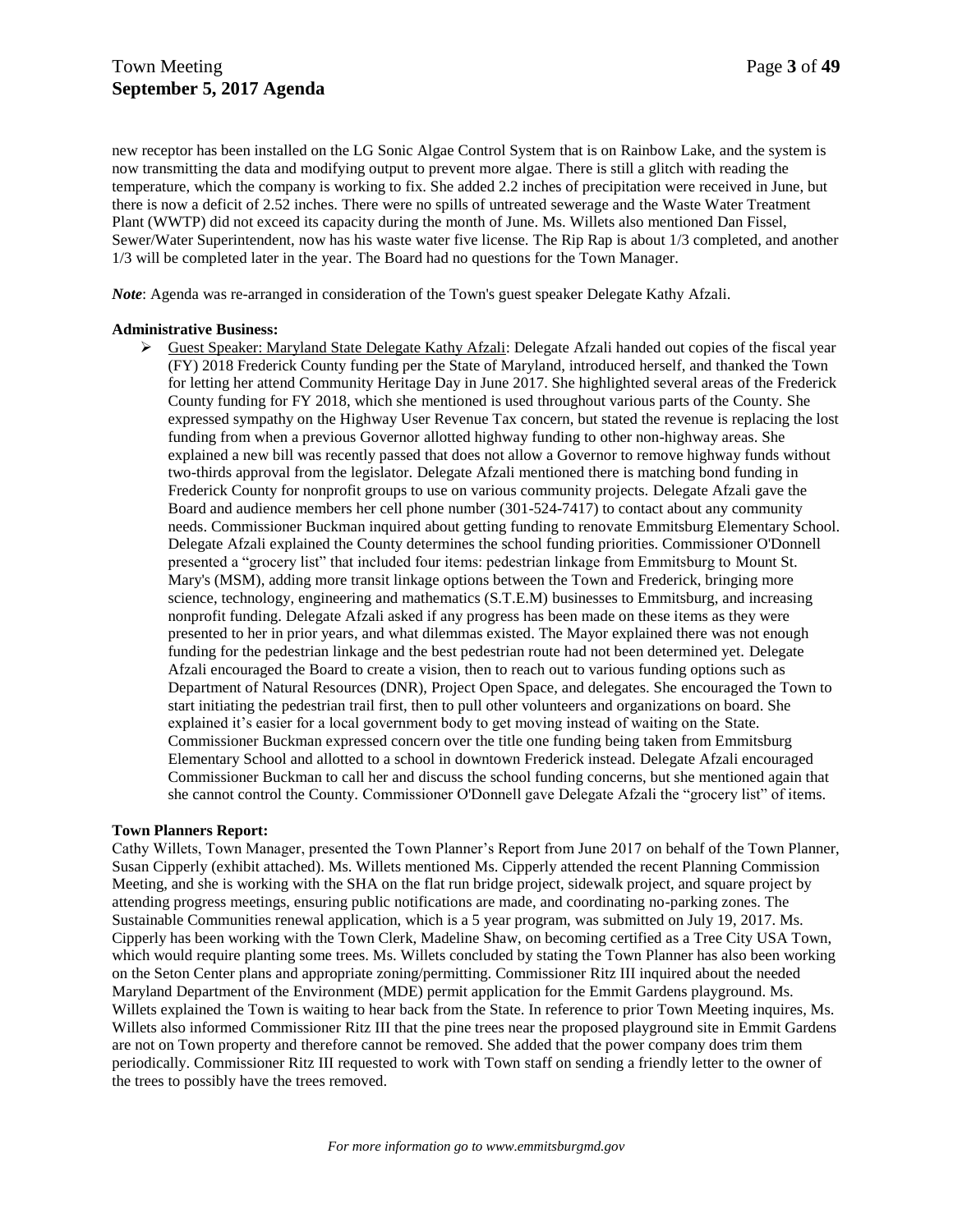new receptor has been installed on the LG Sonic Algae Control System that is on Rainbow Lake, and the system is now transmitting the data and modifying output to prevent more algae. There is still a glitch with reading the temperature, which the company is working to fix. She added 2.2 inches of precipitation were received in June, but there is now a deficit of 2.52 inches. There were no spills of untreated sewerage and the Waste Water Treatment Plant (WWTP) did not exceed its capacity during the month of June. Ms. Willets also mentioned Dan Fissel, Sewer/Water Superintendent, now has his waste water five license. The Rip Rap is about 1/3 completed, and another 1/3 will be completed later in the year. The Board had no questions for the Town Manager.

***Note***: Agenda was re-arranged in consideration of the Town's guest speaker Delegate Kathy Afzali.

**Administrative Business:**

- Guest Speaker: Maryland State Delegate Kathy Afzali: Delegate Afzali handed out copies of the fiscal year (FY) 2018 Frederick County funding per the State of Maryland, introduced herself, and thanked the Town for letting her attend Community Heritage Day in June 2017. She highlighted several areas of the Frederick County funding for FY 2018, which she mentioned is used throughout various parts of the County. She expressed sympathy on the Highway User Revenue Tax concern, but stated the revenue is replacing the lost funding from when a previous Governor allotted highway funding to other non-highway areas. She explained a new bill was recently passed that does not allow a Governor to remove highway funds without two-thirds approval from the legislator. Delegate Afzali mentioned there is matching bond funding in Frederick County for nonprofit groups to use on various community projects. Delegate Afzali gave the Board and audience members her cell phone number (301-524-7417) to contact about any community needs. Commissioner Buckman inquired about getting funding to renovate Emmitsburg Elementary School. Delegate Afzali explained the County determines the school funding priorities. Commissioner O'Donnell presented a "grocery list" that included four items: pedestrian linkage from Emmitsburg to Mount St. Mary's (MSM), adding more transit linkage options between the Town and Frederick, bringing more science, technology, engineering and mathematics (S.T.E.M) businesses to Emmitsburg, and increasing nonprofit funding. Delegate Afzali asked if any progress has been made on these items as they were presented to her in prior years, and what dilemmas existed. The Mayor explained there was not enough funding for the pedestrian linkage and the best pedestrian route had not been determined yet. Delegate Afzali encouraged the Board to create a vision, then to reach out to various funding options such as Department of Natural Resources (DNR), Project Open Space, and delegates. She encouraged the Town to start initiating the pedestrian trail first, then to pull other volunteers and organizations on board. She explained it's easier for a local government body to get moving instead of waiting on the State. Commissioner Buckman expressed concern over the title one funding being taken from Emmitsburg Elementary School and allotted to a school in downtown Frederick instead. Delegate Afzali encouraged Commissioner Buckman to call her and discuss the school funding concerns, but she mentioned again that she cannot control the County. Commissioner O'Donnell gave Delegate Afzali the "grocery list" of items.

**Town Planners Report:**

Cathy Willets, Town Manager, presented the Town Planner's Report from June 2017 on behalf of the Town Planner, Susan Cipperly (exhibit attached). Ms. Willets mentioned Ms. Cipperly attended the recent Planning Commission Meeting, and she is working with the SHA on the flat run bridge project, sidewalk project, and square project by attending progress meetings, ensuring public notifications are made, and coordinating no-parking zones. The Sustainable Communities renewal application, which is a 5 year program, was submitted on July 19, 2017. Ms. Cipperly has been working with the Town Clerk, Madeline Shaw, on becoming certified as a Tree City USA Town, which would require planting some trees. Ms. Willets concluded by stating the Town Planner has also been working on the Seton Center plans and appropriate zoning/permitting. Commissioner Ritz III inquired about the needed Maryland Department of the Environment (MDE) permit application for the Emmit Gardens playground. Ms. Willets explained the Town is waiting to hear back from the State. In reference to prior Town Meeting inquires, Ms. Willets also informed Commissioner Ritz III that the pine trees near the proposed playground site in Emmit Gardens are not on Town property and therefore cannot be removed. She added that the power company does trim them periodically. Commissioner Ritz III requested to work with Town staff on sending a friendly letter to the owner of the trees to possibly have the trees removed.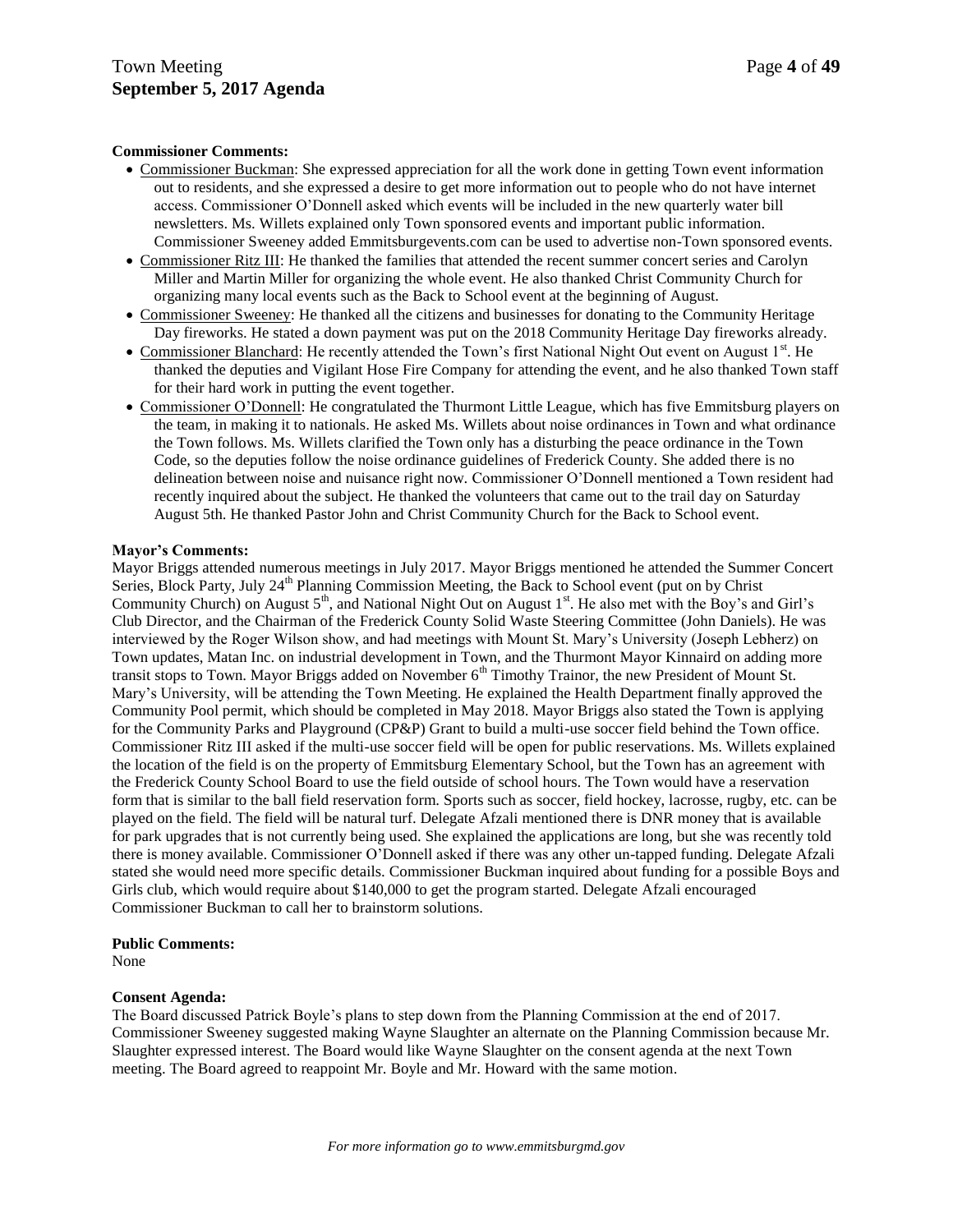**Commissioner Comments:**

- Commissioner Buckman: She expressed appreciation for all the work done in getting Town event information out to residents, and she expressed a desire to get more information out to people who do not have internet access. Commissioner O'Donnell asked which events will be included in the new quarterly water bill newsletters. Ms. Willets explained only Town sponsored events and important public information. Commissioner Sweeney added Emmitsburgevents.com can be used to advertise non-Town sponsored events.
- Commissioner Ritz III: He thanked the families that attended the recent summer concert series and Carolyn Miller and Martin Miller for organizing the whole event. He also thanked Christ Community Church for organizing many local events such as the Back to School event at the beginning of August.
- Commissioner Sweeney: He thanked all the citizens and businesses for donating to the Community Heritage Day fireworks. He stated a down payment was put on the 2018 Community Heritage Day fireworks already.
- Commissioner Blanchard: He recently attended the Town's first National Night Out event on August 1st. He thanked the deputies and Vigilant Hose Fire Company for attending the event, and he also thanked Town staff for their hard work in putting the event together.
- Commissioner O'Donnell: He congratulated the Thurmont Little League, which has five Emmitsburg players on the team, in making it to nationals. He asked Ms. Willets about noise ordinances in Town and what ordinance the Town follows. Ms. Willets clarified the Town only has a disturbing the peace ordinance in the Town Code, so the deputies follow the noise ordinance guidelines of Frederick County. She added there is no delineation between noise and nuisance right now. Commissioner O'Donnell mentioned a Town resident had recently inquired about the subject. He thanked the volunteers that came out to the trail day on Saturday August 5th. He thanked Pastor John and Christ Community Church for the Back to School event.

**Mayor's Comments:**

Mayor Briggs attended numerous meetings in July 2017. Mayor Briggs mentioned he attended the Summer Concert Series, Block Party, July 24th Planning Commission Meeting, the Back to School event (put on by Christ Community Church) on August 5th, and National Night Out on August 1st. He also met with the Boy's and Girl's Club Director, and the Chairman of the Frederick County Solid Waste Steering Committee (John Daniels). He was interviewed by the Roger Wilson show, and had meetings with Mount St. Mary's University (Joseph Lebherz) on Town updates, Matan Inc. on industrial development in Town, and the Thurmont Mayor Kinnaird on adding more transit stops to Town. Mayor Briggs added on November 6th Timothy Trainor, the new President of Mount St. Mary's University, will be attending the Town Meeting. He explained the Health Department finally approved the Community Pool permit, which should be completed in May 2018. Mayor Briggs also stated the Town is applying for the Community Parks and Playground (CP&P) Grant to build a multi-use soccer field behind the Town office. Commissioner Ritz III asked if the multi-use soccer field will be open for public reservations. Ms. Willets explained the location of the field is on the property of Emmitsburg Elementary School, but the Town has an agreement with the Frederick County School Board to use the field outside of school hours. The Town would have a reservation form that is similar to the ball field reservation form. Sports such as soccer, field hockey, lacrosse, rugby, etc. can be played on the field. The field will be natural turf. Delegate Afzali mentioned there is DNR money that is available for park upgrades that is not currently being used. She explained the applications are long, but she was recently told there is money available. Commissioner O'Donnell asked if there was any other un-tapped funding. Delegate Afzali stated she would need more specific details. Commissioner Buckman inquired about funding for a possible Boys and Girls club, which would require about $140,000 to get the program started. Delegate Afzali encouraged Commissioner Buckman to call her to brainstorm solutions.

**Public Comments:**

None

**Consent Agenda:**

The Board discussed Patrick Boyle's plans to step down from the Planning Commission at the end of 2017. Commissioner Sweeney suggested making Wayne Slaughter an alternate on the Planning Commission because Mr. Slaughter expressed interest. The Board would like Wayne Slaughter on the consent agenda at the next Town meeting. The Board agreed to reappoint Mr. Boyle and Mr. Howard with the same motion.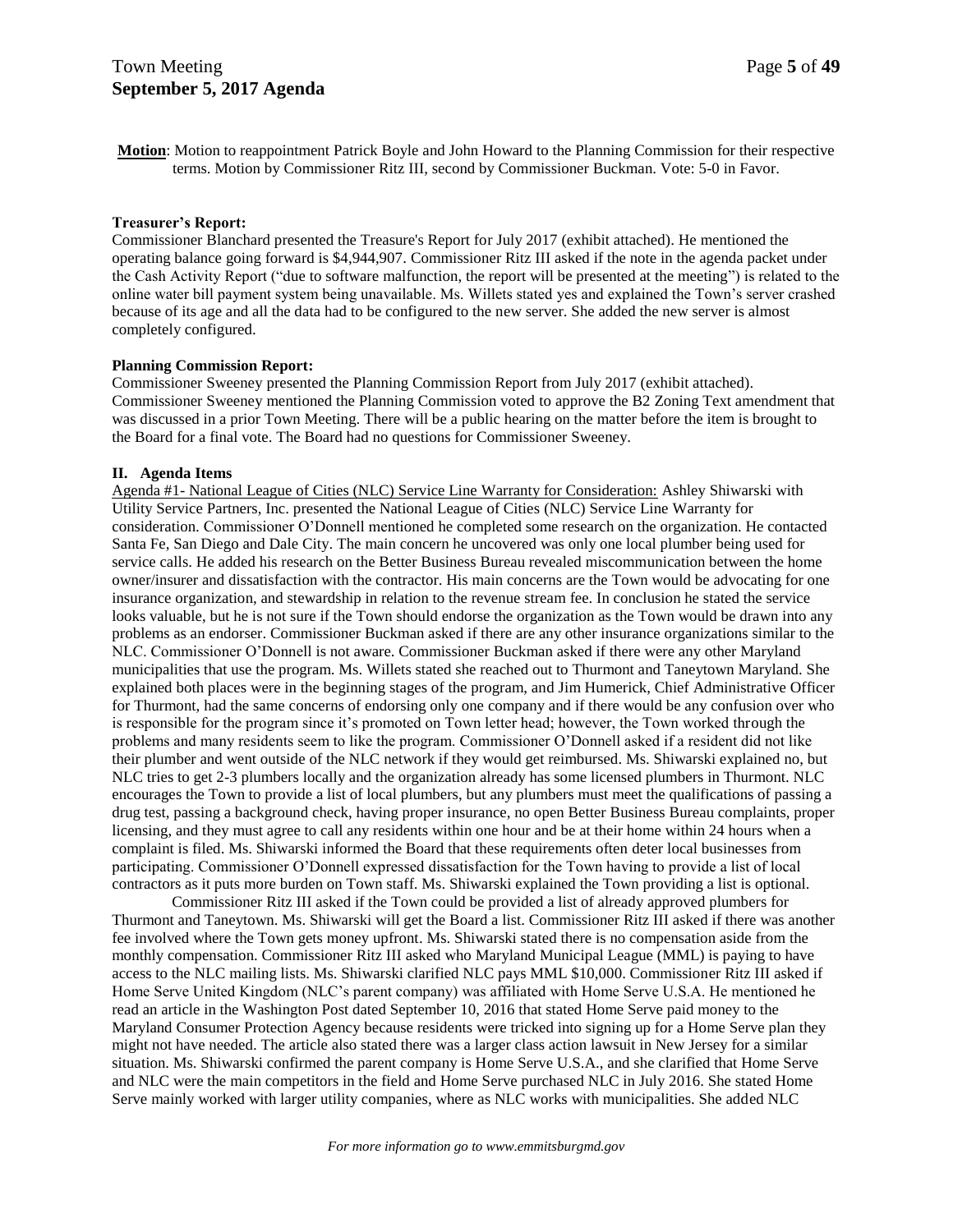**Motion**: Motion to reappointment Patrick Boyle and John Howard to the Planning Commission for their respective terms. Motion by Commissioner Ritz III, second by Commissioner Buckman. Vote: 5-0 in Favor.

**Treasurer's Report:**
Commissioner Blanchard presented the Treasure's Report for July 2017 (exhibit attached). He mentioned the operating balance going forward is $4,944,907. Commissioner Ritz III asked if the note in the agenda packet under the Cash Activity Report ("due to software malfunction, the report will be presented at the meeting") is related to the online water bill payment system being unavailable. Ms. Willets stated yes and explained the Town's server crashed because of its age and all the data had to be configured to the new server. She added the new server is almost completely configured.

**Planning Commission Report:**
Commissioner Sweeney presented the Planning Commission Report from July 2017 (exhibit attached). Commissioner Sweeney mentioned the Planning Commission voted to approve the B2 Zoning Text amendment that was discussed in a prior Town Meeting. There will be a public hearing on the matter before the item is brought to the Board for a final vote. The Board had no questions for Commissioner Sweeney.

**II. Agenda Items**

Agenda #1- National League of Cities (NLC) Service Line Warranty for Consideration: Ashley Shiwarski with Utility Service Partners, Inc. presented the National League of Cities (NLC) Service Line Warranty for consideration. Commissioner O'Donnell mentioned he completed some research on the organization. He contacted Santa Fe, San Diego and Dale City. The main concern he uncovered was only one local plumber being used for service calls. He added his research on the Better Business Bureau revealed miscommunication between the home owner/insurer and dissatisfaction with the contractor. His main concerns are the Town would be advocating for one insurance organization, and stewardship in relation to the revenue stream fee. In conclusion he stated the service looks valuable, but he is not sure if the Town should endorse the organization as the Town would be drawn into any problems as an endorser. Commissioner Buckman asked if there are any other insurance organizations similar to the NLC. Commissioner O'Donnell is not aware. Commissioner Buckman asked if there were any other Maryland municipalities that use the program. Ms. Willets stated she reached out to Thurmont and Taneytown Maryland. She explained both places were in the beginning stages of the program, and Jim Humerick, Chief Administrative Officer for Thurmont, had the same concerns of endorsing only one company and if there would be any confusion over who is responsible for the program since it's promoted on Town letter head; however, the Town worked through the problems and many residents seem to like the program. Commissioner O'Donnell asked if a resident did not like their plumber and went outside of the NLC network if they would get reimbursed. Ms. Shiwarski explained no, but NLC tries to get 2-3 plumbers locally and the organization already has some licensed plumbers in Thurmont. NLC encourages the Town to provide a list of local plumbers, but any plumbers must meet the qualifications of passing a drug test, passing a background check, having proper insurance, no open Better Business Bureau complaints, proper licensing, and they must agree to call any residents within one hour and be at their home within 24 hours when a complaint is filed. Ms. Shiwarski informed the Board that these requirements often deter local businesses from participating. Commissioner O'Donnell expressed dissatisfaction for the Town having to provide a list of local contractors as it puts more burden on Town staff. Ms. Shiwarski explained the Town providing a list is optional.

Commissioner Ritz III asked if the Town could be provided a list of already approved plumbers for Thurmont and Taneytown. Ms. Shiwarski will get the Board a list. Commissioner Ritz III asked if there was another fee involved where the Town gets money upfront. Ms. Shiwarski stated there is no compensation aside from the monthly compensation. Commissioner Ritz III asked who Maryland Municipal League (MML) is paying to have access to the NLC mailing lists. Ms. Shiwarski clarified NLC pays MML $10,000. Commissioner Ritz III asked if Home Serve United Kingdom (NLC's parent company) was affiliated with Home Serve U.S.A. He mentioned he read an article in the Washington Post dated September 10, 2016 that stated Home Serve paid money to the Maryland Consumer Protection Agency because residents were tricked into signing up for a Home Serve plan they might not have needed. The article also stated there was a larger class action lawsuit in New Jersey for a similar situation. Ms. Shiwarski confirmed the parent company is Home Serve U.S.A., and she clarified that Home Serve and NLC were the main competitors in the field and Home Serve purchased NLC in July 2016. She stated Home Serve mainly worked with larger utility companies, where as NLC works with municipalities. She added NLC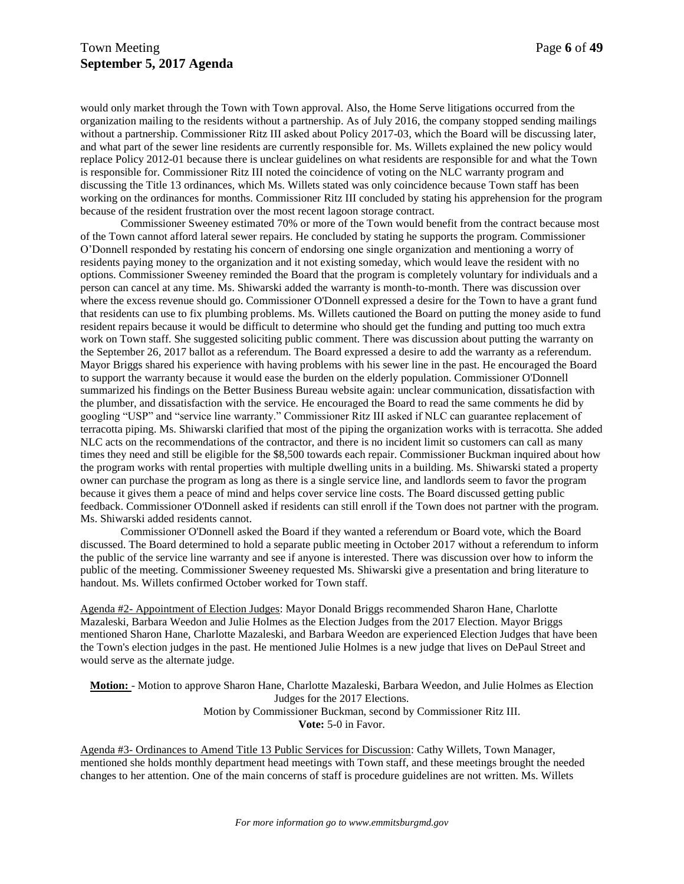would only market through the Town with Town approval. Also, the Home Serve litigations occurred from the organization mailing to the residents without a partnership. As of July 2016, the company stopped sending mailings without a partnership. Commissioner Ritz III asked about Policy 2017-03, which the Board will be discussing later, and what part of the sewer line residents are currently responsible for. Ms. Willets explained the new policy would replace Policy 2012-01 because there is unclear guidelines on what residents are responsible for and what the Town is responsible for. Commissioner Ritz III noted the coincidence of voting on the NLC warranty program and discussing the Title 13 ordinances, which Ms. Willets stated was only coincidence because Town staff has been working on the ordinances for months. Commissioner Ritz III concluded by stating his apprehension for the program because of the resident frustration over the most recent lagoon storage contract.

Commissioner Sweeney estimated 70% or more of the Town would benefit from the contract because most of the Town cannot afford lateral sewer repairs. He concluded by stating he supports the program. Commissioner O'Donnell responded by restating his concern of endorsing one single organization and mentioning a worry of residents paying money to the organization and it not existing someday, which would leave the resident with no options. Commissioner Sweeney reminded the Board that the program is completely voluntary for individuals and a person can cancel at any time. Ms. Shiwarski added the warranty is month-to-month. There was discussion over where the excess revenue should go. Commissioner O'Donnell expressed a desire for the Town to have a grant fund that residents can use to fix plumbing problems. Ms. Willets cautioned the Board on putting the money aside to fund resident repairs because it would be difficult to determine who should get the funding and putting too much extra work on Town staff. She suggested soliciting public comment. There was discussion about putting the warranty on the September 26, 2017 ballot as a referendum. The Board expressed a desire to add the warranty as a referendum. Mayor Briggs shared his experience with having problems with his sewer line in the past. He encouraged the Board to support the warranty because it would ease the burden on the elderly population. Commissioner O'Donnell summarized his findings on the Better Business Bureau website again: unclear communication, dissatisfaction with the plumber, and dissatisfaction with the service. He encouraged the Board to read the same comments he did by googling "USP" and "service line warranty." Commissioner Ritz III asked if NLC can guarantee replacement of terracotta piping. Ms. Shiwarski clarified that most of the piping the organization works with is terracotta. She added NLC acts on the recommendations of the contractor, and there is no incident limit so customers can call as many times they need and still be eligible for the $8,500 towards each repair. Commissioner Buckman inquired about how the program works with rental properties with multiple dwelling units in a building. Ms. Shiwarski stated a property owner can purchase the program as long as there is a single service line, and landlords seem to favor the program because it gives them a peace of mind and helps cover service line costs. The Board discussed getting public feedback. Commissioner O'Donnell asked if residents can still enroll if the Town does not partner with the program. Ms. Shiwarski added residents cannot.

Commissioner O'Donnell asked the Board if they wanted a referendum or Board vote, which the Board discussed. The Board determined to hold a separate public meeting in October 2017 without a referendum to inform the public of the service line warranty and see if anyone is interested. There was discussion over how to inform the public of the meeting. Commissioner Sweeney requested Ms. Shiwarski give a presentation and bring literature to handout. Ms. Willets confirmed October worked for Town staff.

Agenda #2- Appointment of Election Judges: Mayor Donald Briggs recommended Sharon Hane, Charlotte Mazaleski, Barbara Weedon and Julie Holmes as the Election Judges from the 2017 Election. Mayor Briggs mentioned Sharon Hane, Charlotte Mazaleski, and Barbara Weedon are experienced Election Judges that have been the Town's election judges in the past. He mentioned Julie Holmes is a new judge that lives on DePaul Street and would serve as the alternate judge.

**Motion:** - Motion to approve Sharon Hane, Charlotte Mazaleski, Barbara Weedon, and Julie Holmes as Election Judges for the 2017 Elections.
Motion by Commissioner Buckman, second by Commissioner Ritz III.
**Vote:** 5-0 in Favor.

Agenda #3- Ordinances to Amend Title 13 Public Services for Discussion: Cathy Willets, Town Manager, mentioned she holds monthly department head meetings with Town staff, and these meetings brought the needed changes to her attention. One of the main concerns of staff is procedure guidelines are not written. Ms. Willets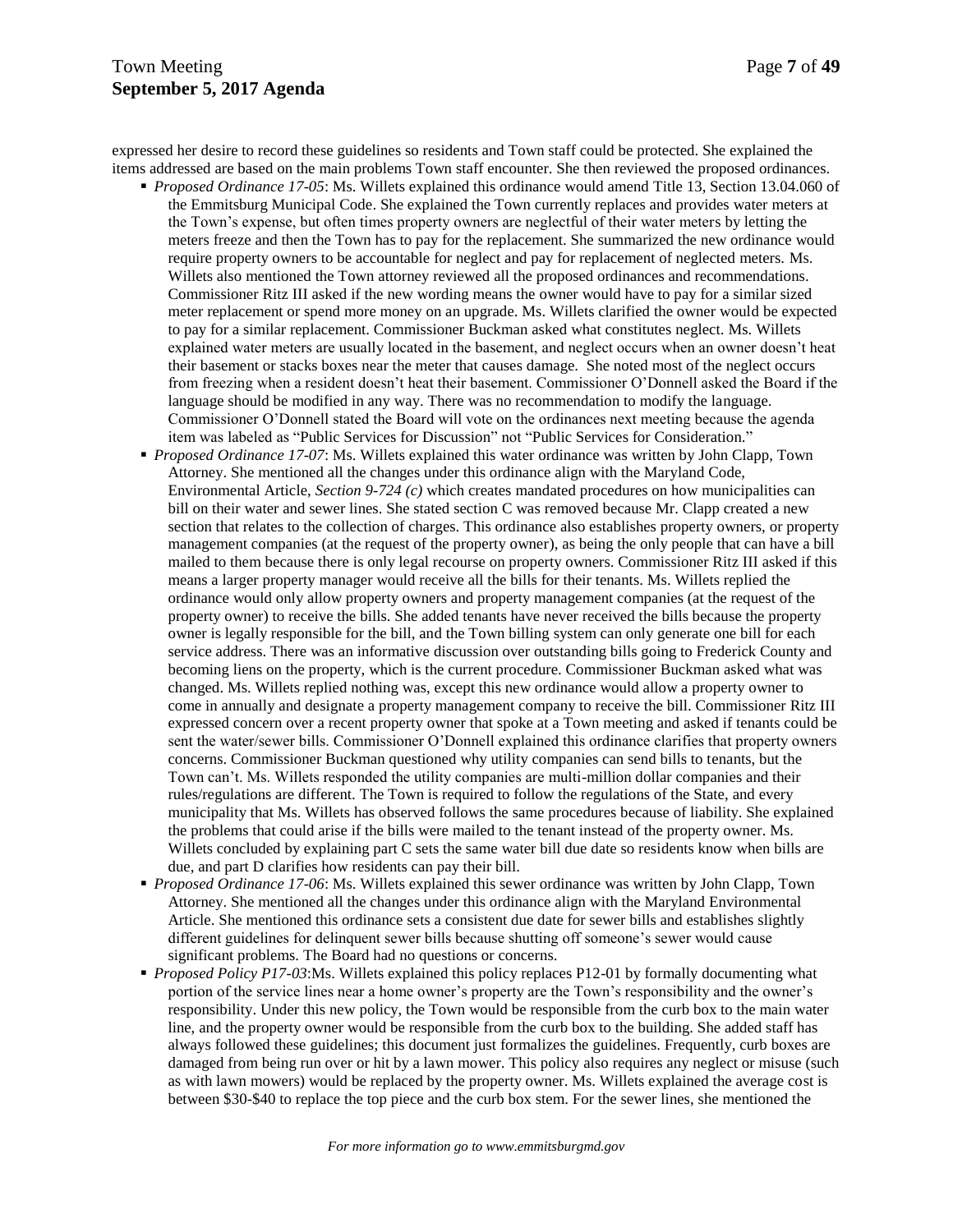expressed her desire to record these guidelines so residents and Town staff could be protected. She explained the items addressed are based on the main problems Town staff encounter. She then reviewed the proposed ordinances.

- *Proposed Ordinance 17-05*: Ms. Willets explained this ordinance would amend Title 13, Section 13.04.060 of the Emmitsburg Municipal Code. She explained the Town currently replaces and provides water meters at the Town's expense, but often times property owners are neglectful of their water meters by letting the meters freeze and then the Town has to pay for the replacement. She summarized the new ordinance would require property owners to be accountable for neglect and pay for replacement of neglected meters. Ms. Willets also mentioned the Town attorney reviewed all the proposed ordinances and recommendations. Commissioner Ritz III asked if the new wording means the owner would have to pay for a similar sized meter replacement or spend more money on an upgrade. Ms. Willets clarified the owner would be expected to pay for a similar replacement. Commissioner Buckman asked what constitutes neglect. Ms. Willets explained water meters are usually located in the basement, and neglect occurs when an owner doesn't heat their basement or stacks boxes near the meter that causes damage. She noted most of the neglect occurs from freezing when a resident doesn't heat their basement. Commissioner O'Donnell asked the Board if the language should be modified in any way. There was no recommendation to modify the language. Commissioner O'Donnell stated the Board will vote on the ordinances next meeting because the agenda item was labeled as "Public Services for Discussion" not "Public Services for Consideration."
- *Proposed Ordinance 17-07*: Ms. Willets explained this water ordinance was written by John Clapp, Town Attorney. She mentioned all the changes under this ordinance align with the Maryland Code, Environmental Article, *Section 9-724 (c)* which creates mandated procedures on how municipalities can bill on their water and sewer lines. She stated section C was removed because Mr. Clapp created a new section that relates to the collection of charges. This ordinance also establishes property owners, or property management companies (at the request of the property owner), as being the only people that can have a bill mailed to them because there is only legal recourse on property owners. Commissioner Ritz III asked if this means a larger property manager would receive all the bills for their tenants. Ms. Willets replied the ordinance would only allow property owners and property management companies (at the request of the property owner) to receive the bills. She added tenants have never received the bills because the property owner is legally responsible for the bill, and the Town billing system can only generate one bill for each service address. There was an informative discussion over outstanding bills going to Frederick County and becoming liens on the property, which is the current procedure. Commissioner Buckman asked what was changed. Ms. Willets replied nothing was, except this new ordinance would allow a property owner to come in annually and designate a property management company to receive the bill. Commissioner Ritz III expressed concern over a recent property owner that spoke at a Town meeting and asked if tenants could be sent the water/sewer bills. Commissioner O'Donnell explained this ordinance clarifies that property owners concerns. Commissioner Buckman questioned why utility companies can send bills to tenants, but the Town can't. Ms. Willets responded the utility companies are multi-million dollar companies and their rules/regulations are different. The Town is required to follow the regulations of the State, and every municipality that Ms. Willets has observed follows the same procedures because of liability. She explained the problems that could arise if the bills were mailed to the tenant instead of the property owner. Ms. Willets concluded by explaining part C sets the same water bill due date so residents know when bills are due, and part D clarifies how residents can pay their bill.
- *Proposed Ordinance 17-06*: Ms. Willets explained this sewer ordinance was written by John Clapp, Town Attorney. She mentioned all the changes under this ordinance align with the Maryland Environmental Article. She mentioned this ordinance sets a consistent due date for sewer bills and establishes slightly different guidelines for delinquent sewer bills because shutting off someone's sewer would cause significant problems. The Board had no questions or concerns.
- *Proposed Policy P17-03*:Ms. Willets explained this policy replaces P12-01 by formally documenting what portion of the service lines near a home owner's property are the Town's responsibility and the owner's responsibility. Under this new policy, the Town would be responsible from the curb box to the main water line, and the property owner would be responsible from the curb box to the building. She added staff has always followed these guidelines; this document just formalizes the guidelines. Frequently, curb boxes are damaged from being run over or hit by a lawn mower. This policy also requires any neglect or misuse (such as with lawn mowers) would be replaced by the property owner. Ms. Willets explained the average cost is between $30-$40 to replace the top piece and the curb box stem. For the sewer lines, she mentioned the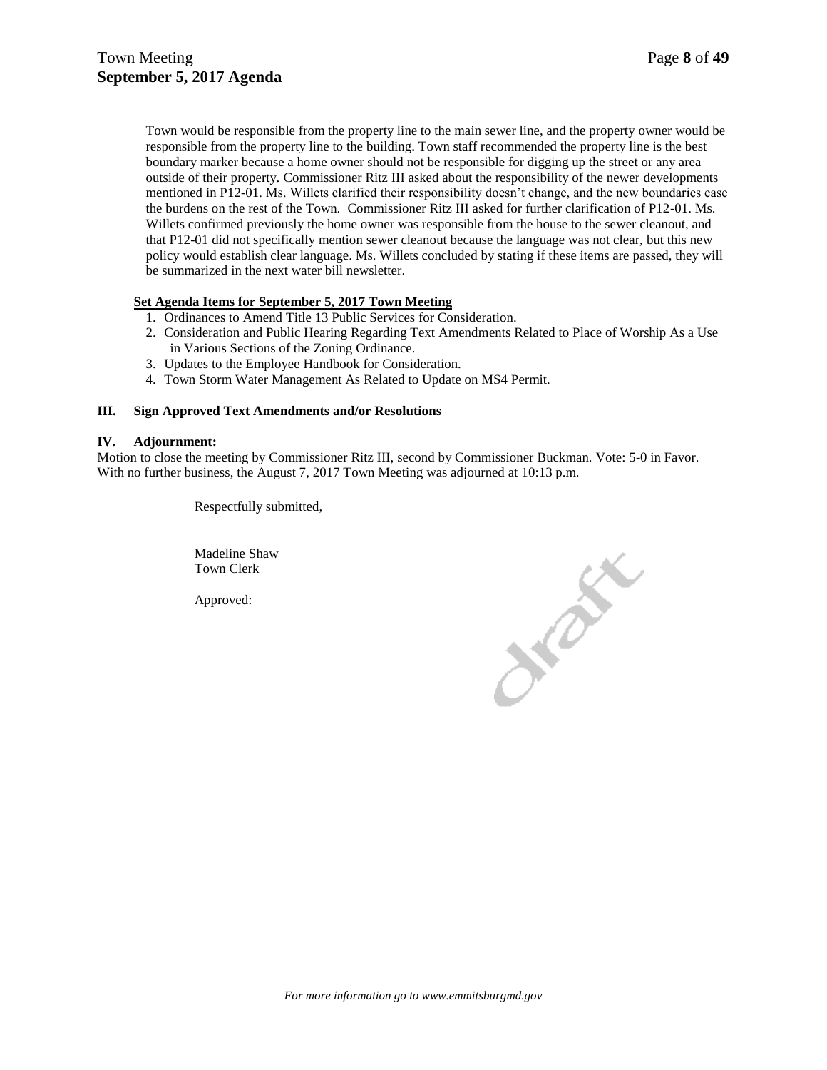Town would be responsible from the property line to the main sewer line, and the property owner would be responsible from the property line to the building. Town staff recommended the property line is the best boundary marker because a home owner should not be responsible for digging up the street or any area outside of their property. Commissioner Ritz III asked about the responsibility of the newer developments mentioned in P12-01. Ms. Willets clarified their responsibility doesn't change, and the new boundaries ease the burdens on the rest of the Town. Commissioner Ritz III asked for further clarification of P12-01. Ms. Willets confirmed previously the home owner was responsible from the house to the sewer cleanout, and that P12-01 did not specifically mention sewer cleanout because the language was not clear, but this new policy would establish clear language. Ms. Willets concluded by stating if these items are passed, they will be summarized in the next water bill newsletter.

**Set Agenda Items for September 5, 2017 Town Meeting**

1. Ordinances to Amend Title 13 Public Services for Consideration.
2. Consideration and Public Hearing Regarding Text Amendments Related to Place of Worship As a Use in Various Sections of the Zoning Ordinance.
3. Updates to the Employee Handbook for Consideration.
4. Town Storm Water Management As Related to Update on MS4 Permit.

**III. Sign Approved Text Amendments and/or Resolutions**

**IV. Adjournment:**

Motion to close the meeting by Commissioner Ritz III, second by Commissioner Buckman. Vote: 5-0 in Favor. With no further business, the August 7, 2017 Town Meeting was adjourned at 10:13 p.m.

Respectfully submitted,

Madeline Shaw
Town Clerk

Approved:

draft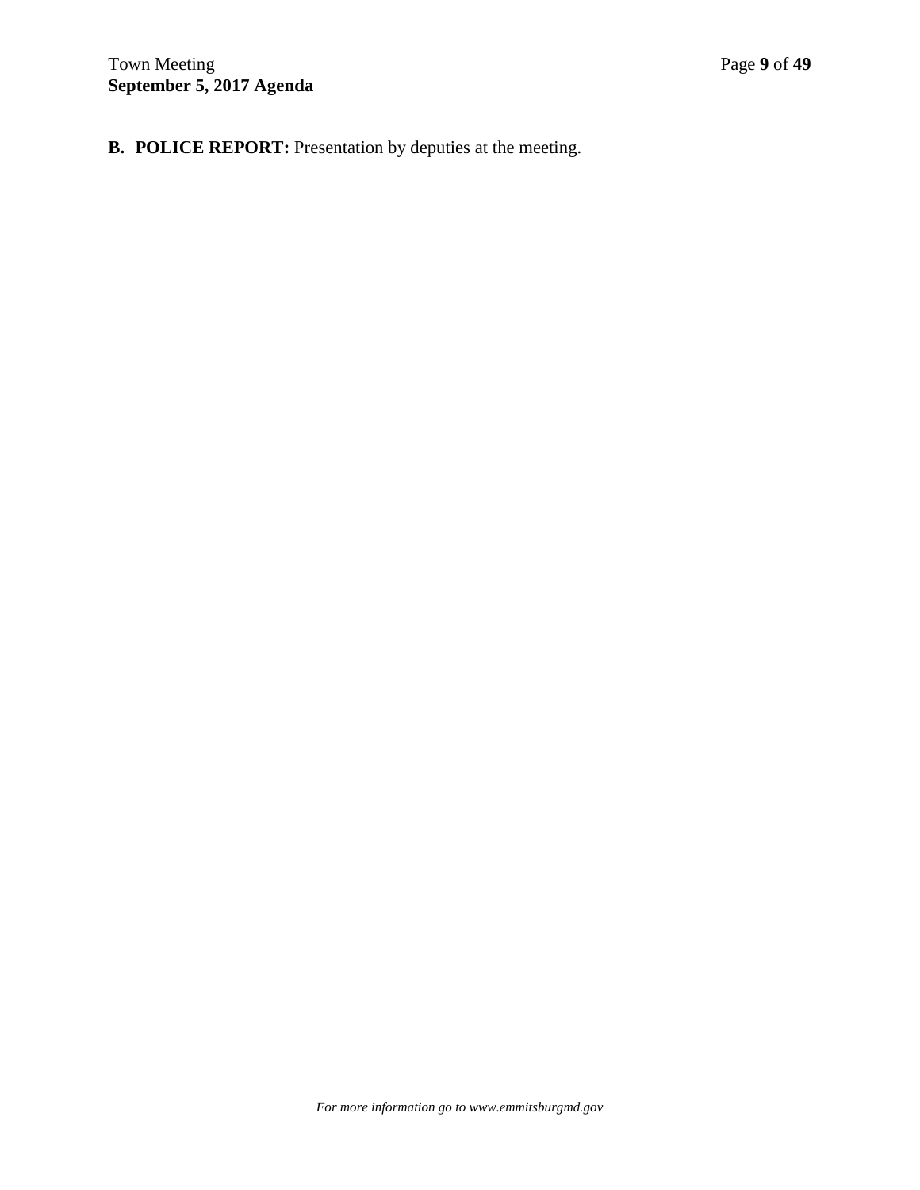**B. POLICE REPORT:** Presentation by deputies at the meeting.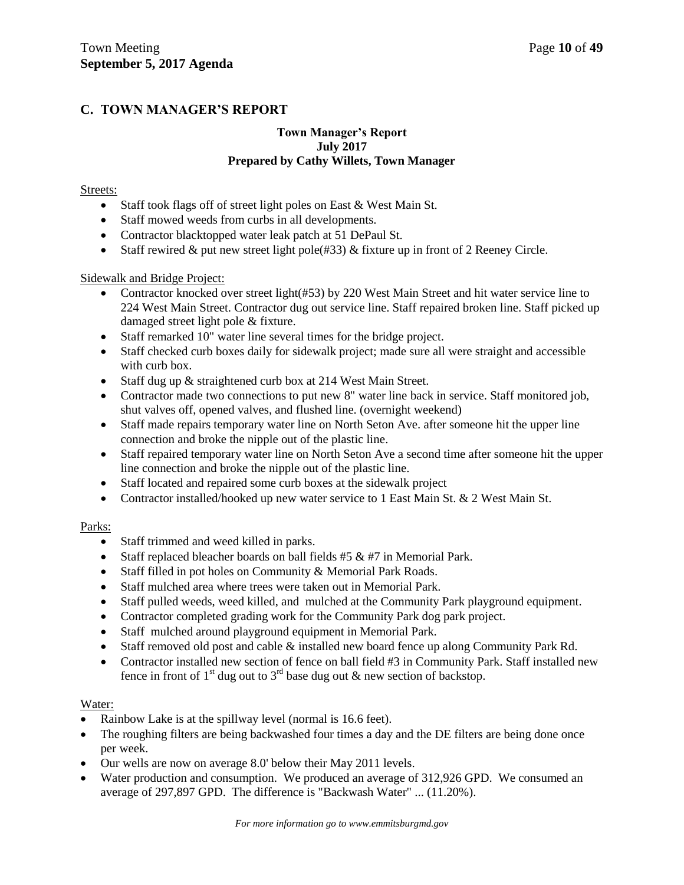## C. TOWN MANAGER'S REPORT

**Town Manager's Report**
**July 2017**
**Prepared by Cathy Willets, Town Manager**

Streets:

- Staff took flags off of street light poles on East & West Main St.
- Staff mowed weeds from curbs in all developments.
- Contractor blacktopped water leak patch at 51 DePaul St.
- Staff rewired & put new street light pole(#33) & fixture up in front of 2 Reeney Circle.

Sidewalk and Bridge Project:

- Contractor knocked over street light(#53) by 220 West Main Street and hit water service line to 224 West Main Street. Contractor dug out service line. Staff repaired broken line. Staff picked up damaged street light pole & fixture.
- Staff remarked 10" water line several times for the bridge project.
- Staff checked curb boxes daily for sidewalk project; made sure all were straight and accessible with curb box.
- Staff dug up & straightened curb box at 214 West Main Street.
- Contractor made two connections to put new 8" water line back in service. Staff monitored job, shut valves off, opened valves, and flushed line. (overnight weekend)
- Staff made repairs temporary water line on North Seton Ave. after someone hit the upper line connection and broke the nipple out of the plastic line.
- Staff repaired temporary water line on North Seton Ave a second time after someone hit the upper line connection and broke the nipple out of the plastic line.
- Staff located and repaired some curb boxes at the sidewalk project
- Contractor installed/hooked up new water service to 1 East Main St. & 2 West Main St.

Parks:

- Staff trimmed and weed killed in parks.
- Staff replaced bleacher boards on ball fields #5 & #7 in Memorial Park.
- Staff filled in pot holes on Community & Memorial Park Roads.
- Staff mulched area where trees were taken out in Memorial Park.
- Staff pulled weeds, weed killed, and mulched at the Community Park playground equipment.
- Contractor completed grading work for the Community Park dog park project.
- Staff mulched around playground equipment in Memorial Park.
- Staff removed old post and cable & installed new board fence up along Community Park Rd.
- Contractor installed new section of fence on ball field #3 in Community Park. Staff installed new fence in front of 1st dug out to 3rd base dug out & new section of backstop.

Water:

- Rainbow Lake is at the spillway level (normal is 16.6 feet).
- The roughing filters are being backwashed four times a day and the DE filters are being done once per week.
- Our wells are now on average 8.0' below their May 2011 levels.
- Water production and consumption. We produced an average of 312,926 GPD. We consumed an average of 297,897 GPD. The difference is "Backwash Water" ... (11.20%).

*For more information go to www.emmitsburgmd.gov*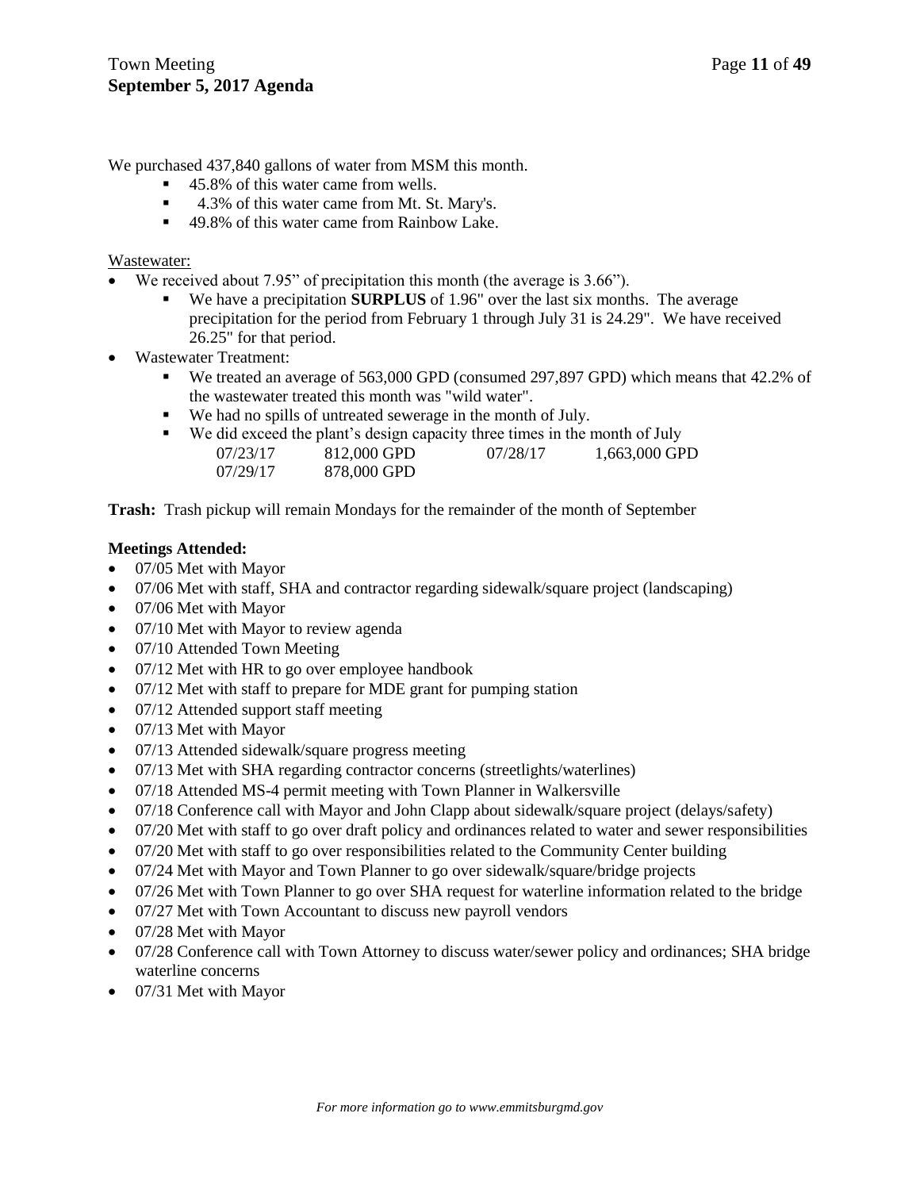We purchased 437,840 gallons of water from MSM this month.

- 45.8% of this water came from wells.
- 4.3% of this water came from Mt. St. Mary's.
- 49.8% of this water came from Rainbow Lake.

<u>Wastewater:</u>

- We received about 7.95" of precipitation this month (the average is 3.66").
  - We have a precipitation **SURPLUS** of 1.96" over the last six months. The average precipitation for the period from February 1 through July 31 is 24.29". We have received 26.25" for that period.
- Wastewater Treatment:
  - We treated an average of 563,000 GPD (consumed 297,897 GPD) which means that 42.2% of the wastewater treated this month was "wild water".
  - We had no spills of untreated sewerage in the month of July.
  - We did exceed the plant's design capacity three times in the month of July

| | | | |
|---|---|---|---|
| 07/23/17 | 812,000 GPD | 07/28/17 | 1,663,000 GPD |
| 07/29/17 | 878,000 GPD | | |

**Trash:** Trash pickup will remain Mondays for the remainder of the month of September

**Meetings Attended:**

- 07/05 Met with Mayor
- 07/06 Met with staff, SHA and contractor regarding sidewalk/square project (landscaping)
- 07/06 Met with Mayor
- 07/10 Met with Mayor to review agenda
- 07/10 Attended Town Meeting
- 07/12 Met with HR to go over employee handbook
- 07/12 Met with staff to prepare for MDE grant for pumping station
- 07/12 Attended support staff meeting
- 07/13 Met with Mayor
- 07/13 Attended sidewalk/square progress meeting
- 07/13 Met with SHA regarding contractor concerns (streetlights/waterlines)
- 07/18 Attended MS-4 permit meeting with Town Planner in Walkersville
- 07/18 Conference call with Mayor and John Clapp about sidewalk/square project (delays/safety)
- 07/20 Met with staff to go over draft policy and ordinances related to water and sewer responsibilities
- 07/20 Met with staff to go over responsibilities related to the Community Center building
- 07/24 Met with Mayor and Town Planner to go over sidewalk/square/bridge projects
- 07/26 Met with Town Planner to go over SHA request for waterline information related to the bridge
- 07/27 Met with Town Accountant to discuss new payroll vendors
- 07/28 Met with Mayor
- 07/28 Conference call with Town Attorney to discuss water/sewer policy and ordinances; SHA bridge waterline concerns
- 07/31 Met with Mayor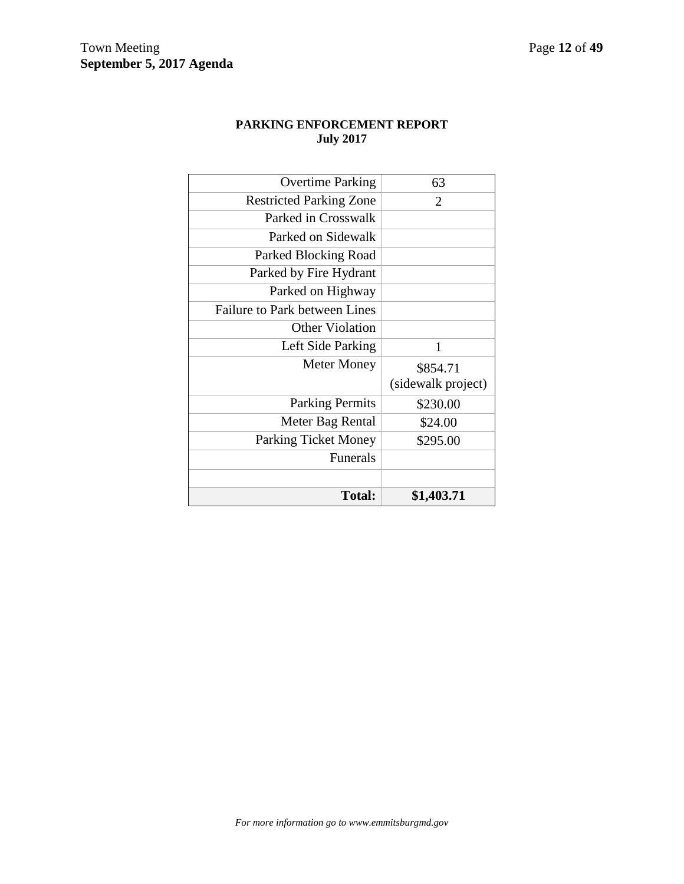**PARKING ENFORCEMENT REPORT**
**July 2017**

| | |
|---|---|
| Overtime Parking | 63 |
| Restricted Parking Zone | 2 |
| Parked in Crosswalk | |
| Parked on Sidewalk | |
| Parked Blocking Road | |
| Parked by Fire Hydrant | |
| Parked on Highway | |
| Failure to Park between Lines | |
| Other Violation | |
| Left Side Parking | 1 |
| Meter Money | $854.71 (sidewalk project) |
| Parking Permits | $230.00 |
| Meter Bag Rental | $24.00 |
| Parking Ticket Money | $295.00 |
| Funerals | |
| | |
| **Total:** | **$1,403.71** |

*For more information go to www.emmitsburgmd.gov*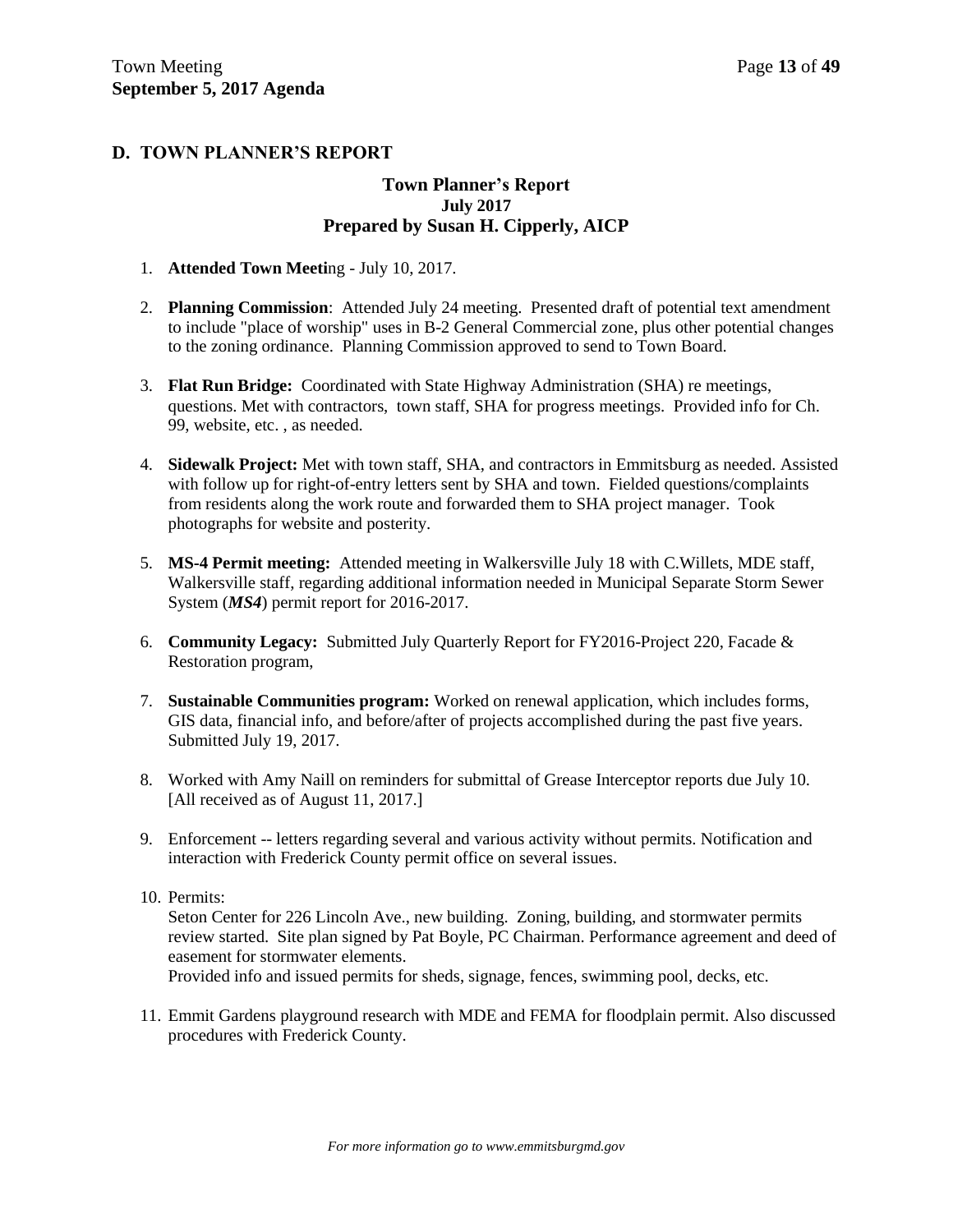## D. TOWN PLANNER'S REPORT

### Town Planner's Report
### July 2017
### Prepared by Susan H. Cipperly, AICP

1. **Attended Town Meeti**ng - July 10, 2017.

2. **Planning Commission**: Attended July 24 meeting. Presented draft of potential text amendment to include "place of worship" uses in B-2 General Commercial zone, plus other potential changes to the zoning ordinance. Planning Commission approved to send to Town Board.

3. **Flat Run Bridge:** Coordinated with State Highway Administration (SHA) re meetings, questions. Met with contractors, town staff, SHA for progress meetings. Provided info for Ch. 99, website, etc. , as needed.

4. **Sidewalk Project:** Met with town staff, SHA, and contractors in Emmitsburg as needed. Assisted with follow up for right-of-entry letters sent by SHA and town. Fielded questions/complaints from residents along the work route and forwarded them to SHA project manager. Took photographs for website and posterity.

5. **MS-4 Permit meeting:** Attended meeting in Walkersville July 18 with C.Willets, MDE staff, Walkersville staff, regarding additional information needed in Municipal Separate Storm Sewer System (***MS4***) permit report for 2016-2017.

6. **Community Legacy:** Submitted July Quarterly Report for FY2016-Project 220, Facade & Restoration program,

7. **Sustainable Communities program:** Worked on renewal application, which includes forms, GIS data, financial info, and before/after of projects accomplished during the past five years. Submitted July 19, 2017.

8. Worked with Amy Naill on reminders for submittal of Grease Interceptor reports due July 10. [All received as of August 11, 2017.]

9. Enforcement -- letters regarding several and various activity without permits. Notification and interaction with Frederick County permit office on several issues.

10. Permits:
    Seton Center for 226 Lincoln Ave., new building. Zoning, building, and stormwater permits review started. Site plan signed by Pat Boyle, PC Chairman. Performance agreement and deed of easement for stormwater elements.
    Provided info and issued permits for sheds, signage, fences, swimming pool, decks, etc.

11. Emmit Gardens playground research with MDE and FEMA for floodplain permit. Also discussed procedures with Frederick County.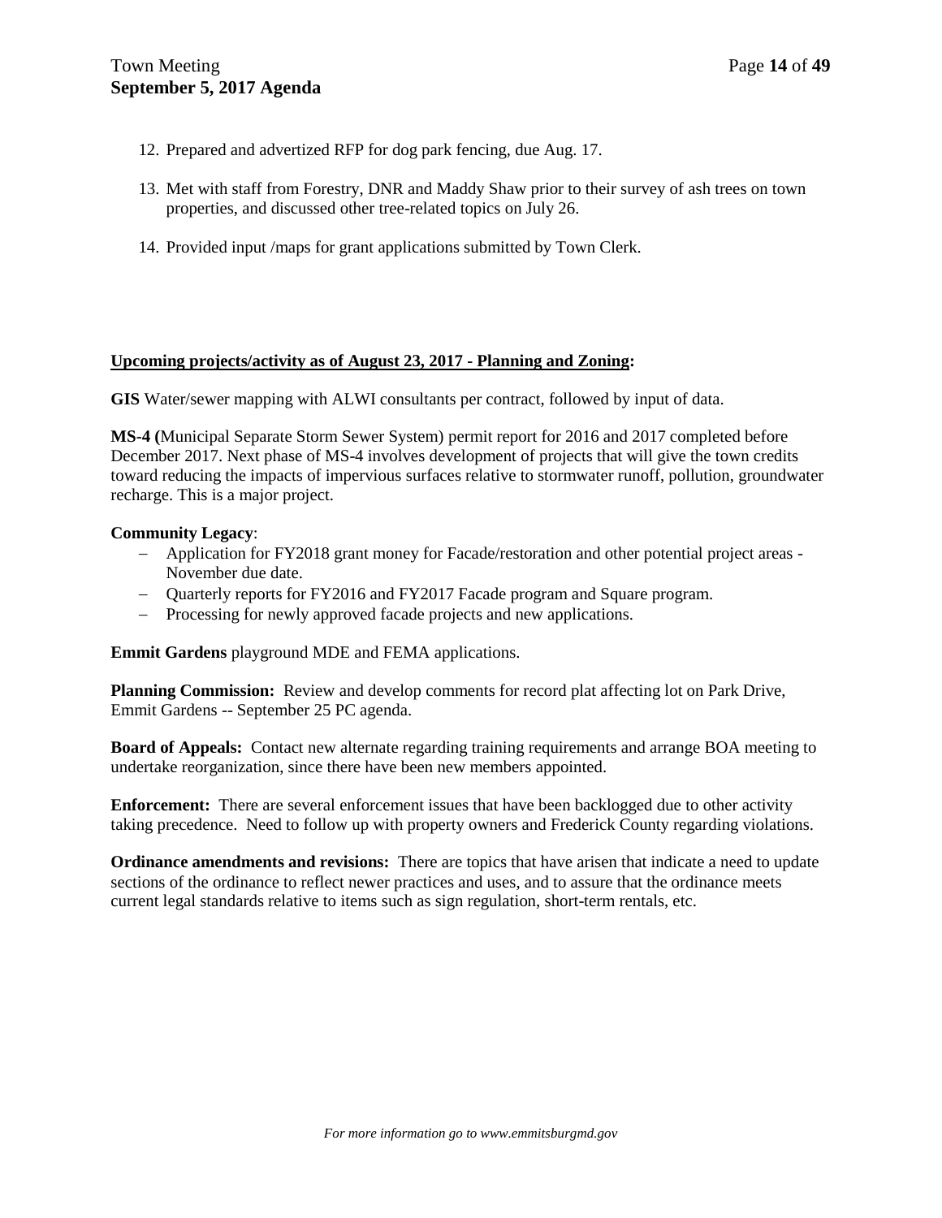12. Prepared and advertized RFP for dog park fencing, due Aug. 17.

13. Met with staff from Forestry, DNR and Maddy Shaw prior to their survey of ash trees on town properties, and discussed other tree-related topics on July 26.

14. Provided input /maps for grant applications submitted by Town Clerk.

**Upcoming projects/activity as of August 23, 2017 - Planning and Zoning:**

**GIS** Water/sewer mapping with ALWI consultants per contract, followed by input of data.

**MS-4 (**Municipal Separate Storm Sewer System) permit report for 2016 and 2017 completed before December 2017. Next phase of MS-4 involves development of projects that will give the town credits toward reducing the impacts of impervious surfaces relative to stormwater runoff, pollution, groundwater recharge. This is a major project.

**Community Legacy**:

- Application for FY2018 grant money for Facade/restoration and other potential project areas - November due date.
- Quarterly reports for FY2016 and FY2017 Facade program and Square program.
- Processing for newly approved facade projects and new applications.

**Emmit Gardens** playground MDE and FEMA applications.

**Planning Commission:** Review and develop comments for record plat affecting lot on Park Drive, Emmit Gardens -- September 25 PC agenda.

**Board of Appeals:** Contact new alternate regarding training requirements and arrange BOA meeting to undertake reorganization, since there have been new members appointed.

**Enforcement:** There are several enforcement issues that have been backlogged due to other activity taking precedence. Need to follow up with property owners and Frederick County regarding violations.

**Ordinance amendments and revisions:** There are topics that have arisen that indicate a need to update sections of the ordinance to reflect newer practices and uses, and to assure that the ordinance meets current legal standards relative to items such as sign regulation, short-term rentals, etc.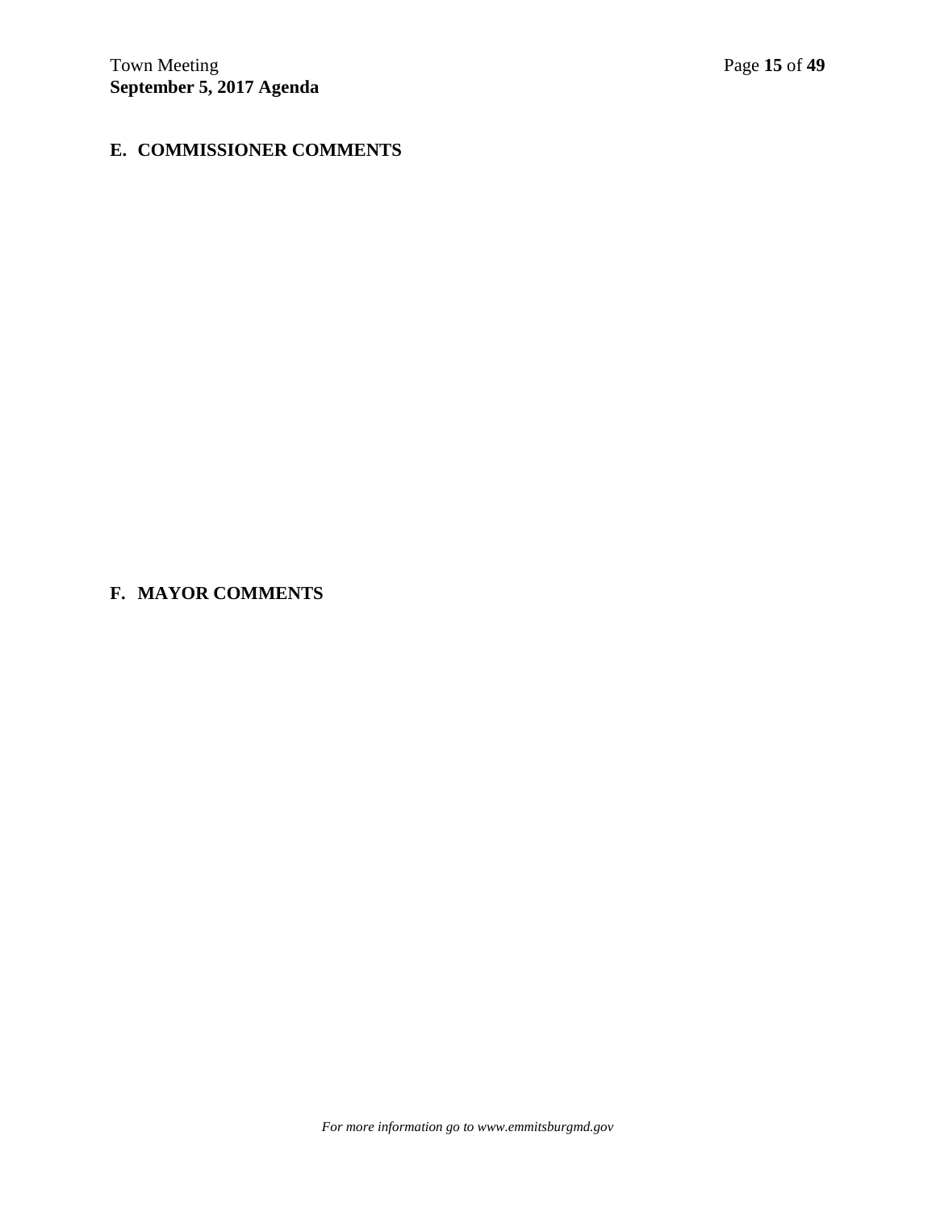## E. COMMISSIONER COMMENTS

## F. MAYOR COMMENTS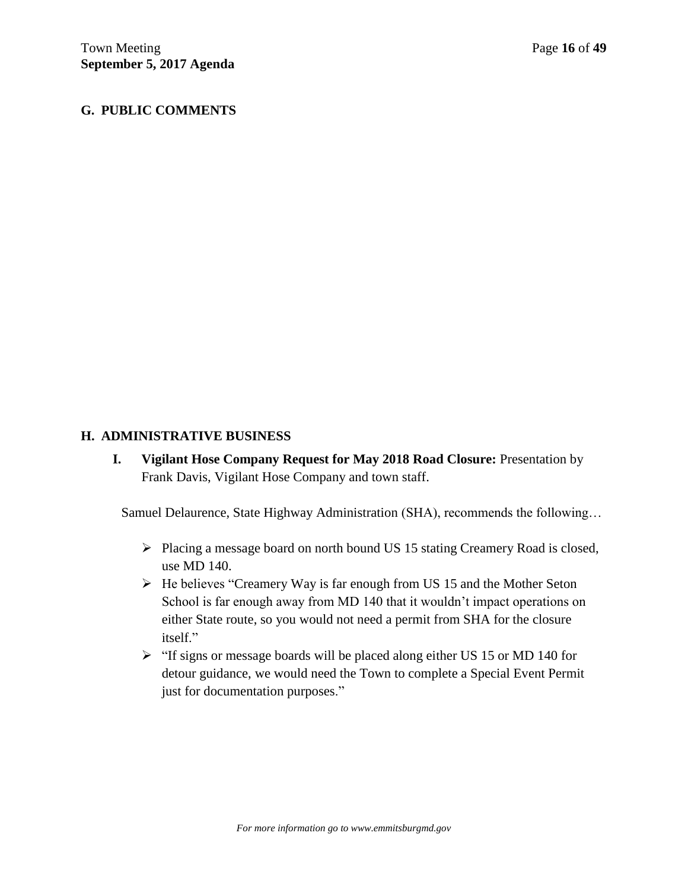## G. PUBLIC COMMENTS

## H. ADMINISTRATIVE BUSINESS

**I. Vigilant Hose Company Request for May 2018 Road Closure:** Presentation by Frank Davis, Vigilant Hose Company and town staff.

Samuel Delaurence, State Highway Administration (SHA), recommends the following…

- Placing a message board on north bound US 15 stating Creamery Road is closed, use MD 140.
- He believes "Creamery Way is far enough from US 15 and the Mother Seton School is far enough away from MD 140 that it wouldn't impact operations on either State route, so you would not need a permit from SHA for the closure itself."
- "If signs or message boards will be placed along either US 15 or MD 140 for detour guidance, we would need the Town to complete a Special Event Permit just for documentation purposes."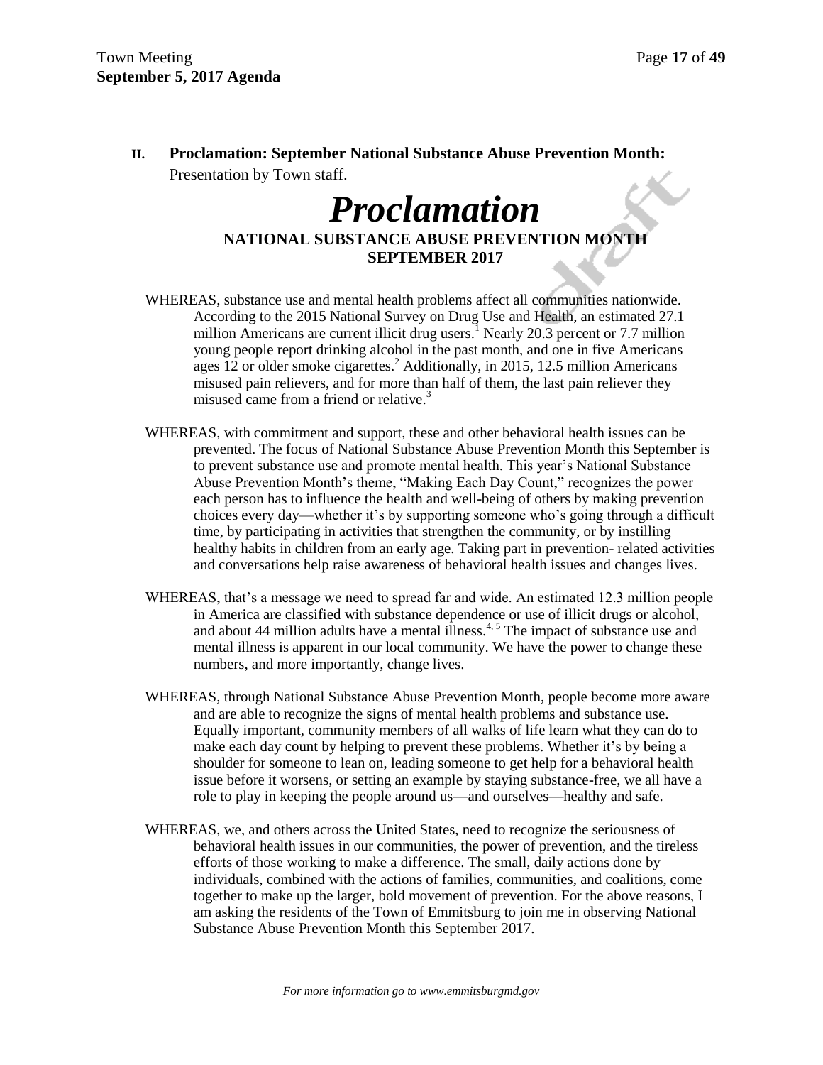**II. Proclamation: September National Substance Abuse Prevention Month:** Presentation by Town staff.

# *Proclamation*

**NATIONAL SUBSTANCE ABUSE PREVENTION MONTH**
**SEPTEMBER 2017**

WHEREAS, substance use and mental health problems affect all communities nationwide. According to the 2015 National Survey on Drug Use and Health, an estimated 27.1 million Americans are current illicit drug users.[1] Nearly 20.3 percent or 7.7 million young people report drinking alcohol in the past month, and one in five Americans ages 12 or older smoke cigarettes.[2] Additionally, in 2015, 12.5 million Americans misused pain relievers, and for more than half of them, the last pain reliever they misused came from a friend or relative.[3]

WHEREAS, with commitment and support, these and other behavioral health issues can be prevented. The focus of National Substance Abuse Prevention Month this September is to prevent substance use and promote mental health. This year's National Substance Abuse Prevention Month's theme, "Making Each Day Count," recognizes the power each person has to influence the health and well-being of others by making prevention choices every day—whether it's by supporting someone who's going through a difficult time, by participating in activities that strengthen the community, or by instilling healthy habits in children from an early age. Taking part in prevention- related activities and conversations help raise awareness of behavioral health issues and changes lives.

WHEREAS, that's a message we need to spread far and wide. An estimated 12.3 million people in America are classified with substance dependence or use of illicit drugs or alcohol, and about 44 million adults have a mental illness.[4, 5] The impact of substance use and mental illness is apparent in our local community. We have the power to change these numbers, and more importantly, change lives.

WHEREAS, through National Substance Abuse Prevention Month, people become more aware and are able to recognize the signs of mental health problems and substance use. Equally important, community members of all walks of life learn what they can do to make each day count by helping to prevent these problems. Whether it's by being a shoulder for someone to lean on, leading someone to get help for a behavioral health issue before it worsens, or setting an example by staying substance-free, we all have a role to play in keeping the people around us—and ourselves—healthy and safe.

WHEREAS, we, and others across the United States, need to recognize the seriousness of behavioral health issues in our communities, the power of prevention, and the tireless efforts of those working to make a difference. The small, daily actions done by individuals, combined with the actions of families, communities, and coalitions, come together to make up the larger, bold movement of prevention. For the above reasons, I am asking the residents of the Town of Emmitsburg to join me in observing National Substance Abuse Prevention Month this September 2017.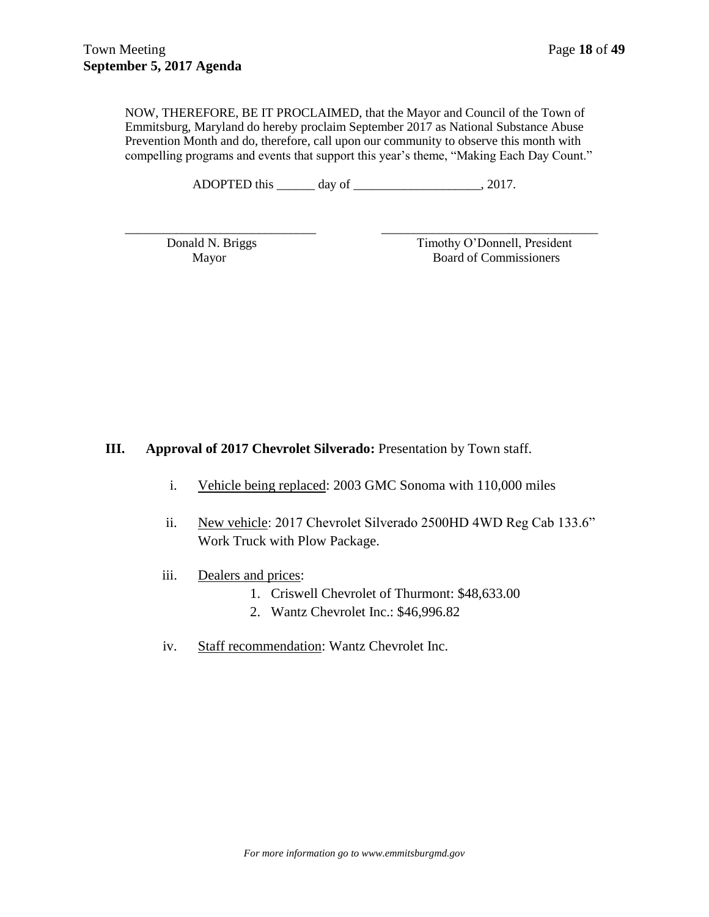NOW, THEREFORE, BE IT PROCLAIMED, that the Mayor and Council of the Town of Emmitsburg, Maryland do hereby proclaim September 2017 as National Substance Abuse Prevention Month and do, therefore, call upon our community to observe this month with compelling programs and events that support this year's theme, "Making Each Day Count."

ADOPTED this ______ day of ____________________, 2017.

______________________________ 
Donald N. Briggs 
Mayor

______________________________ 
Timothy O'Donnell, President 
Board of Commissioners

## III. Approval of 2017 Chevrolet Silverado: Presentation by Town staff.

i. Vehicle being replaced: 2003 GMC Sonoma with 110,000 miles

ii. New vehicle: 2017 Chevrolet Silverado 2500HD 4WD Reg Cab 133.6" Work Truck with Plow Package.

iii. Dealers and prices:

1. Criswell Chevrolet of Thurmont: $48,633.00
2. Wantz Chevrolet Inc.: $46,996.82

iv. Staff recommendation: Wantz Chevrolet Inc.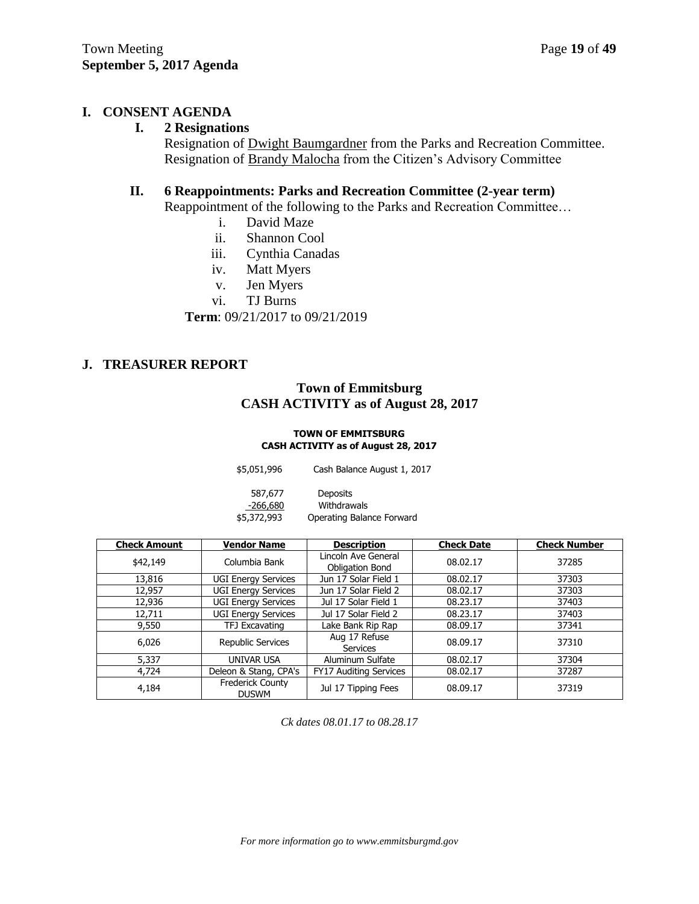## I. CONSENT AGENDA

### I. 2 Resignations

Resignation of Dwight Baumgardner from the Parks and Recreation Committee.
Resignation of Brandy Malocha from the Citizen's Advisory Committee

### II. 6 Reappointments: Parks and Recreation Committee (2-year term)

Reappointment of the following to the Parks and Recreation Committee…

i. David Maze
ii. Shannon Cool
iii. Cynthia Canadas
iv. Matt Myers
v. Jen Myers
vi. TJ Burns

**Term**: 09/21/2017 to 09/21/2019

## J. TREASURER REPORT

### Town of Emmitsburg
### CASH ACTIVITY as of August 28, 2017

**TOWN OF EMMITSBURG**
**CASH ACTIVITY as of August 28, 2017**

| | |
|---|---|
| $5,051,996 | Cash Balance August 1, 2017 |
| 587,677 | Deposits |
| -266,680 | Withdrawals |
| $5,372,993 | Operating Balance Forward |

| Check Amount | Vendor Name | Description | Check Date | Check Number |
|---|---|---|---|---|
| $42,149 | Columbia Bank | Lincoln Ave General Obligation Bond | 08.02.17 | 37285 |
| 13,816 | UGI Energy Services | Jun 17 Solar Field 1 | 08.02.17 | 37303 |
| 12,957 | UGI Energy Services | Jun 17 Solar Field 2 | 08.02.17 | 37303 |
| 12,936 | UGI Energy Services | Jul 17 Solar Field 1 | 08.23.17 | 37403 |
| 12,711 | UGI Energy Services | Jul 17 Solar Field 2 | 08.23.17 | 37403 |
| 9,550 | TFJ Excavating | Lake Bank Rip Rap | 08.09.17 | 37341 |
| 6,026 | Republic Services | Aug 17 Refuse Services | 08.09.17 | 37310 |
| 5,337 | UNIVAR USA | Aluminum Sulfate | 08.02.17 | 37304 |
| 4,724 | Deleon & Stang, CPA's | FY17 Auditing Services | 08.02.17 | 37287 |
| 4,184 | Frederick County DUSWM | Jul 17 Tipping Fees | 08.09.17 | 37319 |

*Ck dates 08.01.17 to 08.28.17*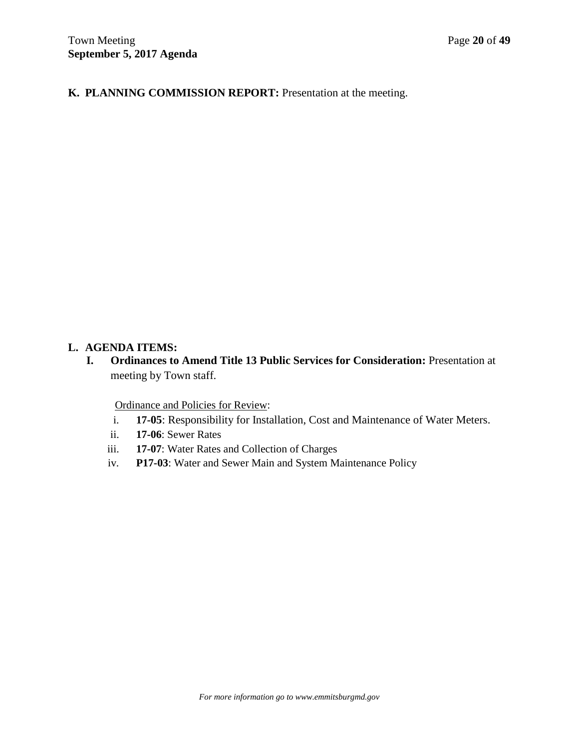**K. PLANNING COMMISSION REPORT:** Presentation at the meeting.

**L. AGENDA ITEMS:**

**I. Ordinances to Amend Title 13 Public Services for Consideration:** Presentation at meeting by Town staff.

Ordinance and Policies for Review:

i. **17-05**: Responsibility for Installation, Cost and Maintenance of Water Meters.
ii. **17-06**: Sewer Rates
iii. **17-07**: Water Rates and Collection of Charges
iv. **P17-03**: Water and Sewer Main and System Maintenance Policy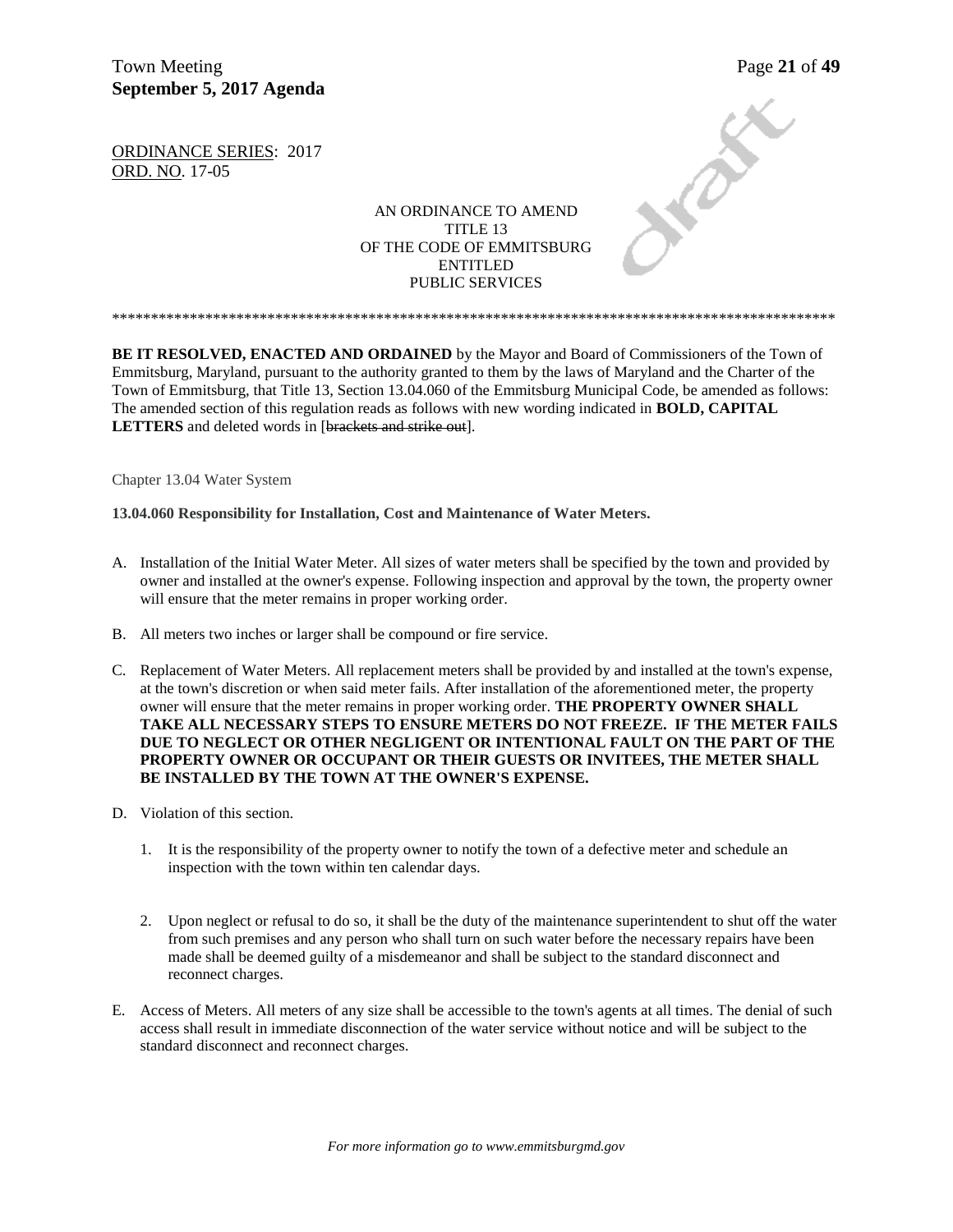ORDINANCE SERIES: 2017
ORD. NO. 17-05

AN ORDINANCE TO AMEND
TITLE 13
OF THE CODE OF EMMITSBURG
ENTITLED
PUBLIC SERVICES

**************************************************************************************************

**BE IT RESOLVED, ENACTED AND ORDAINED** by the Mayor and Board of Commissioners of the Town of Emmitsburg, Maryland, pursuant to the authority granted to them by the laws of Maryland and the Charter of the Town of Emmitsburg, that Title 13, Section 13.04.060 of the Emmitsburg Municipal Code, be amended as follows: The amended section of this regulation reads as follows with new wording indicated in **BOLD, CAPITAL LETTERS** and deleted words in [~~brackets and strike out~~].

Chapter 13.04 Water System

**13.04.060 Responsibility for Installation, Cost and Maintenance of Water Meters.**

A. Installation of the Initial Water Meter. All sizes of water meters shall be specified by the town and provided by owner and installed at the owner's expense. Following inspection and approval by the town, the property owner will ensure that the meter remains in proper working order.

B. All meters two inches or larger shall be compound or fire service.

C. Replacement of Water Meters. All replacement meters shall be provided by and installed at the town's expense, at the town's discretion or when said meter fails. After installation of the aforementioned meter, the property owner will ensure that the meter remains in proper working order. **THE PROPERTY OWNER SHALL TAKE ALL NECESSARY STEPS TO ENSURE METERS DO NOT FREEZE. IF THE METER FAILS DUE TO NEGLECT OR OTHER NEGLIGENT OR INTENTIONAL FAULT ON THE PART OF THE PROPERTY OWNER OR OCCUPANT OR THEIR GUESTS OR INVITEES, THE METER SHALL BE INSTALLED BY THE TOWN AT THE OWNER'S EXPENSE.**

D. Violation of this section.

   1. It is the responsibility of the property owner to notify the town of a defective meter and schedule an inspection with the town within ten calendar days.

   2. Upon neglect or refusal to do so, it shall be the duty of the maintenance superintendent to shut off the water from such premises and any person who shall turn on such water before the necessary repairs have been made shall be deemed guilty of a misdemeanor and shall be subject to the standard disconnect and reconnect charges.

E. Access of Meters. All meters of any size shall be accessible to the town's agents at all times. The denial of such access shall result in immediate disconnection of the water service without notice and will be subject to the standard disconnect and reconnect charges.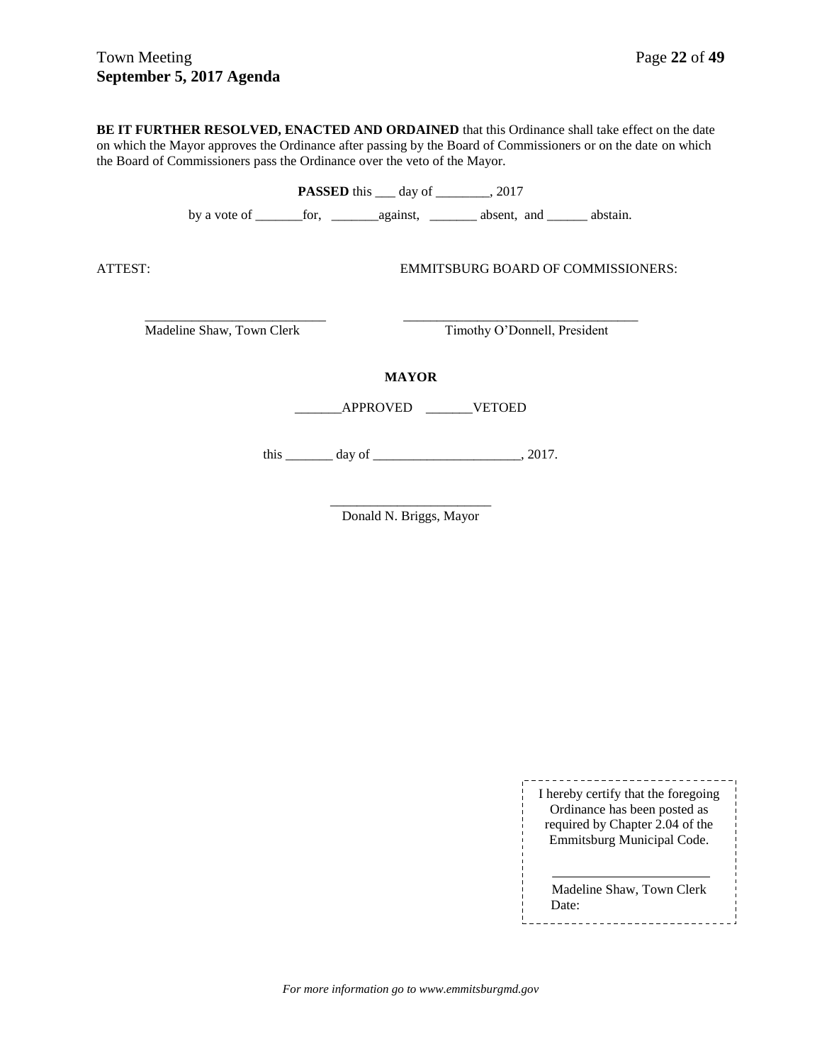**BE IT FURTHER RESOLVED, ENACTED AND ORDAINED** that this Ordinance shall take effect on the date on which the Mayor approves the Ordinance after passing by the Board of Commissioners or on the date on which the Board of Commissioners pass the Ordinance over the veto of the Mayor.

**PASSED** this ___ day of ________, 2017

by a vote of _______for, _______against, _______ absent, and ______ abstain.

ATTEST: EMMITSBURG BOARD OF COMMISSIONERS:

___________________________ ___________________________________

Madeline Shaw, Town Clerk Timothy O'Donnell, President

**MAYOR**

_______APPROVED _______VETOED

this _______ day of ______________________, 2017.

________________________

Donald N. Briggs, Mayor

I hereby certify that the foregoing Ordinance has been posted as required by Chapter 2.04 of the Emmitsburg Municipal Code.

________________________

Madeline Shaw, Town Clerk
Date:

*For more information go to www.emmitsburgmd.gov*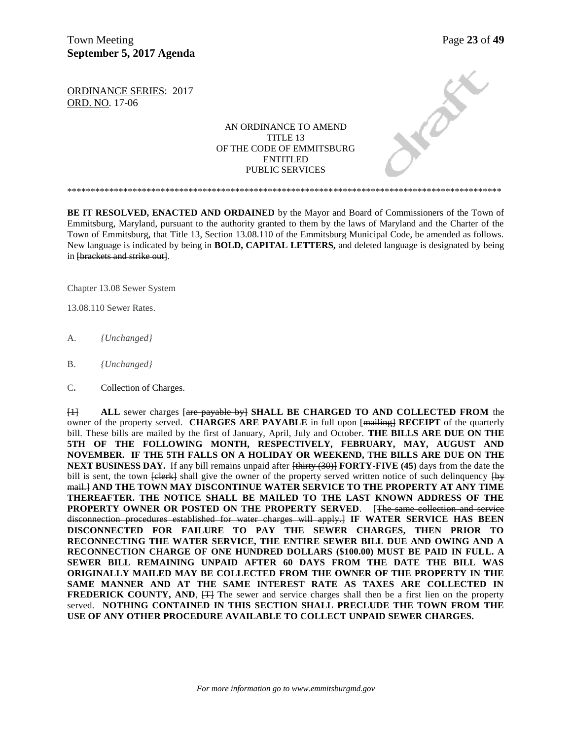ORDINANCE SERIES: 2017
ORD. NO. 17-06

AN ORDINANCE TO AMEND
TITLE 13
OF THE CODE OF EMMITSBURG
ENTITLED
PUBLIC SERVICES

\*\*\*\*\*\*\*\*\*\*\*\*\*\*\*\*\*\*\*\*\*\*\*\*\*\*\*\*\*\*\*\*\*\*\*\*\*\*\*\*\*\*\*\*\*\*\*\*\*\*\*\*\*\*\*\*\*\*\*\*\*\*\*\*\*\*\*\*\*\*\*\*\*\*\*\*\*\*\*\*\*\*\*\*\*\*\*\*\*\*\*\*\*

**BE IT RESOLVED, ENACTED AND ORDAINED** by the Mayor and Board of Commissioners of the Town of Emmitsburg, Maryland, pursuant to the authority granted to them by the laws of Maryland and the Charter of the Town of Emmitsburg, that Title 13, Section 13.08.110 of the Emmitsburg Municipal Code, be amended as follows. New language is indicated by being in **BOLD, CAPITAL LETTERS,** and deleted language is designated by being in ~~[brackets and strike out]~~.

Chapter 13.08 Sewer System

13.08.110 Sewer Rates.

A. *{Unchanged}*

B. *{Unchanged}*

C. Collection of Charges.

~~[1]~~ **ALL** sewer charges [~~are payable by~~] **SHALL BE CHARGED TO AND COLLECTED FROM** the owner of the property served. **CHARGES ARE PAYABLE** in full upon [~~mailing~~] **RECEIPT** of the quarterly bill. These bills are mailed by the first of January, April, July and October. **THE BILLS ARE DUE ON THE 5TH OF THE FOLLOWING MONTH, RESPECTIVELY, FEBRUARY, MAY, AUGUST AND NOVEMBER. IF THE 5TH FALLS ON A HOLIDAY OR WEEKEND, THE BILLS ARE DUE ON THE NEXT BUSINESS DAY.** If any bill remains unpaid after ~~[thirty (30)]~~ **FORTY-FIVE (45)** days from the date the bill is sent, the town ~~[clerk]~~ shall give the owner of the property served written notice of such delinquency ~~[by mail.]~~ **AND THE TOWN MAY DISCONTINUE WATER SERVICE TO THE PROPERTY AT ANY TIME THEREAFTER. THE NOTICE SHALL BE MAILED TO THE LAST KNOWN ADDRESS OF THE PROPERTY OWNER OR POSTED ON THE PROPERTY SERVED**. [~~The same collection and service disconnection procedures established for water charges will apply.~~] **IF WATER SERVICE HAS BEEN DISCONNECTED FOR FAILURE TO PAY THE SEWER CHARGES, THEN PRIOR TO RECONNECTING THE WATER SERVICE, THE ENTIRE SEWER BILL DUE AND OWING AND A RECONNECTION CHARGE OF ONE HUNDRED DOLLARS ($100.00) MUST BE PAID IN FULL. A SEWER BILL REMAINING UNPAID AFTER 60 DAYS FROM THE DATE THE BILL WAS ORIGINALLY MAILED MAY BE COLLECTED FROM THE OWNER OF THE PROPERTY IN THE SAME MANNER AND AT THE SAME INTEREST RATE AS TAXES ARE COLLECTED IN FREDERICK COUNTY, AND**, ~~[T]~~ **T**he sewer and service charges shall then be a first lien on the property served. **NOTHING CONTAINED IN THIS SECTION SHALL PRECLUDE THE TOWN FROM THE USE OF ANY OTHER PROCEDURE AVAILABLE TO COLLECT UNPAID SEWER CHARGES.**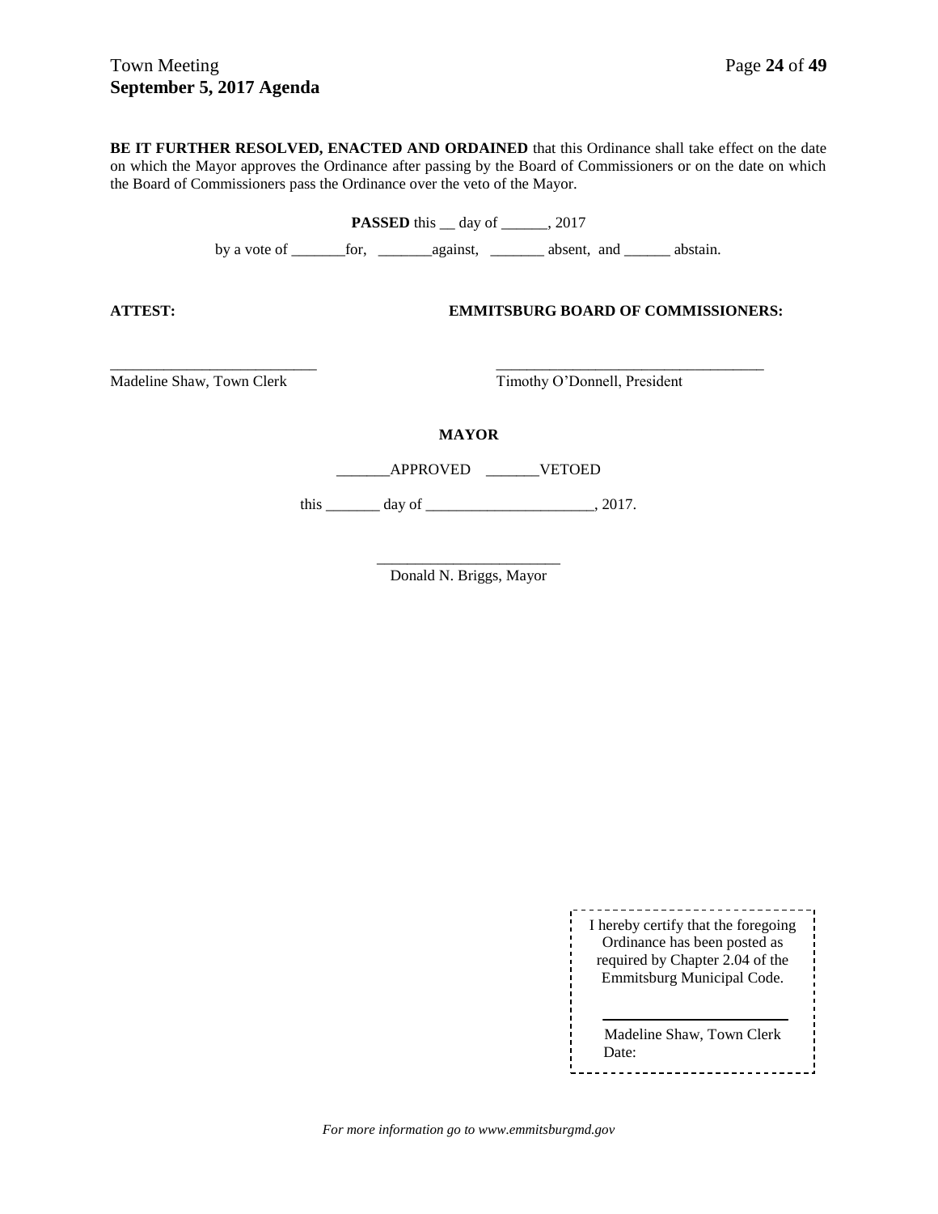**BE IT FURTHER RESOLVED, ENACTED AND ORDAINED** that this Ordinance shall take effect on the date on which the Mayor approves the Ordinance after passing by the Board of Commissioners or on the date on which the Board of Commissioners pass the Ordinance over the veto of the Mayor.

**PASSED** this __ day of ______, 2017

by a vote of _______for, _______against, _______ absent, and ______ abstain.

**ATTEST:** **EMMITSBURG BOARD OF COMMISSIONERS:**

___________________________ ___________________________________

Madeline Shaw, Town Clerk Timothy O'Donnell, President

**MAYOR**

_______APPROVED _______VETOED

this _______ day of ______________________, 2017.

________________________

Donald N. Briggs, Mayor

I hereby certify that the foregoing Ordinance has been posted as required by Chapter 2.04 of the Emmitsburg Municipal Code.

________________________

Madeline Shaw, Town Clerk
Date:

*For more information go to www.emmitsburgmd.gov*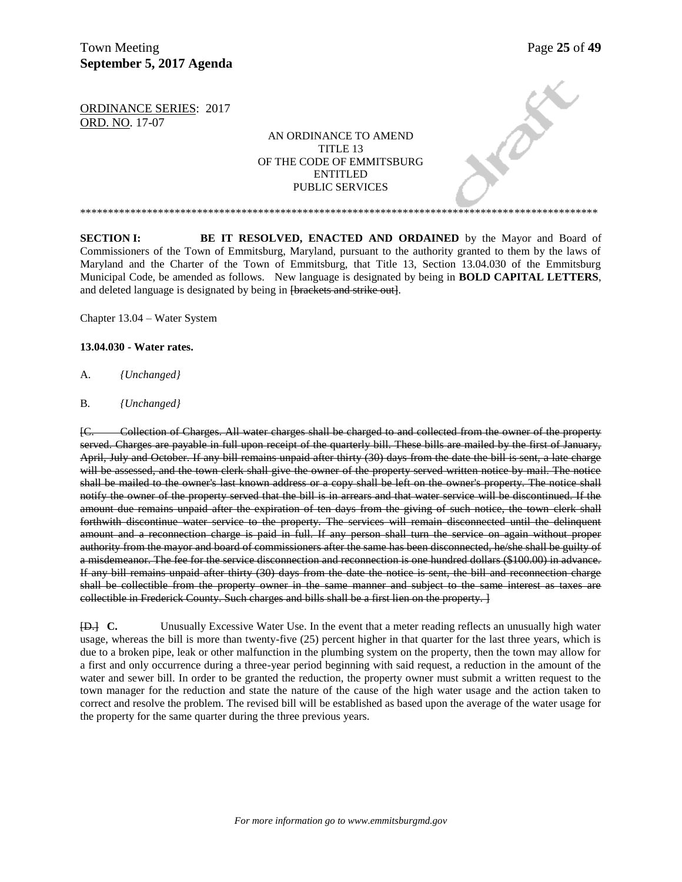ORDINANCE SERIES: 2017
ORD. NO. 17-07

AN ORDINANCE TO AMEND
TITLE 13
OF THE CODE OF EMMITSBURG
ENTITLED
PUBLIC SERVICES

\*\*\*\*\*\*\*\*\*\*\*\*\*\*\*\*\*\*\*\*\*\*\*\*\*\*\*\*\*\*\*\*\*\*\*\*\*\*\*\*\*\*\*\*\*\*\*\*\*\*\*\*\*\*\*\*\*\*\*\*\*\*\*\*\*\*\*\*\*\*\*\*\*\*\*\*\*\*\*\*\*\*\*\*\*\*\*\*\*\*\*\*\*\*\*\*\*\*

**SECTION I:** **BE IT RESOLVED, ENACTED AND ORDAINED** by the Mayor and Board of Commissioners of the Town of Emmitsburg, Maryland, pursuant to the authority granted to them by the laws of Maryland and the Charter of the Town of Emmitsburg, that Title 13, Section 13.04.030 of the Emmitsburg Municipal Code, be amended as follows. New language is designated by being in **BOLD CAPITAL LETTERS**, and deleted language is designated by being in ~~[brackets and strike out]~~.

Chapter 13.04 – Water System

**13.04.030 - Water rates.**

A. *{Unchanged}*

B. *{Unchanged}*

~~[C. Collection of Charges. All water charges shall be charged to and collected from the owner of the property served. Charges are payable in full upon receipt of the quarterly bill. These bills are mailed by the first of January, April, July and October. If any bill remains unpaid after thirty (30) days from the date the bill is sent, a late charge will be assessed, and the town clerk shall give the owner of the property served written notice by mail. The notice shall be mailed to the owner's last known address or a copy shall be left on the owner's property. The notice shall notify the owner of the property served that the bill is in arrears and that water service will be discontinued. If the amount due remains unpaid after the expiration of ten days from the giving of such notice, the town clerk shall forthwith discontinue water service to the property. The services will remain disconnected until the delinquent amount and a reconnection charge is paid in full. If any person shall turn the service on again without proper authority from the mayor and board of commissioners after the same has been disconnected, he/she shall be guilty of a misdemeanor. The fee for the service disconnection and reconnection is one hundred dollars ($100.00) in advance. If any bill remains unpaid after thirty (30) days from the date the notice is sent, the bill and reconnection charge shall be collectible from the property owner in the same manner and subject to the same interest as taxes are collectible in Frederick County. Such charges and bills shall be a first lien on the property. ]~~

~~[D.]~~ **C.** Unusually Excessive Water Use. In the event that a meter reading reflects an unusually high water usage, whereas the bill is more than twenty-five (25) percent higher in that quarter for the last three years, which is due to a broken pipe, leak or other malfunction in the plumbing system on the property, then the town may allow for a first and only occurrence during a three-year period beginning with said request, a reduction in the amount of the water and sewer bill. In order to be granted the reduction, the property owner must submit a written request to the town manager for the reduction and state the nature of the cause of the high water usage and the action taken to correct and resolve the problem. The revised bill will be established as based upon the average of the water usage for the property for the same quarter during the three previous years.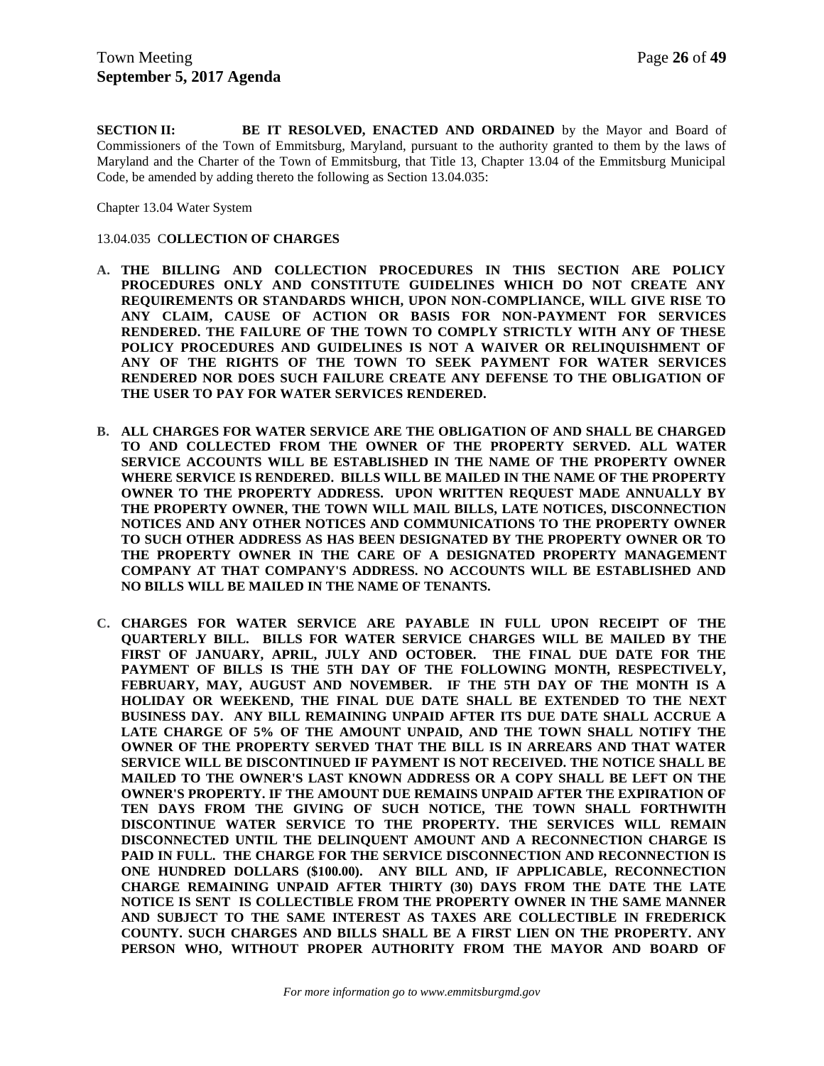**SECTION II:** **BE IT RESOLVED, ENACTED AND ORDAINED** by the Mayor and Board of Commissioners of the Town of Emmitsburg, Maryland, pursuant to the authority granted to them by the laws of Maryland and the Charter of the Town of Emmitsburg, that Title 13, Chapter 13.04 of the Emmitsburg Municipal Code, be amended by adding thereto the following as Section 13.04.035:

Chapter 13.04 Water System

13.04.035 C**OLLECTION OF CHARGES**

**A. THE BILLING AND COLLECTION PROCEDURES IN THIS SECTION ARE POLICY PROCEDURES ONLY AND CONSTITUTE GUIDELINES WHICH DO NOT CREATE ANY REQUIREMENTS OR STANDARDS WHICH, UPON NON-COMPLIANCE, WILL GIVE RISE TO ANY CLAIM, CAUSE OF ACTION OR BASIS FOR NON-PAYMENT FOR SERVICES RENDERED. THE FAILURE OF THE TOWN TO COMPLY STRICTLY WITH ANY OF THESE POLICY PROCEDURES AND GUIDELINES IS NOT A WAIVER OR RELINQUISHMENT OF ANY OF THE RIGHTS OF THE TOWN TO SEEK PAYMENT FOR WATER SERVICES RENDERED NOR DOES SUCH FAILURE CREATE ANY DEFENSE TO THE OBLIGATION OF THE USER TO PAY FOR WATER SERVICES RENDERED.**

**B. ALL CHARGES FOR WATER SERVICE ARE THE OBLIGATION OF AND SHALL BE CHARGED TO AND COLLECTED FROM THE OWNER OF THE PROPERTY SERVED. ALL WATER SERVICE ACCOUNTS WILL BE ESTABLISHED IN THE NAME OF THE PROPERTY OWNER WHERE SERVICE IS RENDERED. BILLS WILL BE MAILED IN THE NAME OF THE PROPERTY OWNER TO THE PROPERTY ADDRESS. UPON WRITTEN REQUEST MADE ANNUALLY BY THE PROPERTY OWNER, THE TOWN WILL MAIL BILLS, LATE NOTICES, DISCONNECTION NOTICES AND ANY OTHER NOTICES AND COMMUNICATIONS TO THE PROPERTY OWNER TO SUCH OTHER ADDRESS AS HAS BEEN DESIGNATED BY THE PROPERTY OWNER OR TO THE PROPERTY OWNER IN THE CARE OF A DESIGNATED PROPERTY MANAGEMENT COMPANY AT THAT COMPANY'S ADDRESS. NO ACCOUNTS WILL BE ESTABLISHED AND NO BILLS WILL BE MAILED IN THE NAME OF TENANTS.**

**C. CHARGES FOR WATER SERVICE ARE PAYABLE IN FULL UPON RECEIPT OF THE QUARTERLY BILL. BILLS FOR WATER SERVICE CHARGES WILL BE MAILED BY THE FIRST OF JANUARY, APRIL, JULY AND OCTOBER. THE FINAL DUE DATE FOR THE PAYMENT OF BILLS IS THE 5TH DAY OF THE FOLLOWING MONTH, RESPECTIVELY, FEBRUARY, MAY, AUGUST AND NOVEMBER. IF THE 5TH DAY OF THE MONTH IS A HOLIDAY OR WEEKEND, THE FINAL DUE DATE SHALL BE EXTENDED TO THE NEXT BUSINESS DAY. ANY BILL REMAINING UNPAID AFTER ITS DUE DATE SHALL ACCRUE A LATE CHARGE OF 5% OF THE AMOUNT UNPAID, AND THE TOWN SHALL NOTIFY THE OWNER OF THE PROPERTY SERVED THAT THE BILL IS IN ARREARS AND THAT WATER SERVICE WILL BE DISCONTINUED IF PAYMENT IS NOT RECEIVED. THE NOTICE SHALL BE MAILED TO THE OWNER'S LAST KNOWN ADDRESS OR A COPY SHALL BE LEFT ON THE OWNER'S PROPERTY. IF THE AMOUNT DUE REMAINS UNPAID AFTER THE EXPIRATION OF TEN DAYS FROM THE GIVING OF SUCH NOTICE, THE TOWN SHALL FORTHWITH DISCONTINUE WATER SERVICE TO THE PROPERTY. THE SERVICES WILL REMAIN DISCONNECTED UNTIL THE DELINQUENT AMOUNT AND A RECONNECTION CHARGE IS PAID IN FULL. THE CHARGE FOR THE SERVICE DISCONNECTION AND RECONNECTION IS ONE HUNDRED DOLLARS ($100.00). ANY BILL AND, IF APPLICABLE, RECONNECTION CHARGE REMAINING UNPAID AFTER THIRTY (30) DAYS FROM THE DATE THE LATE NOTICE IS SENT IS COLLECTIBLE FROM THE PROPERTY OWNER IN THE SAME MANNER AND SUBJECT TO THE SAME INTEREST AS TAXES ARE COLLECTIBLE IN FREDERICK COUNTY. SUCH CHARGES AND BILLS SHALL BE A FIRST LIEN ON THE PROPERTY. ANY PERSON WHO, WITHOUT PROPER AUTHORITY FROM THE MAYOR AND BOARD OF**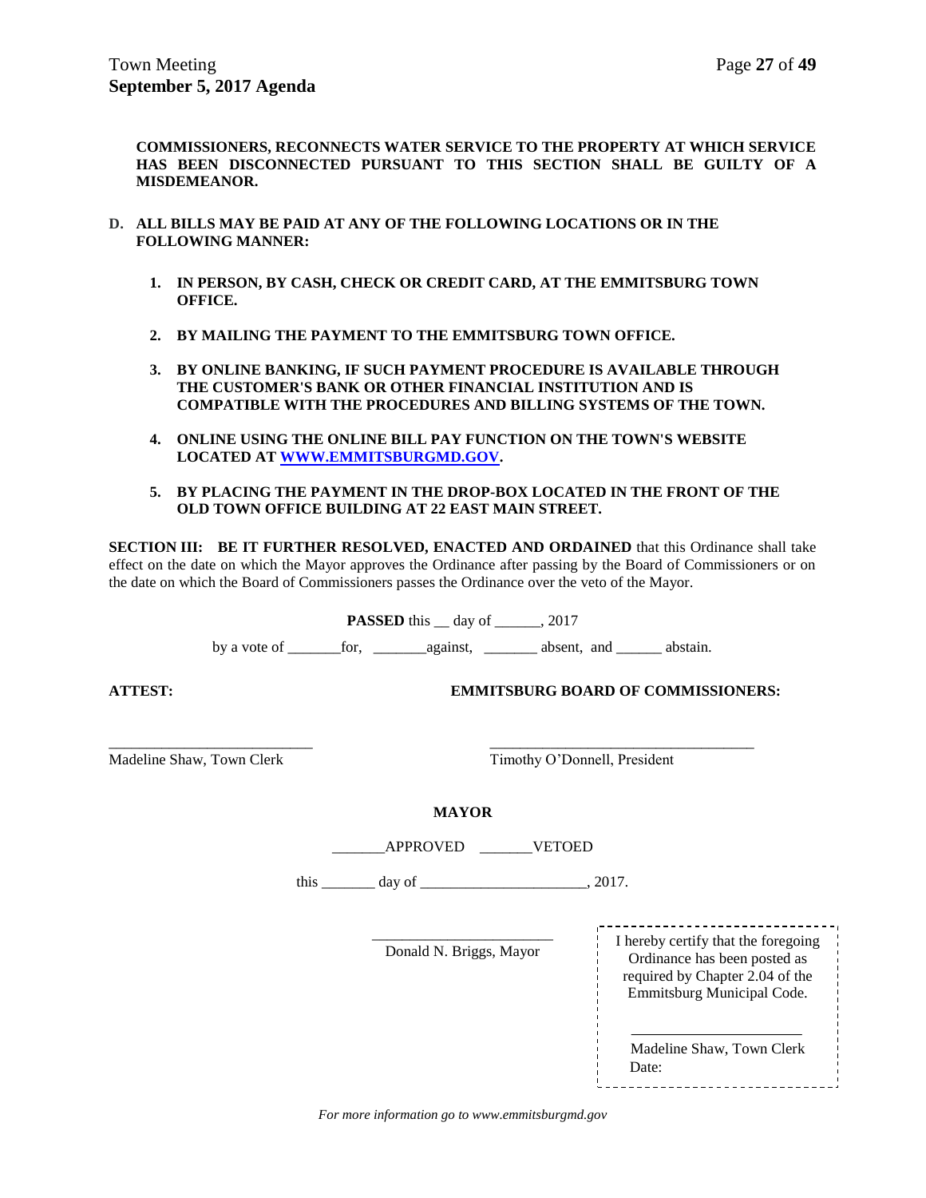**COMMISSIONERS, RECONNECTS WATER SERVICE TO THE PROPERTY AT WHICH SERVICE HAS BEEN DISCONNECTED PURSUANT TO THIS SECTION SHALL BE GUILTY OF A MISDEMEANOR.**

**D. ALL BILLS MAY BE PAID AT ANY OF THE FOLLOWING LOCATIONS OR IN THE FOLLOWING MANNER:**

1. **IN PERSON, BY CASH, CHECK OR CREDIT CARD, AT THE EMMITSBURG TOWN OFFICE.**

2. **BY MAILING THE PAYMENT TO THE EMMITSBURG TOWN OFFICE.**

3. **BY ONLINE BANKING, IF SUCH PAYMENT PROCEDURE IS AVAILABLE THROUGH THE CUSTOMER'S BANK OR OTHER FINANCIAL INSTITUTION AND IS COMPATIBLE WITH THE PROCEDURES AND BILLING SYSTEMS OF THE TOWN.**

4. **ONLINE USING THE ONLINE BILL PAY FUNCTION ON THE TOWN'S WEBSITE LOCATED AT [WWW.EMMITSBURGMD.GOV](http://www.emmitsburgmd.gov).**

5. **BY PLACING THE PAYMENT IN THE DROP-BOX LOCATED IN THE FRONT OF THE OLD TOWN OFFICE BUILDING AT 22 EAST MAIN STREET.**

**SECTION III: BE IT FURTHER RESOLVED, ENACTED AND ORDAINED** that this Ordinance shall take effect on the date on which the Mayor approves the Ordinance after passing by the Board of Commissioners or on the date on which the Board of Commissioners passes the Ordinance over the veto of the Mayor.

**PASSED** this __ day of ______, 2017

by a vote of _______for, _______against, _______ absent, and ______ abstain.

**ATTEST:** **EMMITSBURG BOARD OF COMMISSIONERS:**

___________________________ ___________________________________

Madeline Shaw, Town Clerk Timothy O'Donnell, President

**MAYOR**

_______APPROVED _______VETOED

this _______ day of ______________________, 2017.

________________________

Donald N. Briggs, Mayor

I hereby certify that the foregoing Ordinance has been posted as required by Chapter 2.04 of the Emmitsburg Municipal Code.

______________________

Madeline Shaw, Town Clerk
Date:

*For more information go to www.emmitsburgmd.gov*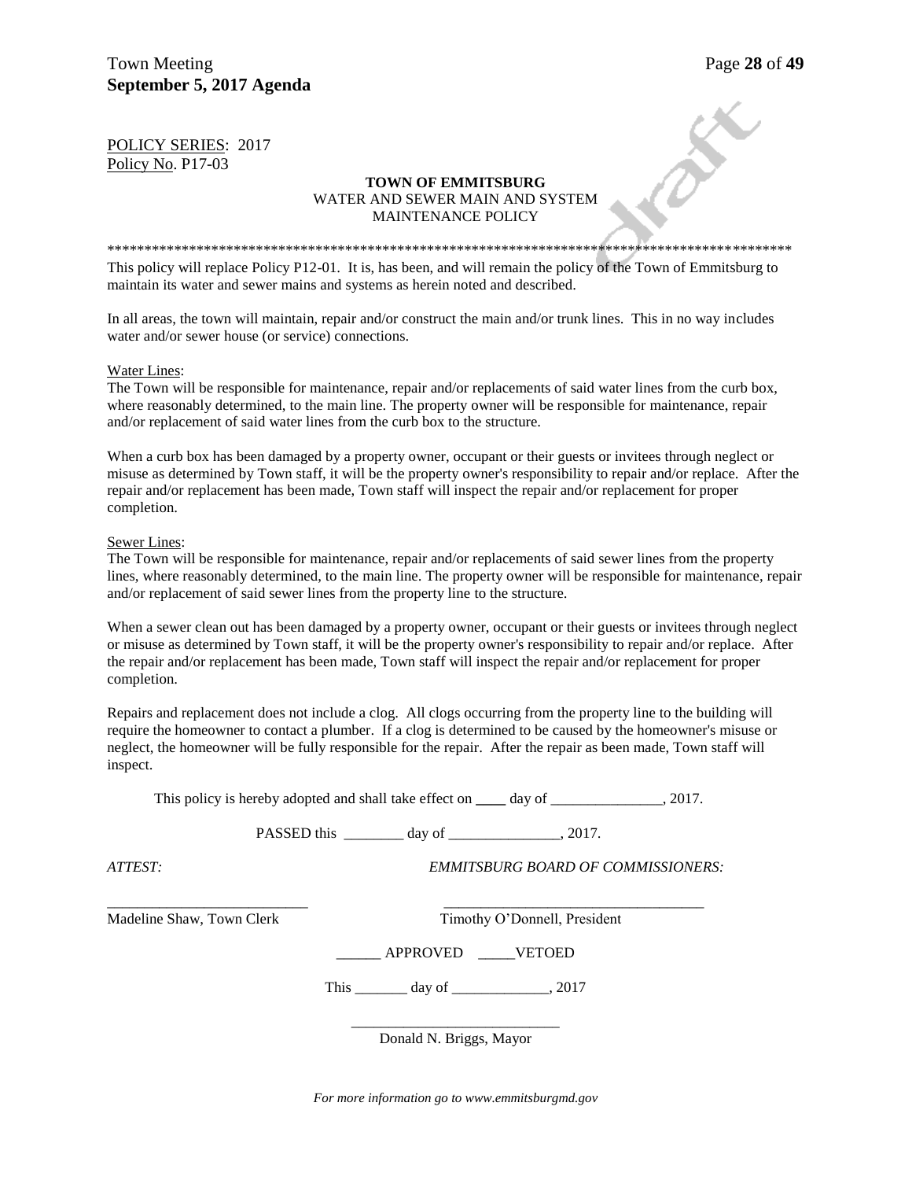POLICY SERIES: 2017
Policy No. P17-03

**TOWN OF EMMITSBURG**
WATER AND SEWER MAIN AND SYSTEM
MAINTENANCE POLICY

*****************************************************************************************************

This policy will replace Policy P12-01. It is, has been, and will remain the policy of the Town of Emmitsburg to maintain its water and sewer mains and systems as herein noted and described.

In all areas, the town will maintain, repair and/or construct the main and/or trunk lines. This in no way includes water and/or sewer house (or service) connections.

Water Lines:
The Town will be responsible for maintenance, repair and/or replacements of said water lines from the curb box, where reasonably determined, to the main line. The property owner will be responsible for maintenance, repair and/or replacement of said water lines from the curb box to the structure.

When a curb box has been damaged by a property owner, occupant or their guests or invitees through neglect or misuse as determined by Town staff, it will be the property owner's responsibility to repair and/or replace. After the repair and/or replacement has been made, Town staff will inspect the repair and/or replacement for proper completion.

Sewer Lines:
The Town will be responsible for maintenance, repair and/or replacements of said sewer lines from the property lines, where reasonably determined, to the main line. The property owner will be responsible for maintenance, repair and/or replacement of said sewer lines from the property line to the structure.

When a sewer clean out has been damaged by a property owner, occupant or their guests or invitees through neglect or misuse as determined by Town staff, it will be the property owner's responsibility to repair and/or replace. After the repair and/or replacement has been made, Town staff will inspect the repair and/or replacement for proper completion.

Repairs and replacement does not include a clog. All clogs occurring from the property line to the building will require the homeowner to contact a plumber. If a clog is determined to be caused by the homeowner's misuse or neglect, the homeowner will be fully responsible for the repair. After the repair as been made, Town staff will inspect.

This policy is hereby adopted and shall take effect on ____ day of _______________, 2017.

PASSED this ________ day of _______________, 2017.

*ATTEST:* *EMMITSBURG BOARD OF COMMISSIONERS:*

___________________________ ___________________________________
Madeline Shaw, Town Clerk Timothy O'Donnell, President

______ APPROVED _____VETOED

This _______ day of _____________, 2017

____________________________
Donald N. Briggs, Mayor

*For more information go to www.emmitsburgmd.gov*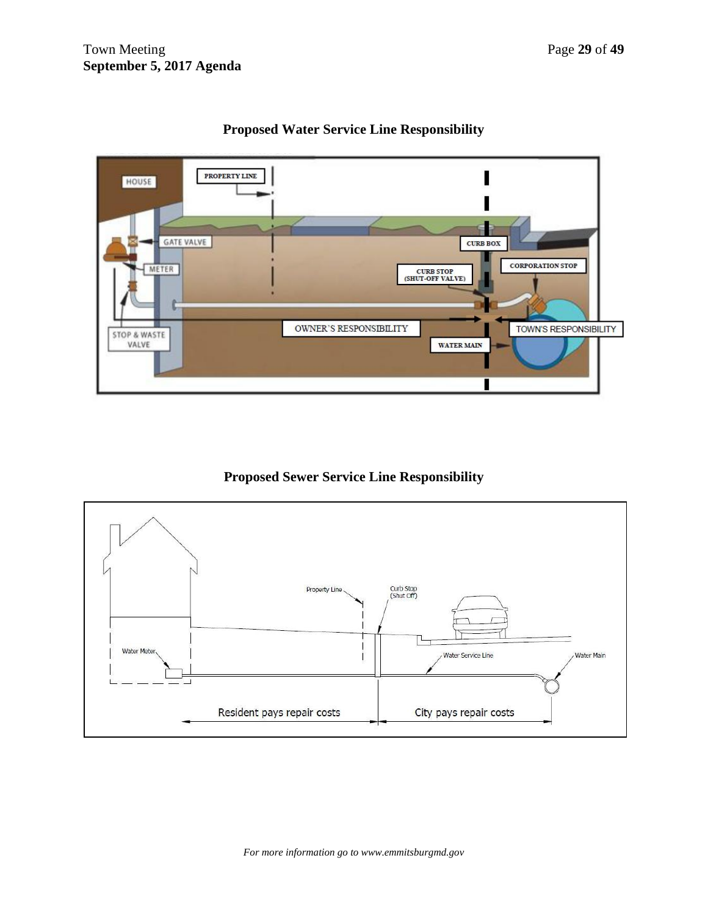## Proposed Water Service Line Responsibility

PROPERTY LINE

HOUSE

GATE VALVE

METER

STOP & WASTE VALVE

CURB BOX

CORPORATION STOP

CURB STOP (SHUT-OFF VALVE)

OWNER'S RESPONSIBILITY

TOWN'S RESPONSIBILITY

WATER MAIN

## Proposed Sewer Service Line Responsibility

Property Line

Curb Stop (Shut Off)

Water Meter

Water Service Line

Water Main

Resident pays repair costs

City pays repair costs

*For more information go to www.emmitsburgmd.gov*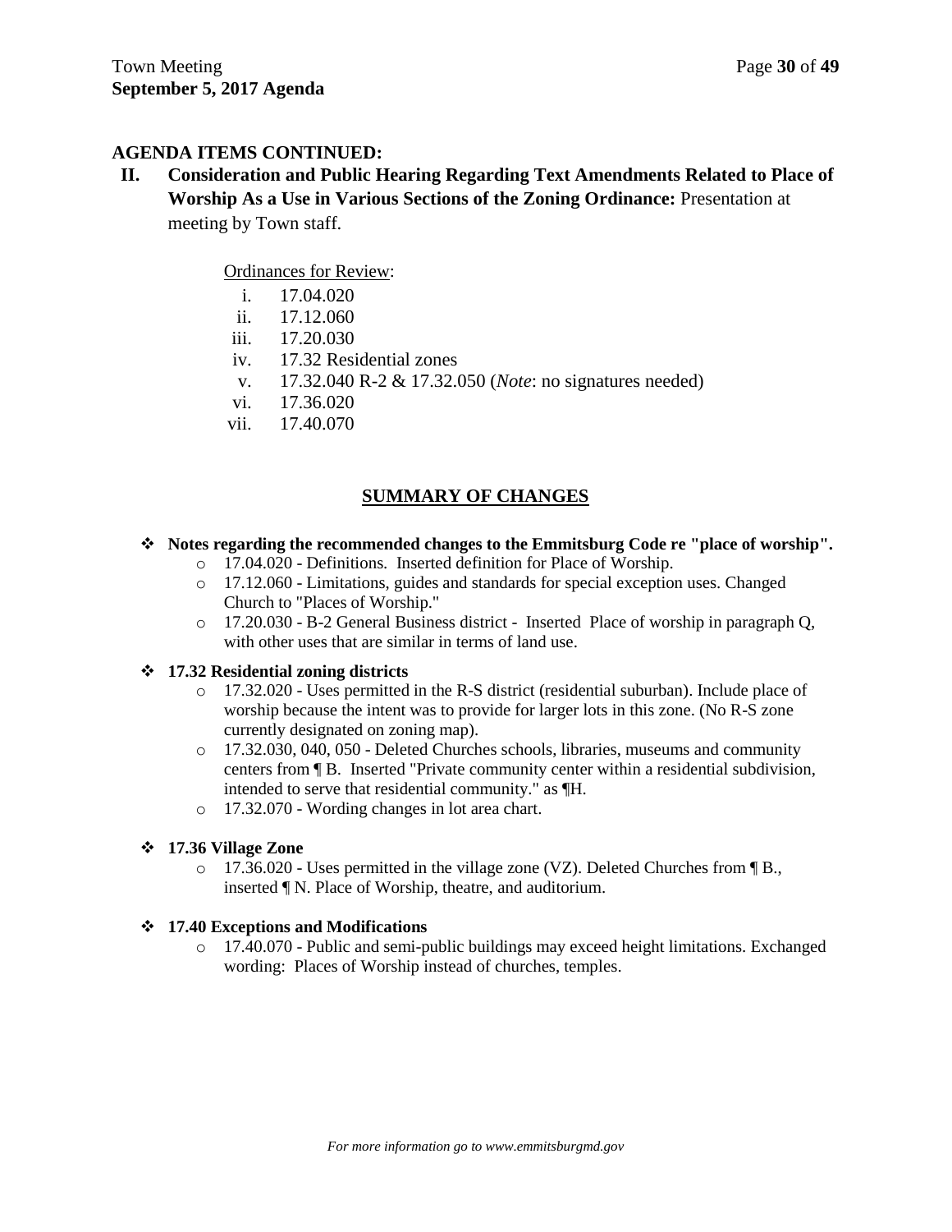**AGENDA ITEMS CONTINUED:**

**II. Consideration and Public Hearing Regarding Text Amendments Related to Place of Worship As a Use in Various Sections of the Zoning Ordinance:** Presentation at meeting by Town staff.

<u>Ordinances for Review</u>:

i. 17.04.020
ii. 17.12.060
iii. 17.20.030
iv. 17.32 Residential zones
v. 17.32.040 R-2 & 17.32.050 (*Note*: no signatures needed)
vi. 17.36.020
vii. 17.40.070

## SUMMARY OF CHANGES

- **Notes regarding the recommended changes to the Emmitsburg Code re "place of worship".**
  - 17.04.020 - Definitions. Inserted definition for Place of Worship.
  - 17.12.060 - Limitations, guides and standards for special exception uses. Changed Church to "Places of Worship."
  - 17.20.030 - B-2 General Business district - Inserted Place of worship in paragraph Q, with other uses that are similar in terms of land use.

- **17.32 Residential zoning districts**
  - 17.32.020 - Uses permitted in the R-S district (residential suburban). Include place of worship because the intent was to provide for larger lots in this zone. (No R-S zone currently designated on zoning map).
  - 17.32.030, 040, 050 - Deleted Churches schools, libraries, museums and community centers from ¶ B. Inserted "Private community center within a residential subdivision, intended to serve that residential community." as ¶H.
  - 17.32.070 - Wording changes in lot area chart.

- **17.36 Village Zone**
  - 17.36.020 - Uses permitted in the village zone (VZ). Deleted Churches from ¶ B., inserted ¶ N. Place of Worship, theatre, and auditorium.

- **17.40 Exceptions and Modifications**
  - 17.40.070 - Public and semi-public buildings may exceed height limitations. Exchanged wording: Places of Worship instead of churches, temples.

*For more information go to www.emmitsburgmd.gov*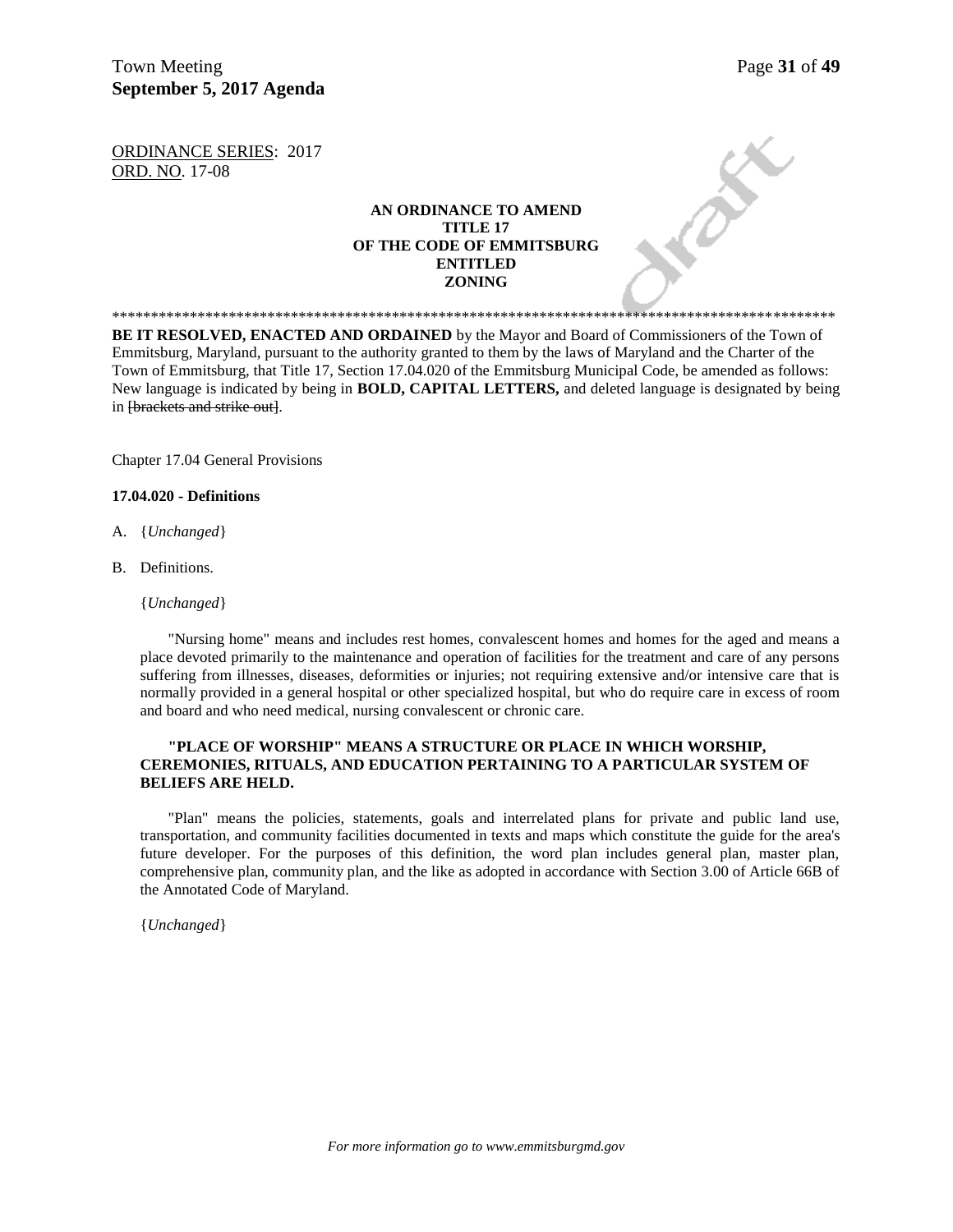ORDINANCE SERIES: 2017
ORD. NO. 17-08

**AN ORDINANCE TO AMEND**
**TITLE 17**
**OF THE CODE OF EMMITSBURG**
**ENTITLED**
**ZONING**

\*\*\*\*\*\*\*\*\*\*\*\*\*\*\*\*\*\*\*\*\*\*\*\*\*\*\*\*\*\*\*\*\*\*\*\*\*\*\*\*\*\*\*\*\*\*\*\*\*\*\*\*\*\*\*\*\*\*\*\*\*\*\*\*\*\*\*\*\*\*\*\*\*\*\*\*\*\*\*\*\*\*\*\*\*\*\*\*\*\*\*\*\*\*\*\*

**BE IT RESOLVED, ENACTED AND ORDAINED** by the Mayor and Board of Commissioners of the Town of Emmitsburg, Maryland, pursuant to the authority granted to them by the laws of Maryland and the Charter of the Town of Emmitsburg, that Title 17, Section 17.04.020 of the Emmitsburg Municipal Code, be amended as follows: New language is indicated by being in **BOLD, CAPITAL LETTERS,** and deleted language is designated by being in ~~[brackets and strike out]~~.

Chapter 17.04 General Provisions

**17.04.020 - Definitions**

A. {*Unchanged*}

B. Definitions.

{*Unchanged*}

"Nursing home" means and includes rest homes, convalescent homes and homes for the aged and means a place devoted primarily to the maintenance and operation of facilities for the treatment and care of any persons suffering from illnesses, diseases, deformities or injuries; not requiring extensive and/or intensive care that is normally provided in a general hospital or other specialized hospital, but who do require care in excess of room and board and who need medical, nursing convalescent or chronic care.

**"PLACE OF WORSHIP" MEANS A STRUCTURE OR PLACE IN WHICH WORSHIP, CEREMONIES, RITUALS, AND EDUCATION PERTAINING TO A PARTICULAR SYSTEM OF BELIEFS ARE HELD.**

"Plan" means the policies, statements, goals and interrelated plans for private and public land use, transportation, and community facilities documented in texts and maps which constitute the guide for the area's future developer. For the purposes of this definition, the word plan includes general plan, master plan, comprehensive plan, community plan, and the like as adopted in accordance with Section 3.00 of Article 66B of the Annotated Code of Maryland.

{*Unchanged*}

*For more information go to www.emmitsburgmd.gov*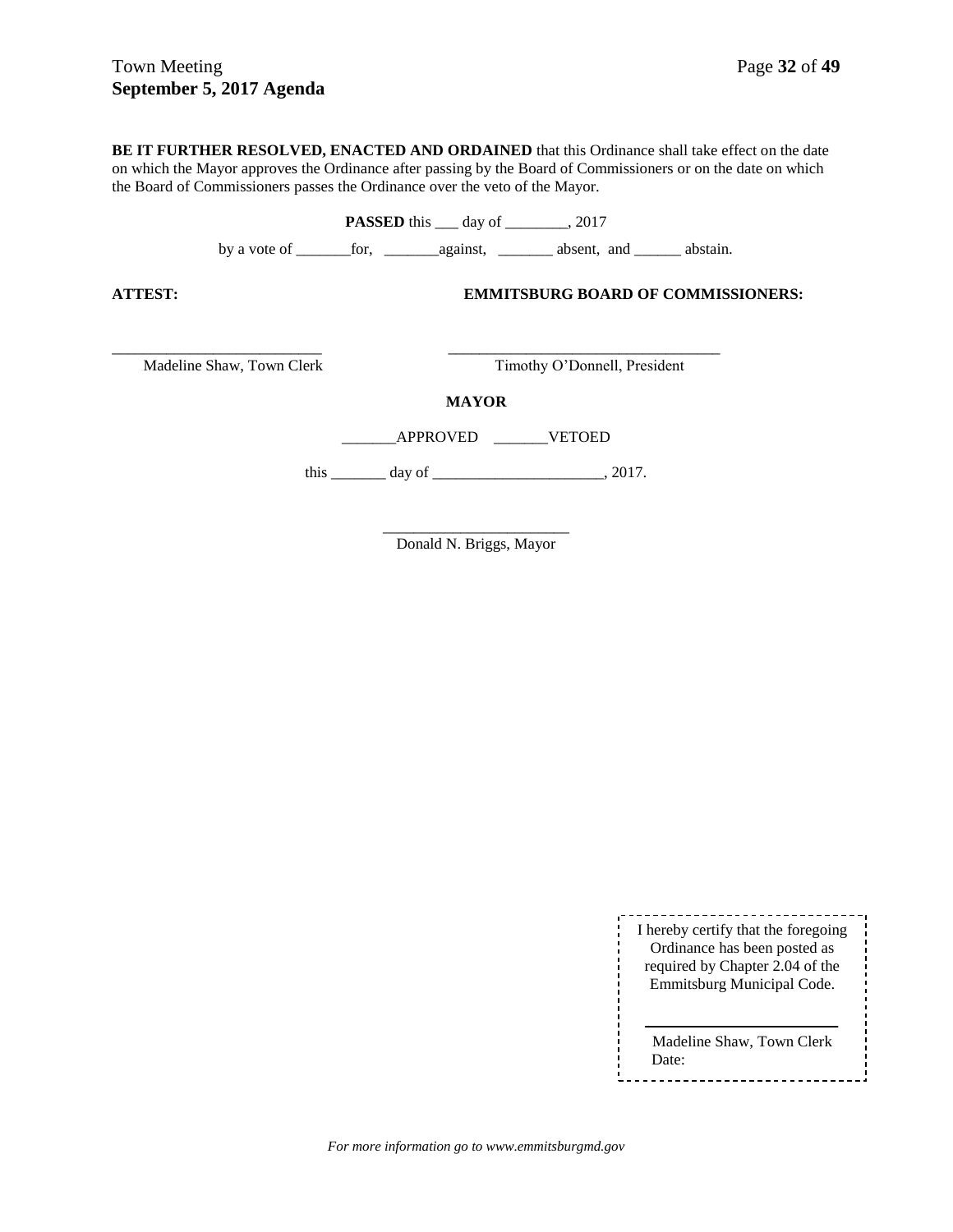**BE IT FURTHER RESOLVED, ENACTED AND ORDAINED** that this Ordinance shall take effect on the date on which the Mayor approves the Ordinance after passing by the Board of Commissioners or on the date on which the Board of Commissioners passes the Ordinance over the veto of the Mayor.

**PASSED** this ___ day of ________, 2017

by a vote of _______for, _______against, _______ absent, and ______ abstain.

**ATTEST:** **EMMITSBURG BOARD OF COMMISSIONERS:**

___________________________ ___________________________________

Madeline Shaw, Town Clerk Timothy O'Donnell, President

**MAYOR**

_______APPROVED _______VETOED

this _______ day of ______________________, 2017.

________________________

Donald N. Briggs, Mayor

I hereby certify that the foregoing Ordinance has been posted as required by Chapter 2.04 of the Emmitsburg Municipal Code.

________________________

Madeline Shaw, Town Clerk

Date:

*For more information go to www.emmitsburgmd.gov*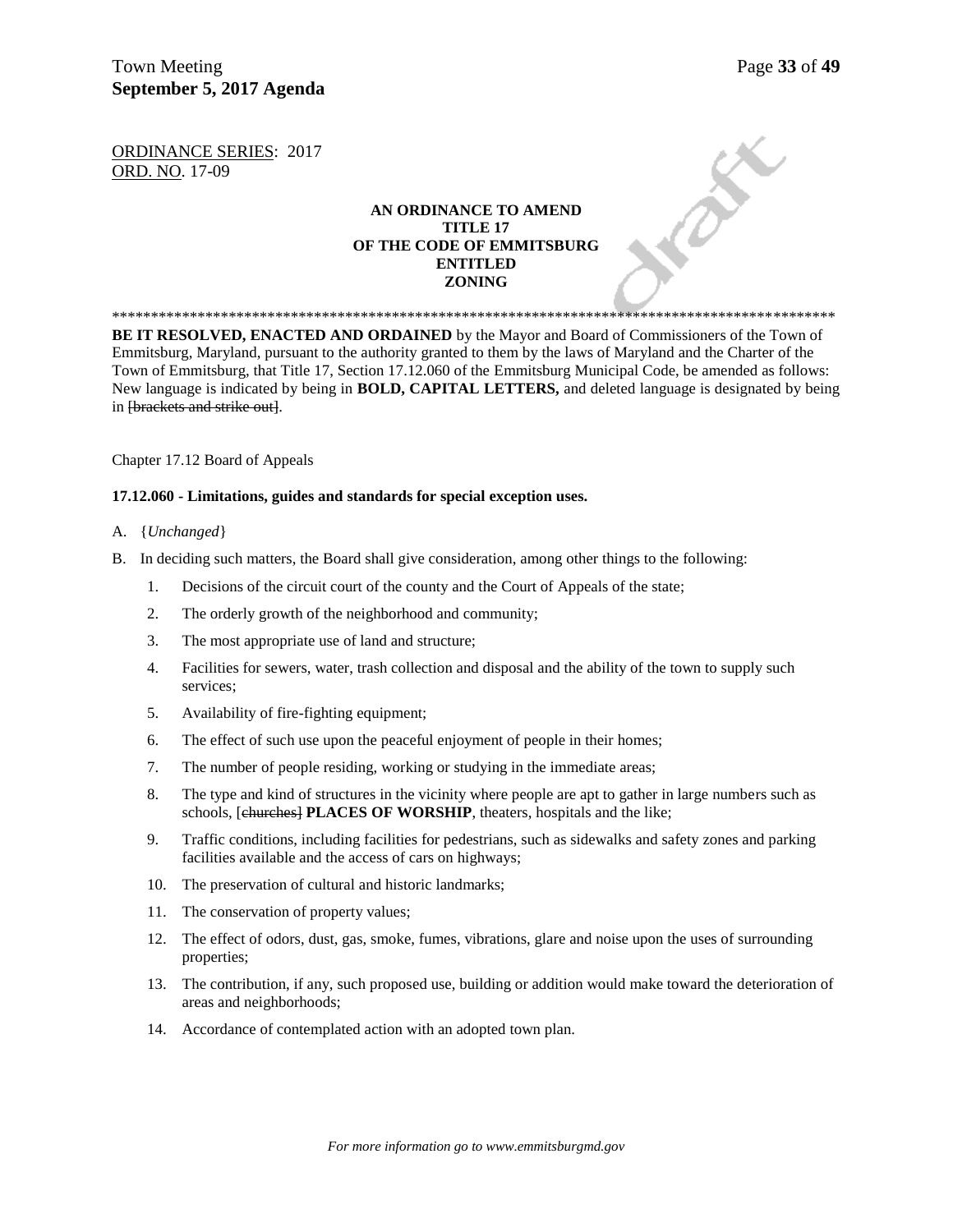ORDINANCE SERIES: 2017
ORD. NO. 17-09

**AN ORDINANCE TO AMEND**
**TITLE 17**
**OF THE CODE OF EMMITSBURG**
**ENTITLED**
**ZONING**

\*\*\*\*\*\*\*\*\*\*\*\*\*\*\*\*\*\*\*\*\*\*\*\*\*\*\*\*\*\*\*\*\*\*\*\*\*\*\*\*\*\*\*\*\*\*\*\*\*\*\*\*\*\*\*\*\*\*\*\*\*\*\*\*\*\*\*\*\*\*\*\*\*\*\*\*\*\*\*\*\*\*\*\*\*\*\*\*\*\*\*\*\*\*

**BE IT RESOLVED, ENACTED AND ORDAINED** by the Mayor and Board of Commissioners of the Town of Emmitsburg, Maryland, pursuant to the authority granted to them by the laws of Maryland and the Charter of the Town of Emmitsburg, that Title 17, Section 17.12.060 of the Emmitsburg Municipal Code, be amended as follows: New language is indicated by being in **BOLD, CAPITAL LETTERS,** and deleted language is designated by being in ~~[brackets and strike out]~~.

Chapter 17.12 Board of Appeals

**17.12.060 - Limitations, guides and standards for special exception uses.**

A. {*Unchanged*}

B. In deciding such matters, the Board shall give consideration, among other things to the following:

1. Decisions of the circuit court of the county and the Court of Appeals of the state;
2. The orderly growth of the neighborhood and community;
3. The most appropriate use of land and structure;
4. Facilities for sewers, water, trash collection and disposal and the ability of the town to supply such services;
5. Availability of fire-fighting equipment;
6. The effect of such use upon the peaceful enjoyment of people in their homes;
7. The number of people residing, working or studying in the immediate areas;
8. The type and kind of structures in the vicinity where people are apt to gather in large numbers such as schools, [~~churches~~] **PLACES OF WORSHIP**, theaters, hospitals and the like;
9. Traffic conditions, including facilities for pedestrians, such as sidewalks and safety zones and parking facilities available and the access of cars on highways;
10. The preservation of cultural and historic landmarks;
11. The conservation of property values;
12. The effect of odors, dust, gas, smoke, fumes, vibrations, glare and noise upon the uses of surrounding properties;
13. The contribution, if any, such proposed use, building or addition would make toward the deterioration of areas and neighborhoods;
14. Accordance of contemplated action with an adopted town plan.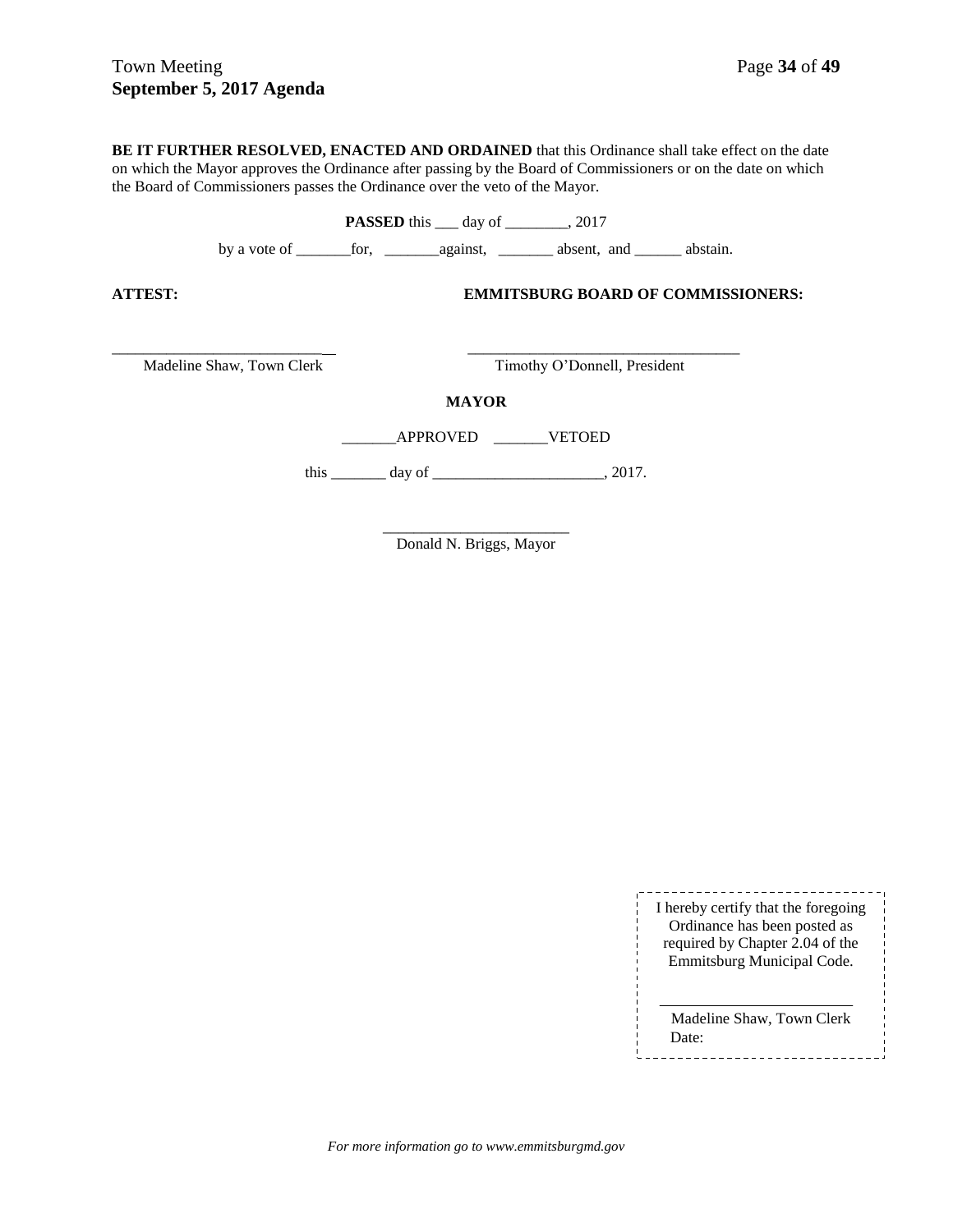**BE IT FURTHER RESOLVED, ENACTED AND ORDAINED** that this Ordinance shall take effect on the date on which the Mayor approves the Ordinance after passing by the Board of Commissioners or on the date on which the Board of Commissioners passes the Ordinance over the veto of the Mayor.

**PASSED** this ___ day of ________, 2017

by a vote of _______for, _______against, _______ absent, and ______ abstain.

**ATTEST:** **EMMITSBURG BOARD OF COMMISSIONERS:**

____________________________
Madeline Shaw, Town Clerk

____________________________
Timothy O'Donnell, President

**MAYOR**

_______APPROVED _______VETOED

this _______ day of ______________________, 2017.

________________________
Donald N. Briggs, Mayor

I hereby certify that the foregoing Ordinance has been posted as required by Chapter 2.04 of the Emmitsburg Municipal Code.

________________________
Madeline Shaw, Town Clerk
Date:

*For more information go to www.emmitsburgmd.gov*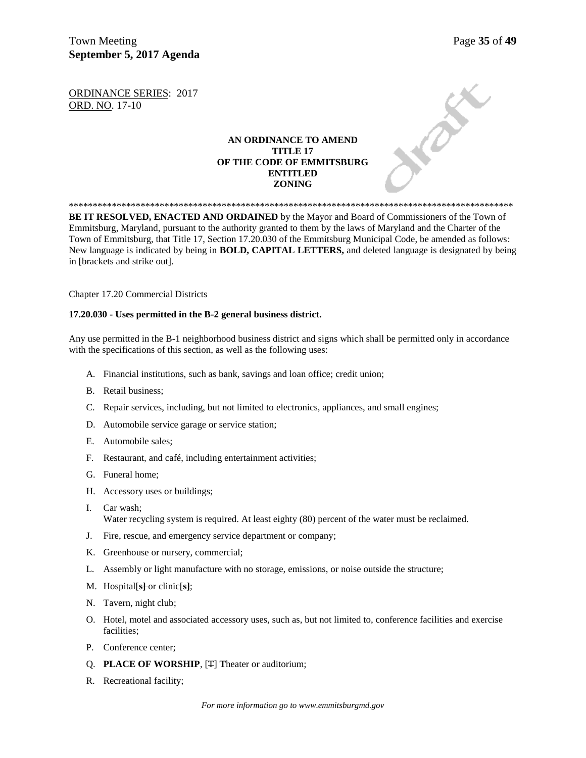ORDINANCE SERIES: 2017
ORD. NO. 17-10

**AN ORDINANCE TO AMEND**
**TITLE 17**
**OF THE CODE OF EMMITSBURG**
**ENTITLED**
**ZONING**

\*\*\*\*\*\*\*\*\*\*\*\*\*\*\*\*\*\*\*\*\*\*\*\*\*\*\*\*\*\*\*\*\*\*\*\*\*\*\*\*\*\*\*\*\*\*\*\*\*\*\*\*\*\*\*\*\*\*\*\*\*\*\*\*\*\*\*\*\*\*\*\*\*\*\*\*\*\*\*\*\*\*\*\*\*\*\*\*\*\*\*\*\*\*\*\*

**BE IT RESOLVED, ENACTED AND ORDAINED** by the Mayor and Board of Commissioners of the Town of Emmitsburg, Maryland, pursuant to the authority granted to them by the laws of Maryland and the Charter of the Town of Emmitsburg, that Title 17, Section 17.20.030 of the Emmitsburg Municipal Code, be amended as follows: New language is indicated by being in **BOLD, CAPITAL LETTERS,** and deleted language is designated by being in ~~[brackets and strike out]~~.

Chapter 17.20 Commercial Districts

**17.20.030 - Uses permitted in the B-2 general business district.**

Any use permitted in the B-1 neighborhood business district and signs which shall be permitted only in accordance with the specifications of this section, as well as the following uses:

A. Financial institutions, such as bank, savings and loan office; credit union;

B. Retail business;

C. Repair services, including, but not limited to electronics, appliances, and small engines;

D. Automobile service garage or service station;

E. Automobile sales;

F. Restaurant, and café, including entertainment activities;

G. Funeral home;

H. Accessory uses or buildings;

I. Car wash;
Water recycling system is required. At least eighty (80) percent of the water must be reclaimed.

J. Fire, rescue, and emergency service department or company;

K. Greenhouse or nursery, commercial;

L. Assembly or light manufacture with no storage, emissions, or noise outside the structure;

M. Hospital[~~s~~] or clinic[~~s~~];

N. Tavern, night club;

O. Hotel, motel and associated accessory uses, such as, but not limited to, conference facilities and exercise facilities;

P. Conference center;

Q. **PLACE OF WORSHIP**, [~~T~~] **T**heater or auditorium;

R. Recreational facility;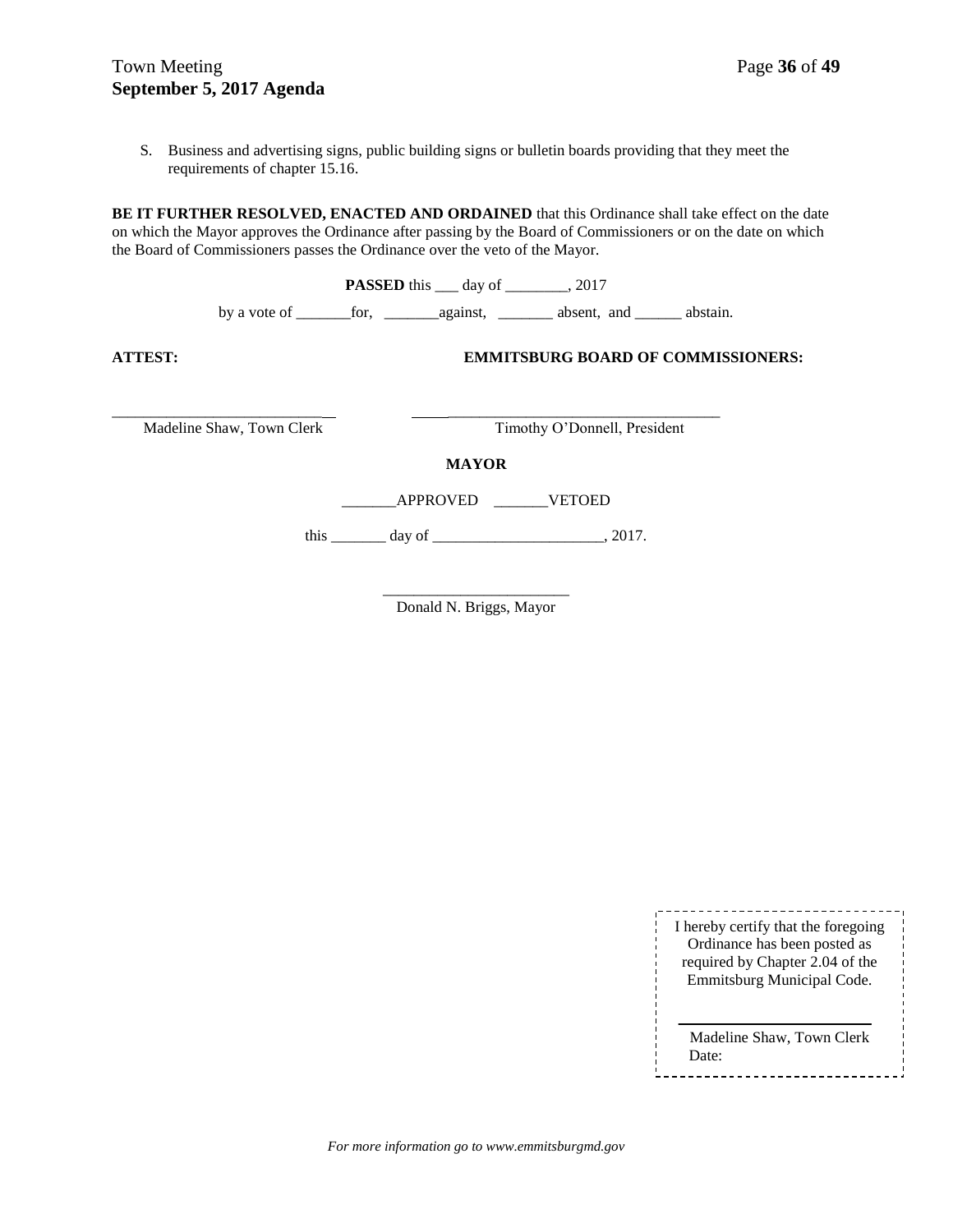S. Business and advertising signs, public building signs or bulletin boards providing that they meet the requirements of chapter 15.16.

**BE IT FURTHER RESOLVED, ENACTED AND ORDAINED** that this Ordinance shall take effect on the date on which the Mayor approves the Ordinance after passing by the Board of Commissioners or on the date on which the Board of Commissioners passes the Ordinance over the veto of the Mayor.

**PASSED** this ___ day of ________, 2017

by a vote of _______for, _______against, _______ absent, and ______ abstain.

**ATTEST:** **EMMITSBURG BOARD OF COMMISSIONERS:**

_____________________________ _____________________________________

Madeline Shaw, Town Clerk Timothy O'Donnell, President

**MAYOR**

_______APPROVED _______VETOED

this _______ day of ______________________, 2017.

________________________

Donald N. Briggs, Mayor

I hereby certify that the foregoing Ordinance has been posted as required by Chapter 2.04 of the Emmitsburg Municipal Code.

________________________

Madeline Shaw, Town Clerk
Date:

*For more information go to www.emmitsburgmd.gov*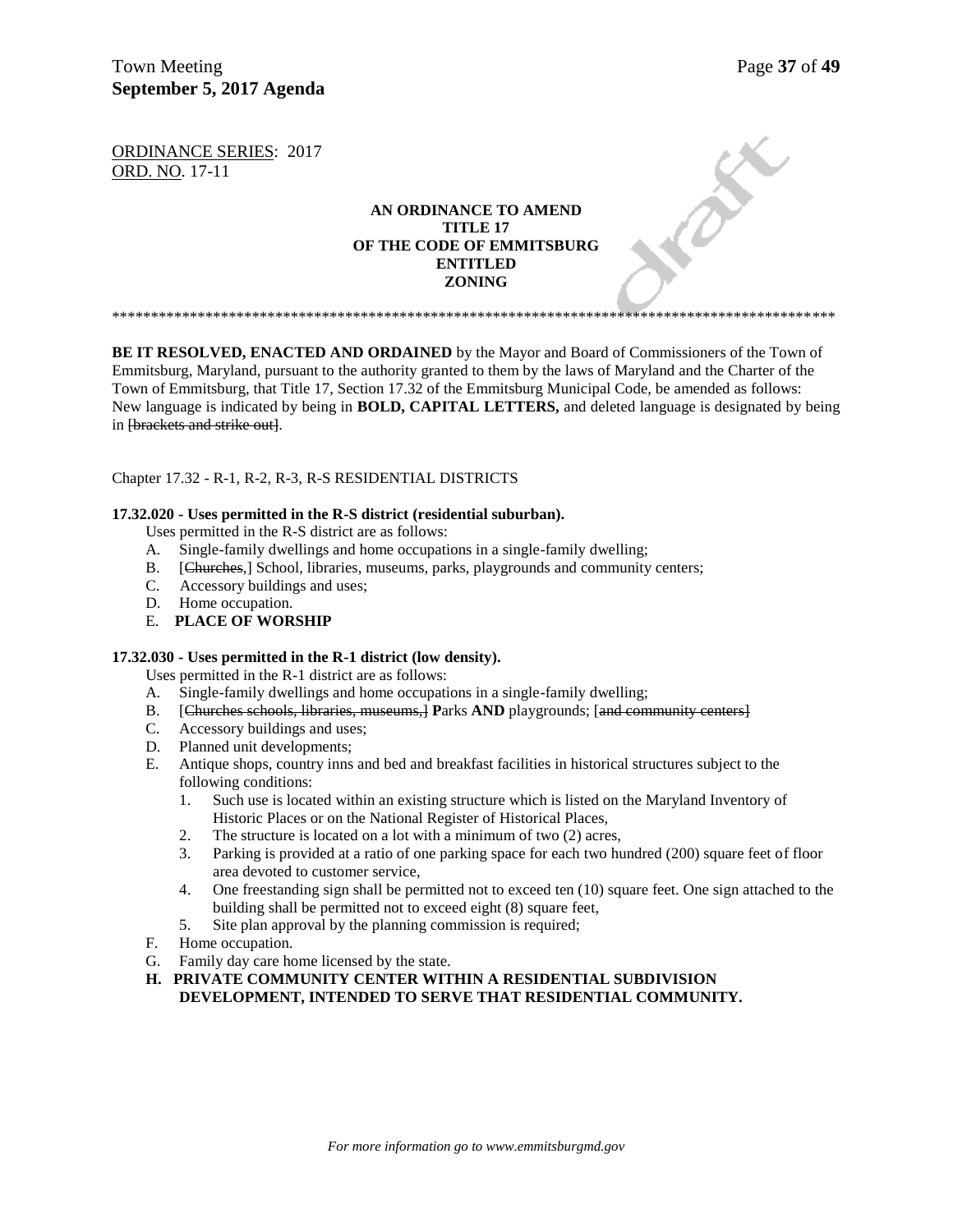ORDINANCE SERIES: 2017
ORD. NO. 17-11

**AN ORDINANCE TO AMEND**
**TITLE 17**
**OF THE CODE OF EMMITSBURG**
**ENTITLED**
**ZONING**

**********************************************************************************************

**BE IT RESOLVED, ENACTED AND ORDAINED** by the Mayor and Board of Commissioners of the Town of Emmitsburg, Maryland, pursuant to the authority granted to them by the laws of Maryland and the Charter of the Town of Emmitsburg, that Title 17, Section 17.32 of the Emmitsburg Municipal Code, be amended as follows: New language is indicated by being in **BOLD, CAPITAL LETTERS,** and deleted language is designated by being in ~~[brackets and strike out]~~.

Chapter 17.32 - R-1, R-2, R-3, R-S RESIDENTIAL DISTRICTS

**17.32.020 - Uses permitted in the R-S district (residential suburban).**

Uses permitted in the R-S district are as follows:

A. Single-family dwellings and home occupations in a single-family dwelling;
B. [~~Churches,~~] School, libraries, museums, parks, playgrounds and community centers;
C. Accessory buildings and uses;
D. Home occupation.
E. **PLACE OF WORSHIP**

**17.32.030 - Uses permitted in the R-1 district (low density).**

Uses permitted in the R-1 district are as follows:

A. Single-family dwellings and home occupations in a single-family dwelling;
B. [~~Churches schools, libraries, museums,~~] **P**arks **AND** playgrounds; [~~and community centers~~]
C. Accessory buildings and uses;
D. Planned unit developments;
E. Antique shops, country inns and bed and breakfast facilities in historical structures subject to the following conditions:
   1. Such use is located within an existing structure which is listed on the Maryland Inventory of Historic Places or on the National Register of Historical Places,
   2. The structure is located on a lot with a minimum of two (2) acres,
   3. Parking is provided at a ratio of one parking space for each two hundred (200) square feet of floor area devoted to customer service,
   4. One freestanding sign shall be permitted not to exceed ten (10) square feet. One sign attached to the building shall be permitted not to exceed eight (8) square feet,
   5. Site plan approval by the planning commission is required;
F. Home occupation.
G. Family day care home licensed by the state.
**H. PRIVATE COMMUNITY CENTER WITHIN A RESIDENTIAL SUBDIVISION DEVELOPMENT, INTENDED TO SERVE THAT RESIDENTIAL COMMUNITY.**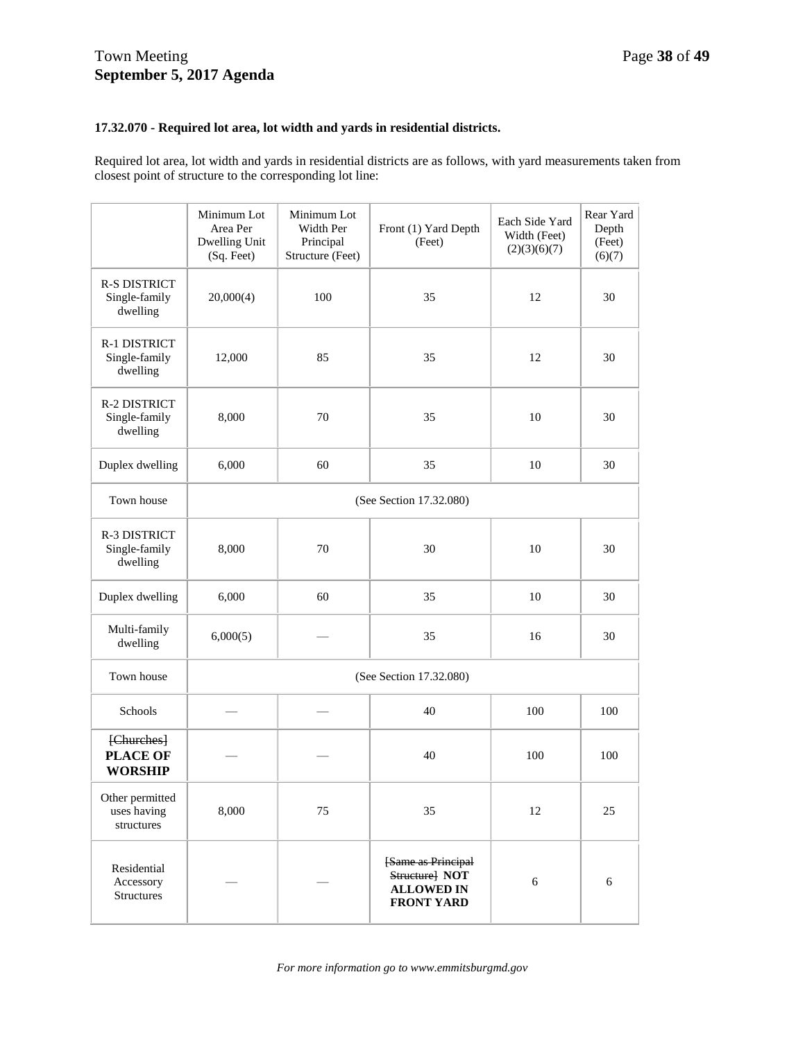### 17.32.070 - Required lot area, lot width and yards in residential districts.

Required lot area, lot width and yards in residential districts are as follows, with yard measurements taken from closest point of structure to the corresponding lot line:

| | Minimum Lot Area Per Dwelling Unit (Sq. Feet) | Minimum Lot Width Per Principal Structure (Feet) | Front (1) Yard Depth (Feet) | Each Side Yard Width (Feet) (2)(3)(6)(7) | Rear Yard Depth (Feet) (6)(7) |
|---|---|---|---|---|---|
| R-S DISTRICT Single-family dwelling | 20,000(4) | 100 | 35 | 12 | 30 |
| R-1 DISTRICT Single-family dwelling | 12,000 | 85 | 35 | 12 | 30 |
| R-2 DISTRICT Single-family dwelling | 8,000 | 70 | 35 | 10 | 30 |
| Duplex dwelling | 6,000 | 60 | 35 | 10 | 30 |
| Town house | (See Section 17.32.080) | | | | |
| R-3 DISTRICT Single-family dwelling | 8,000 | 70 | 30 | 10 | 30 |
| Duplex dwelling | 6,000 | 60 | 35 | 10 | 30 |
| Multi-family dwelling | 6,000(5) | — | 35 | 16 | 30 |
| Town house | (See Section 17.32.080) | | | | |
| Schools | — | — | 40 | 100 | 100 |
| ~~[Churches]~~ **PLACE OF WORSHIP** | — | — | 40 | 100 | 100 |
| Other permitted uses having structures | 8,000 | 75 | 35 | 12 | 25 |
| Residential Accessory Structures | — | — | ~~[Same as Principal Structure]~~ **NOT ALLOWED IN FRONT YARD** | 6 | 6 |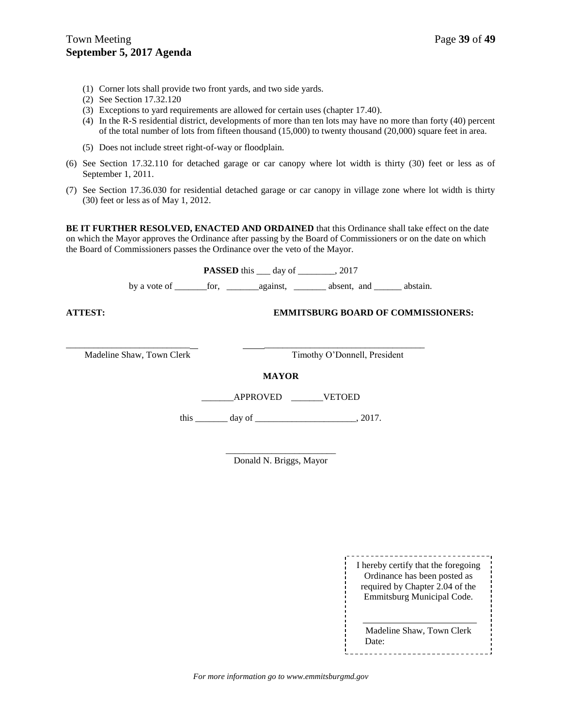(1) Corner lots shall provide two front yards, and two side yards.
(2) See Section 17.32.120
(3) Exceptions to yard requirements are allowed for certain uses (chapter 17.40).
(4) In the R-S residential district, developments of more than ten lots may have no more than forty (40) percent of the total number of lots from fifteen thousand (15,000) to twenty thousand (20,000) square feet in area.
(5) Does not include street right-of-way or floodplain.

(6) See Section 17.32.110 for detached garage or car canopy where lot width is thirty (30) feet or less as of September 1, 2011.

(7) See Section 17.36.030 for residential detached garage or car canopy in village zone where lot width is thirty (30) feet or less as of May 1, 2012.

**BE IT FURTHER RESOLVED, ENACTED AND ORDAINED** that this Ordinance shall take effect on the date on which the Mayor approves the Ordinance after passing by the Board of Commissioners or on the date on which the Board of Commissioners passes the Ordinance over the veto of the Mayor.

**PASSED** this ___ day of ________, 2017

by a vote of _______for, _______against, _______ absent, and ______ abstain.

**ATTEST:** **EMMITSBURG BOARD OF COMMISSIONERS:**

_____________________________ _____________________________

Madeline Shaw, Town Clerk Timothy O'Donnell, President

**MAYOR**

_______APPROVED _______VETOED

this _______ day of ______________________, 2017.

________________________

Donald N. Briggs, Mayor

I hereby certify that the foregoing Ordinance has been posted as required by Chapter 2.04 of the Emmitsburg Municipal Code.

________________________

Madeline Shaw, Town Clerk
Date: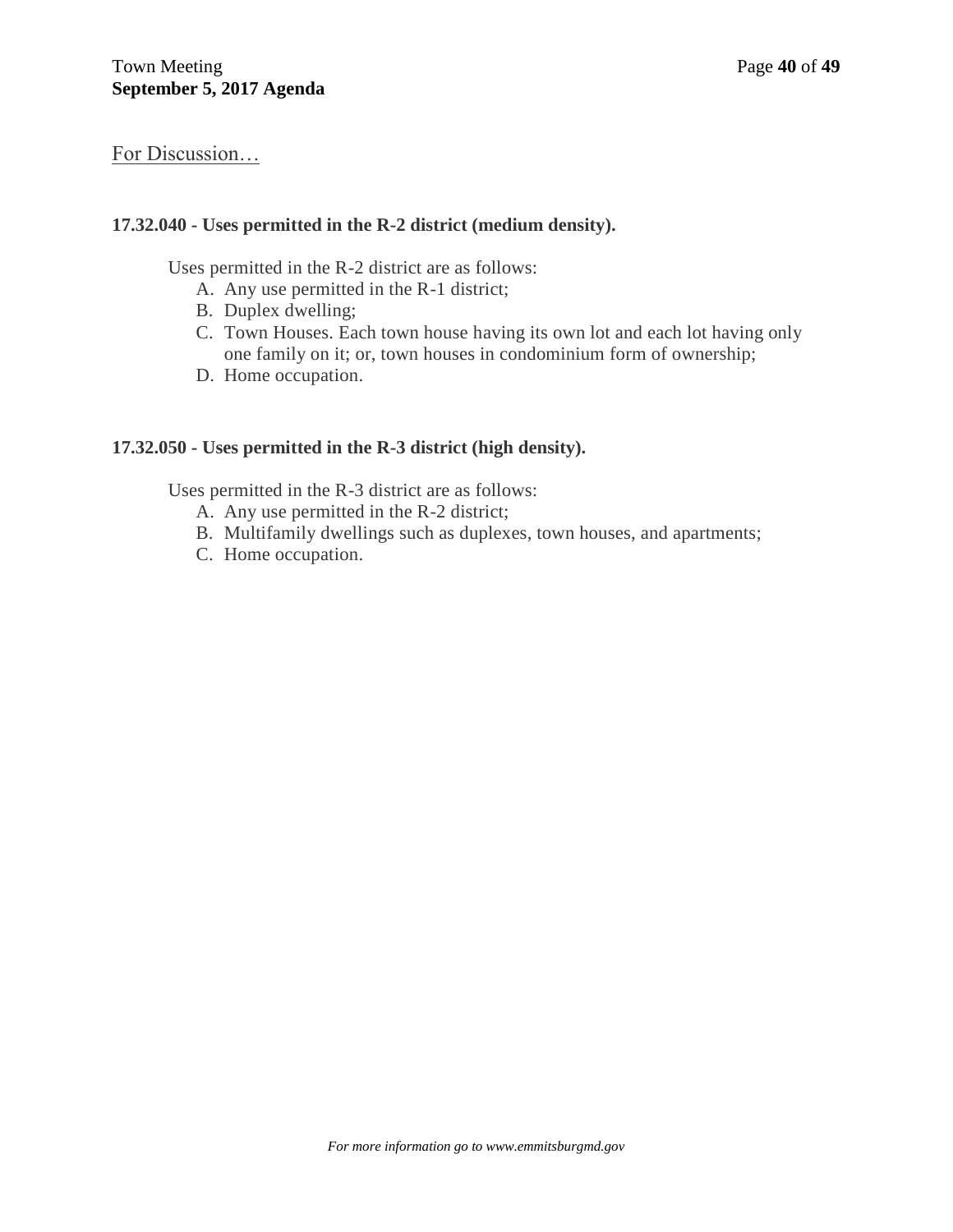For Discussion…

**17.32.040 - Uses permitted in the R-2 district (medium density).**

Uses permitted in the R-2 district are as follows:

A. Any use permitted in the R-1 district;
B. Duplex dwelling;
C. Town Houses. Each town house having its own lot and each lot having only one family on it; or, town houses in condominium form of ownership;
D. Home occupation.

**17.32.050 - Uses permitted in the R-3 district (high density).**

Uses permitted in the R-3 district are as follows:

A. Any use permitted in the R-2 district;
B. Multifamily dwellings such as duplexes, town houses, and apartments;
C. Home occupation.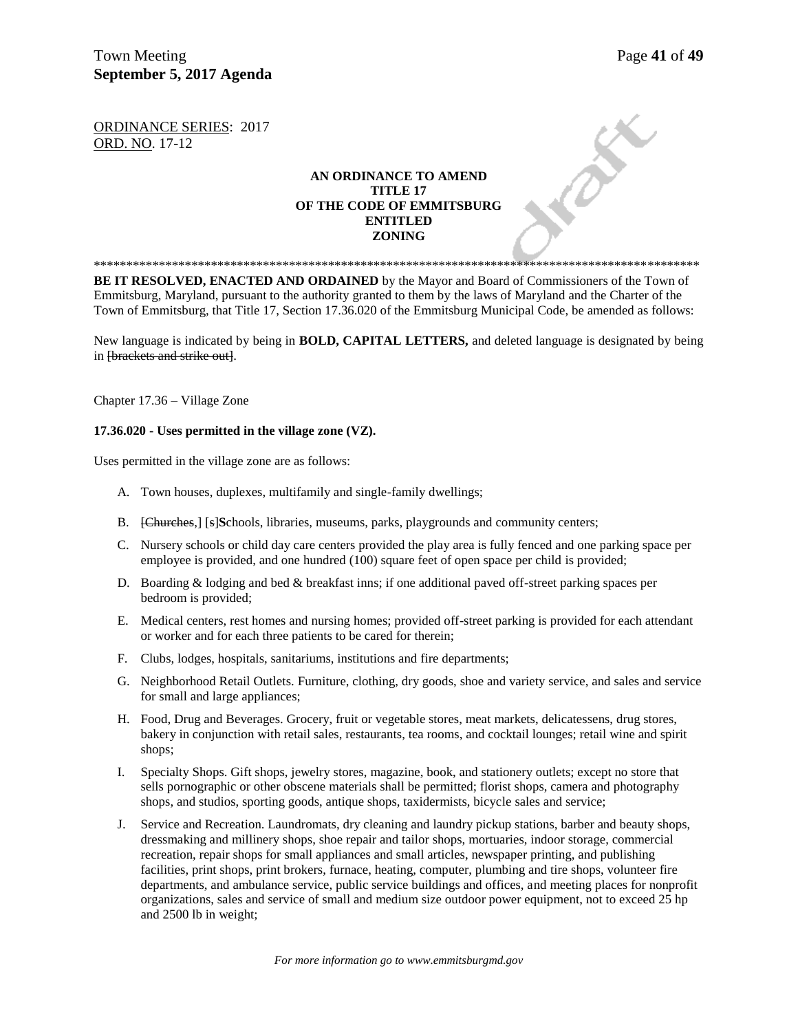ORDINANCE SERIES: 2017
ORD. NO. 17-12

**AN ORDINANCE TO AMEND TITLE 17 OF THE CODE OF EMMITSBURG ENTITLED ZONING**

\*\*\*\*\*\*\*\*\*\*\*\*\*\*\*\*\*\*\*\*\*\*\*\*\*\*\*\*\*\*\*\*\*\*\*\*\*\*\*\*\*\*\*\*\*\*\*\*\*\*\*\*\*\*\*\*\*\*\*\*\*\*\*\*\*\*\*\*\*\*\*\*\*\*\*\*\*\*\*\*\*\*\*\*\*\*\*\*\*\*\*\*\*\*

**BE IT RESOLVED, ENACTED AND ORDAINED** by the Mayor and Board of Commissioners of the Town of Emmitsburg, Maryland, pursuant to the authority granted to them by the laws of Maryland and the Charter of the Town of Emmitsburg, that Title 17, Section 17.36.020 of the Emmitsburg Municipal Code, be amended as follows:

New language is indicated by being in **BOLD, CAPITAL LETTERS,** and deleted language is designated by being in [~~brackets and strike out~~].

Chapter 17.36 – Village Zone

**17.36.020 - Uses permitted in the village zone (VZ).**

Uses permitted in the village zone are as follows:

A. Town houses, duplexes, multifamily and single-family dwellings;

B. [~~Churches,~~] [~~s~~]**S**chools, libraries, museums, parks, playgrounds and community centers;

C. Nursery schools or child day care centers provided the play area is fully fenced and one parking space per employee is provided, and one hundred (100) square feet of open space per child is provided;

D. Boarding & lodging and bed & breakfast inns; if one additional paved off-street parking spaces per bedroom is provided;

E. Medical centers, rest homes and nursing homes; provided off-street parking is provided for each attendant or worker and for each three patients to be cared for therein;

F. Clubs, lodges, hospitals, sanitariums, institutions and fire departments;

G. Neighborhood Retail Outlets. Furniture, clothing, dry goods, shoe and variety service, and sales and service for small and large appliances;

H. Food, Drug and Beverages. Grocery, fruit or vegetable stores, meat markets, delicatessens, drug stores, bakery in conjunction with retail sales, restaurants, tea rooms, and cocktail lounges; retail wine and spirit shops;

I. Specialty Shops. Gift shops, jewelry stores, magazine, book, and stationery outlets; except no store that sells pornographic or other obscene materials shall be permitted; florist shops, camera and photography shops, and studios, sporting goods, antique shops, taxidermists, bicycle sales and service;

J. Service and Recreation. Laundromats, dry cleaning and laundry pickup stations, barber and beauty shops, dressmaking and millinery shops, shoe repair and tailor shops, mortuaries, indoor storage, commercial recreation, repair shops for small appliances and small articles, newspaper printing, and publishing facilities, print shops, print brokers, furnace, heating, computer, plumbing and tire shops, volunteer fire departments, and ambulance service, public service buildings and offices, and meeting places for nonprofit organizations, sales and service of small and medium size outdoor power equipment, not to exceed 25 hp and 2500 lb in weight;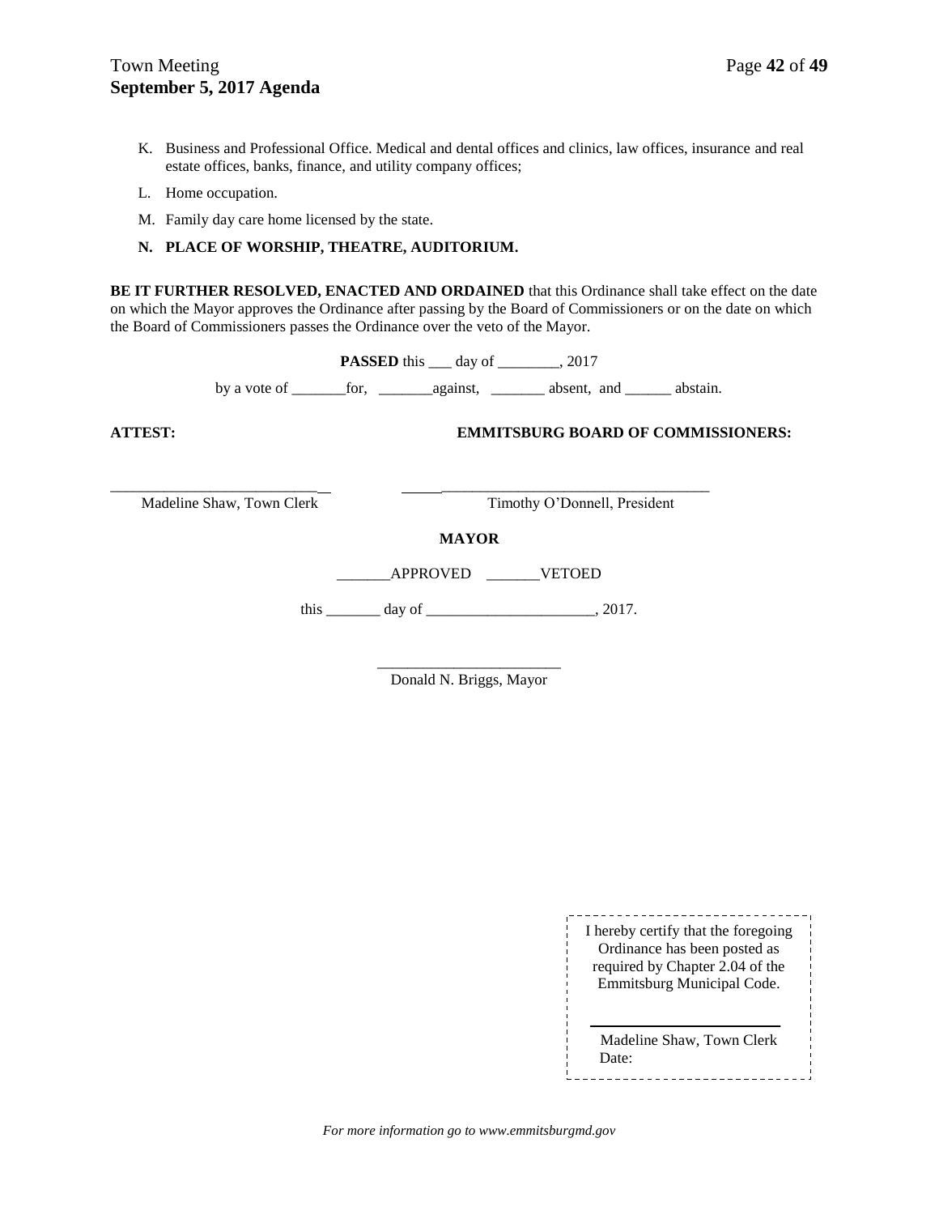K. Business and Professional Office. Medical and dental offices and clinics, law offices, insurance and real estate offices, banks, finance, and utility company offices;

L. Home occupation.

M. Family day care home licensed by the state.

**N. PLACE OF WORSHIP, THEATRE, AUDITORIUM.**

**BE IT FURTHER RESOLVED, ENACTED AND ORDAINED** that this Ordinance shall take effect on the date on which the Mayor approves the Ordinance after passing by the Board of Commissioners or on the date on which the Board of Commissioners passes the Ordinance over the veto of the Mayor.

**PASSED** this ___ day of ________, 2017

by a vote of _______for, _______against, _______ absent, and ______ abstain.

**ATTEST:** **EMMITSBURG BOARD OF COMMISSIONERS:**

____________________________ ____________________________

Madeline Shaw, Town Clerk Timothy O'Donnell, President

**MAYOR**

_______APPROVED _______VETOED

this _______ day of ______________________, 2017.

________________________

Donald N. Briggs, Mayor

I hereby certify that the foregoing Ordinance has been posted as required by Chapter 2.04 of the Emmitsburg Municipal Code.

________________________

Madeline Shaw, Town Clerk
Date:

*For more information go to www.emmitsburgmd.gov*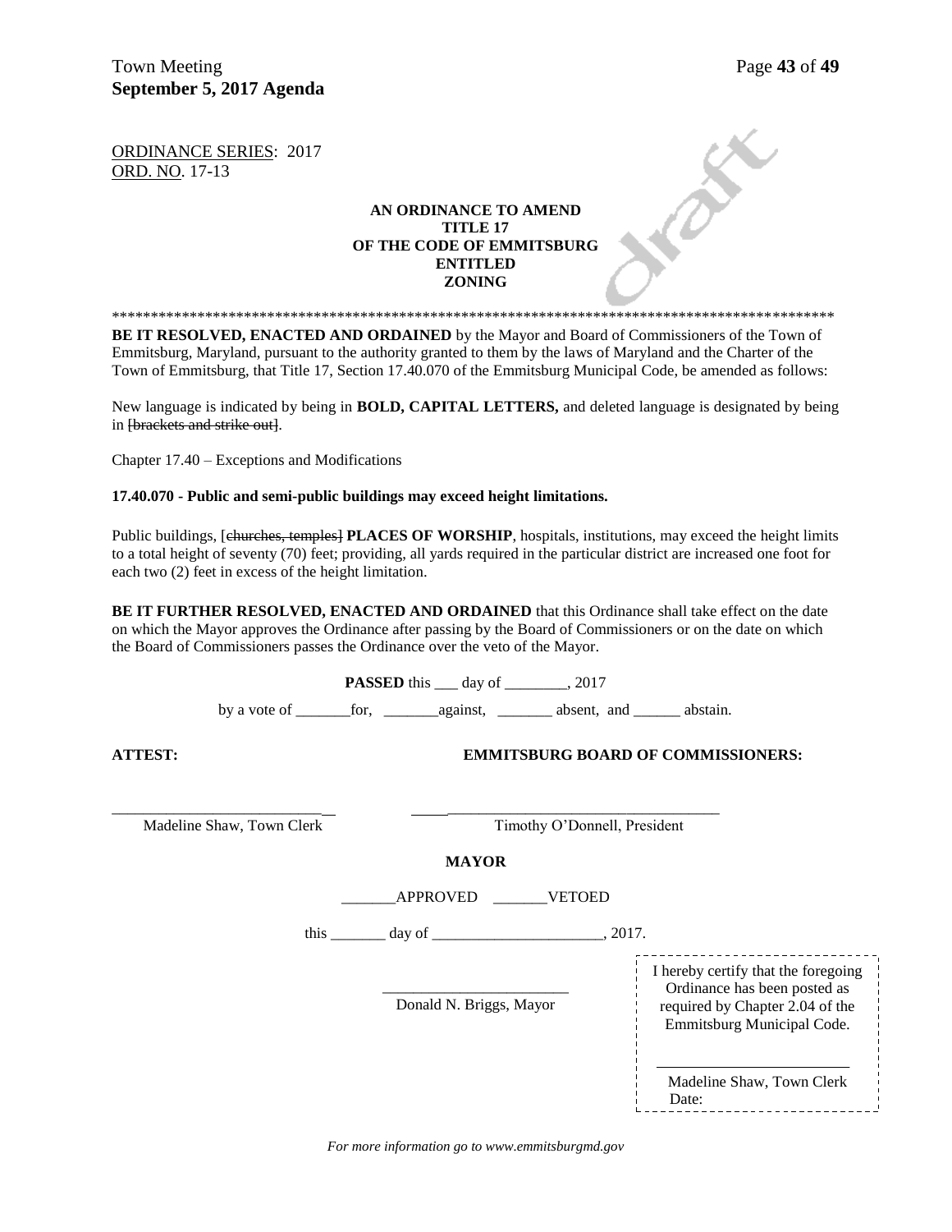ORDINANCE SERIES: 2017
ORD. NO. 17-13

**AN ORDINANCE TO AMEND**
**TITLE 17**
**OF THE CODE OF EMMITSBURG**
**ENTITLED**
**ZONING**

*********************************************************************************************

**BE IT RESOLVED, ENACTED AND ORDAINED** by the Mayor and Board of Commissioners of the Town of Emmitsburg, Maryland, pursuant to the authority granted to them by the laws of Maryland and the Charter of the Town of Emmitsburg, that Title 17, Section 17.40.070 of the Emmitsburg Municipal Code, be amended as follows:

New language is indicated by being in **BOLD, CAPITAL LETTERS,** and deleted language is designated by being in ~~[brackets and strike out]~~.

Chapter 17.40 – Exceptions and Modifications

**17.40.070 - Public and semi-public buildings may exceed height limitations.**

Public buildings, [~~churches, temples~~] **PLACES OF WORSHIP**, hospitals, institutions, may exceed the height limits to a total height of seventy (70) feet; providing, all yards required in the particular district are increased one foot for each two (2) feet in excess of the height limitation.

**BE IT FURTHER RESOLVED, ENACTED AND ORDAINED** that this Ordinance shall take effect on the date on which the Mayor approves the Ordinance after passing by the Board of Commissioners or on the date on which the Board of Commissioners passes the Ordinance over the veto of the Mayor.

**PASSED** this ___ day of ________, 2017

by a vote of _______for, _______against, _______ absent, and ______ abstain.

**ATTEST:** **EMMITSBURG BOARD OF COMMISSIONERS:**

___________________________ ___________________________________
Madeline Shaw, Town Clerk Timothy O'Donnell, President

**MAYOR**

_______APPROVED _______VETOED

this _______ day of _____________________, 2017.

________________________
Donald N. Briggs, Mayor

I hereby certify that the foregoing Ordinance has been posted as required by Chapter 2.04 of the Emmitsburg Municipal Code.

________________________
Madeline Shaw, Town Clerk
Date:

*For more information go to www.emmitsburgmd.gov*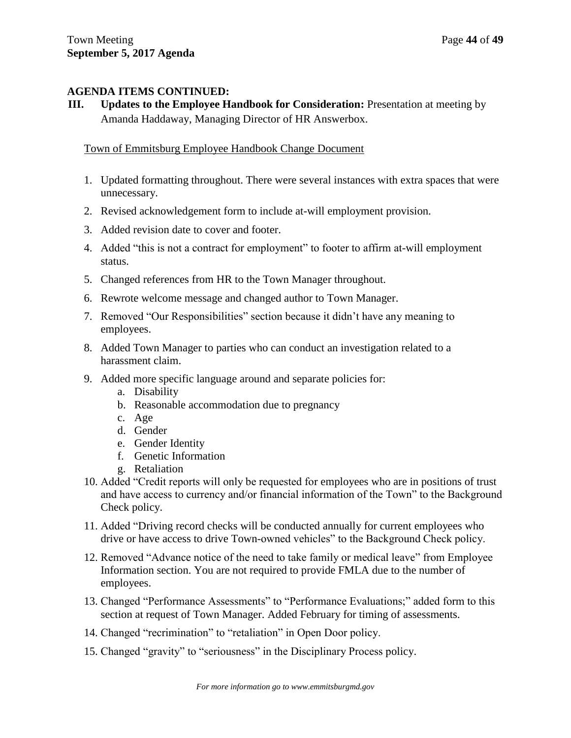**AGENDA ITEMS CONTINUED:**

**III. Updates to the Employee Handbook for Consideration:** Presentation at meeting by Amanda Haddaway, Managing Director of HR Answerbox.

Town of Emmitsburg Employee Handbook Change Document

1. Updated formatting throughout. There were several instances with extra spaces that were unnecessary.
2. Revised acknowledgement form to include at-will employment provision.
3. Added revision date to cover and footer.
4. Added "this is not a contract for employment" to footer to affirm at-will employment status.
5. Changed references from HR to the Town Manager throughout.
6. Rewrote welcome message and changed author to Town Manager.
7. Removed "Our Responsibilities" section because it didn't have any meaning to employees.
8. Added Town Manager to parties who can conduct an investigation related to a harassment claim.
9. Added more specific language around and separate policies for:
   a. Disability
   b. Reasonable accommodation due to pregnancy
   c. Age
   d. Gender
   e. Gender Identity
   f. Genetic Information
   g. Retaliation
10. Added "Credit reports will only be requested for employees who are in positions of trust and have access to currency and/or financial information of the Town" to the Background Check policy.
11. Added "Driving record checks will be conducted annually for current employees who drive or have access to drive Town-owned vehicles" to the Background Check policy.
12. Removed "Advance notice of the need to take family or medical leave" from Employee Information section. You are not required to provide FMLA due to the number of employees.
13. Changed "Performance Assessments" to "Performance Evaluations;" added form to this section at request of Town Manager. Added February for timing of assessments.
14. Changed "recrimination" to "retaliation" in Open Door policy.
15. Changed "gravity" to "seriousness" in the Disciplinary Process policy.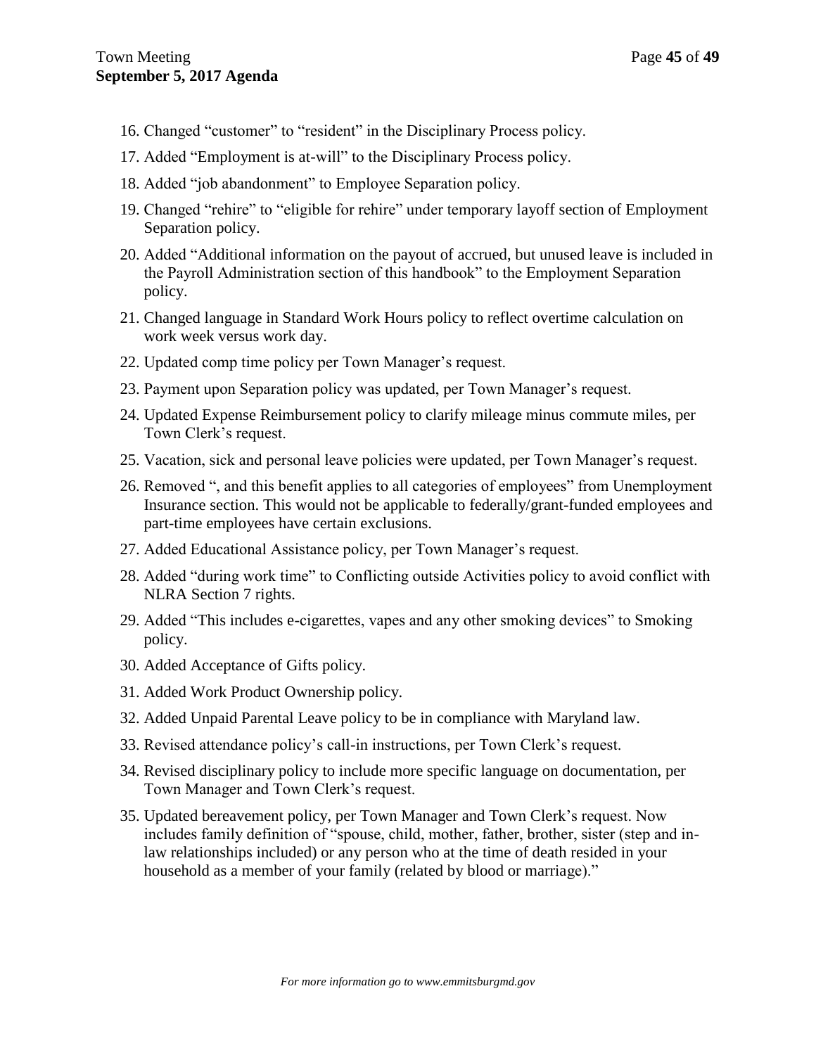16. Changed “customer” to “resident” in the Disciplinary Process policy.
17. Added “Employment is at-will” to the Disciplinary Process policy.
18. Added “job abandonment” to Employee Separation policy.
19. Changed “rehire” to “eligible for rehire” under temporary layoff section of Employment Separation policy.
20. Added “Additional information on the payout of accrued, but unused leave is included in the Payroll Administration section of this handbook” to the Employment Separation policy.
21. Changed language in Standard Work Hours policy to reflect overtime calculation on work week versus work day.
22. Updated comp time policy per Town Manager’s request.
23. Payment upon Separation policy was updated, per Town Manager’s request.
24. Updated Expense Reimbursement policy to clarify mileage minus commute miles, per Town Clerk’s request.
25. Vacation, sick and personal leave policies were updated, per Town Manager’s request.
26. Removed “, and this benefit applies to all categories of employees” from Unemployment Insurance section. This would not be applicable to federally/grant-funded employees and part-time employees have certain exclusions.
27. Added Educational Assistance policy, per Town Manager’s request.
28. Added “during work time” to Conflicting outside Activities policy to avoid conflict with NLRA Section 7 rights.
29. Added “This includes e-cigarettes, vapes and any other smoking devices” to Smoking policy.
30. Added Acceptance of Gifts policy.
31. Added Work Product Ownership policy.
32. Added Unpaid Parental Leave policy to be in compliance with Maryland law.
33. Revised attendance policy’s call-in instructions, per Town Clerk’s request.
34. Revised disciplinary policy to include more specific language on documentation, per Town Manager and Town Clerk’s request.
35. Updated bereavement policy, per Town Manager and Town Clerk’s request. Now includes family definition of “spouse, child, mother, father, brother, sister (step and in-law relationships included) or any person who at the time of death resided in your household as a member of your family (related by blood or marriage).”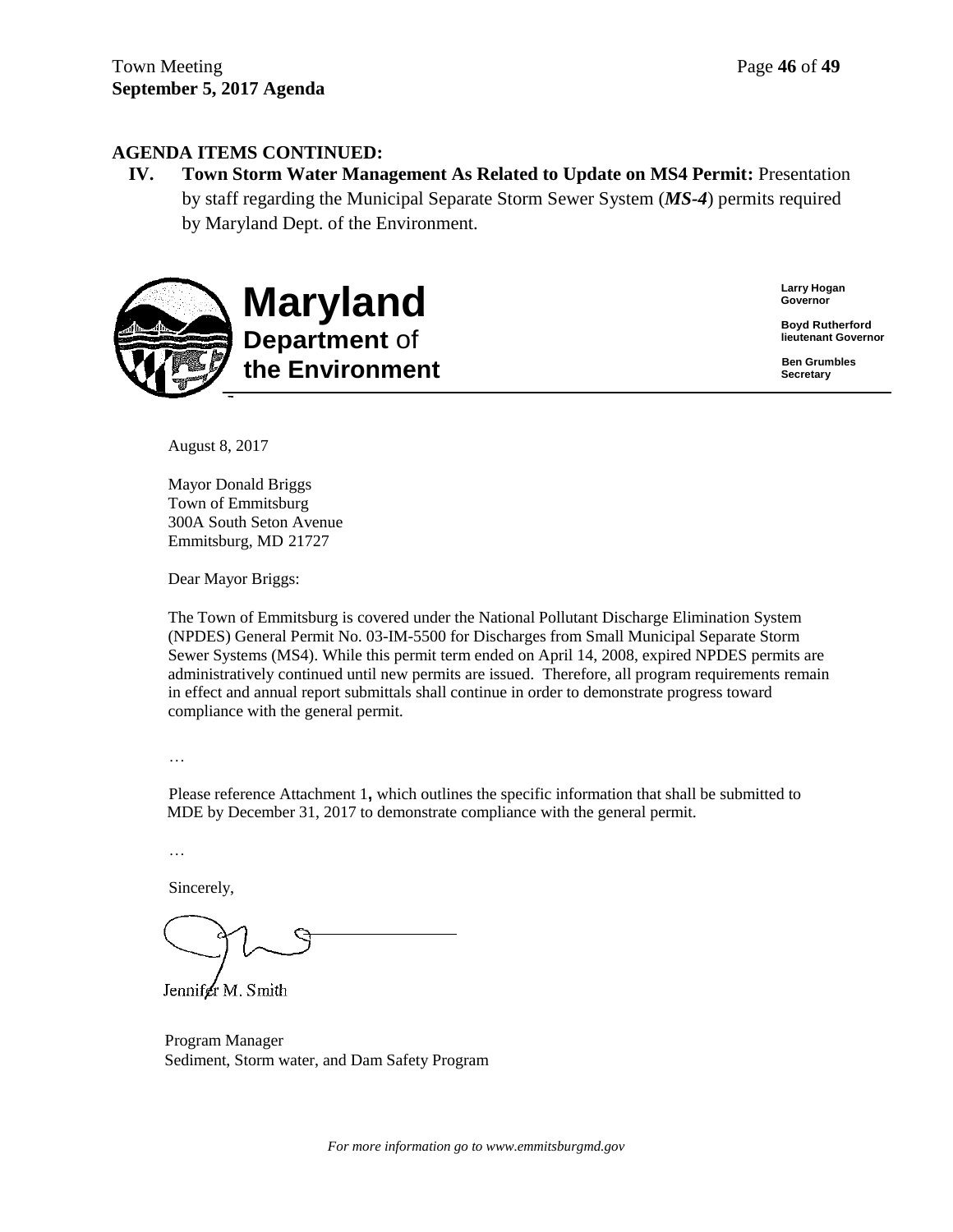**AGENDA ITEMS CONTINUED:**

**IV. Town Storm Water Management As Related to Update on MS4 Permit:** Presentation by staff regarding the Municipal Separate Storm Sewer System (***MS-4***) permits required by Maryland Dept. of the Environment.

# Maryland Department of the Environment

**Larry Hogan**
**Governor**

**Boyd Rutherford**
**lieutenant Governor**

**Ben Grumbles**
**Secretary**

August 8, 2017

Mayor Donald Briggs
Town of Emmitsburg
300A South Seton Avenue
Emmitsburg, MD 21727

Dear Mayor Briggs:

The Town of Emmitsburg is covered under the National Pollutant Discharge Elimination System (NPDES) General Permit No. 03-IM-5500 for Discharges from Small Municipal Separate Storm Sewer Systems (MS4). While this permit term ended on April 14, 2008, expired NPDES permits are administratively continued until new permits are issued. Therefore, all program requirements remain in effect and annual report submittals shall continue in order to demonstrate progress toward compliance with the general permit.

…

Please reference Attachment 1**,** which outlines the specific information that shall be submitted to MDE by December 31, 2017 to demonstrate compliance with the general permit.

…

Sincerely,

Jennifer M. Smith

Program Manager
Sediment, Storm water, and Dam Safety Program

*For more information go to www.emmitsburgmd.gov*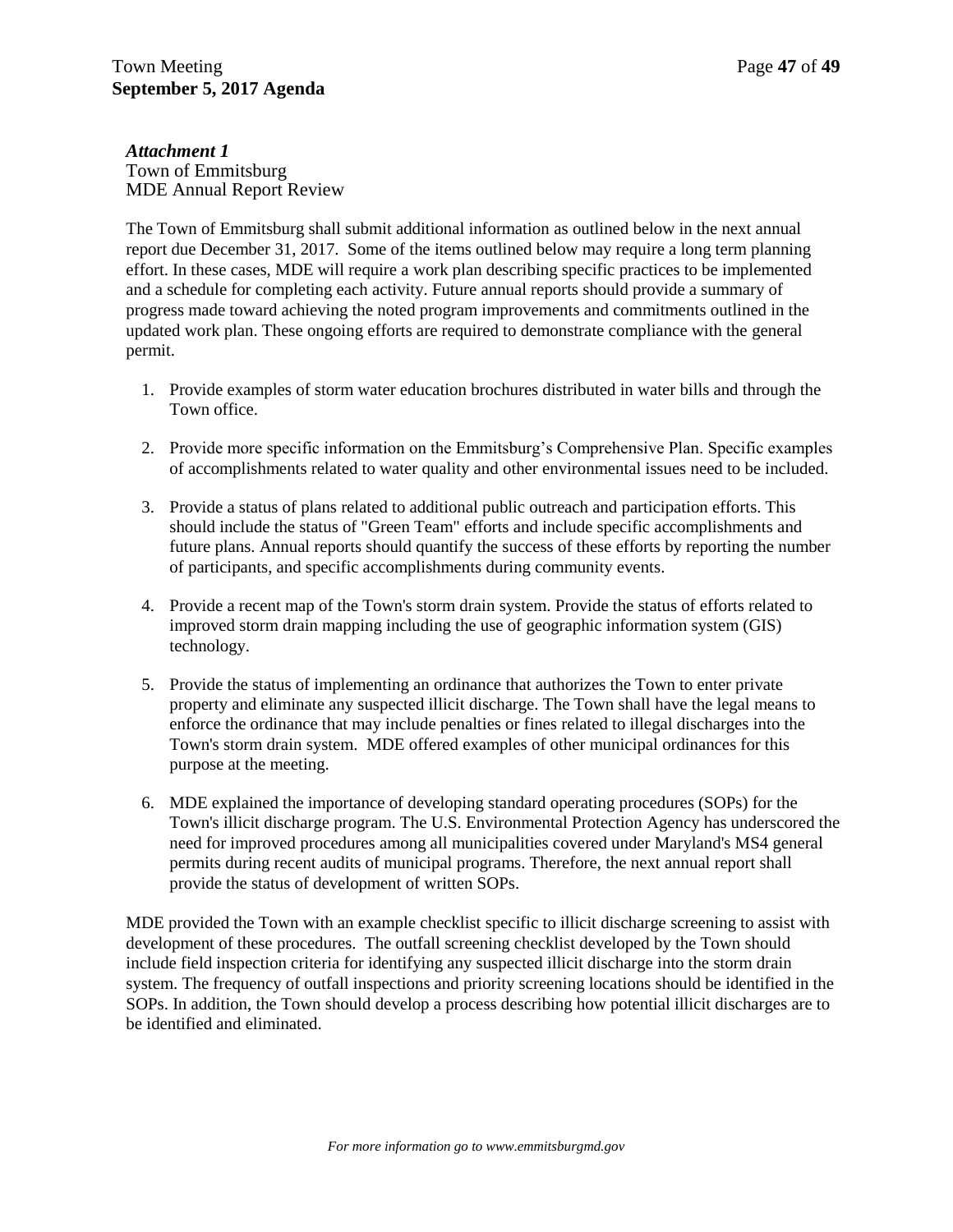***Attachment 1***
Town of Emmitsburg
MDE Annual Report Review

The Town of Emmitsburg shall submit additional information as outlined below in the next annual report due December 31, 2017. Some of the items outlined below may require a long term planning effort. In these cases, MDE will require a work plan describing specific practices to be implemented and a schedule for completing each activity. Future annual reports should provide a summary of progress made toward achieving the noted program improvements and commitments outlined in the updated work plan. These ongoing efforts are required to demonstrate compliance with the general permit.

1. Provide examples of storm water education brochures distributed in water bills and through the Town office.

2. Provide more specific information on the Emmitsburg's Comprehensive Plan. Specific examples of accomplishments related to water quality and other environmental issues need to be included.

3. Provide a status of plans related to additional public outreach and participation efforts. This should include the status of "Green Team" efforts and include specific accomplishments and future plans. Annual reports should quantify the success of these efforts by reporting the number of participants, and specific accomplishments during community events.

4. Provide a recent map of the Town's storm drain system. Provide the status of efforts related to improved storm drain mapping including the use of geographic information system (GIS) technology.

5. Provide the status of implementing an ordinance that authorizes the Town to enter private property and eliminate any suspected illicit discharge. The Town shall have the legal means to enforce the ordinance that may include penalties or fines related to illegal discharges into the Town's storm drain system. MDE offered examples of other municipal ordinances for this purpose at the meeting.

6. MDE explained the importance of developing standard operating procedures (SOPs) for the Town's illicit discharge program. The U.S. Environmental Protection Agency has underscored the need for improved procedures among all municipalities covered under Maryland's MS4 general permits during recent audits of municipal programs. Therefore, the next annual report shall provide the status of development of written SOPs.

MDE provided the Town with an example checklist specific to illicit discharge screening to assist with development of these procedures. The outfall screening checklist developed by the Town should include field inspection criteria for identifying any suspected illicit discharge into the storm drain system. The frequency of outfall inspections and priority screening locations should be identified in the SOPs. In addition, the Town should develop a process describing how potential illicit discharges are to be identified and eliminated.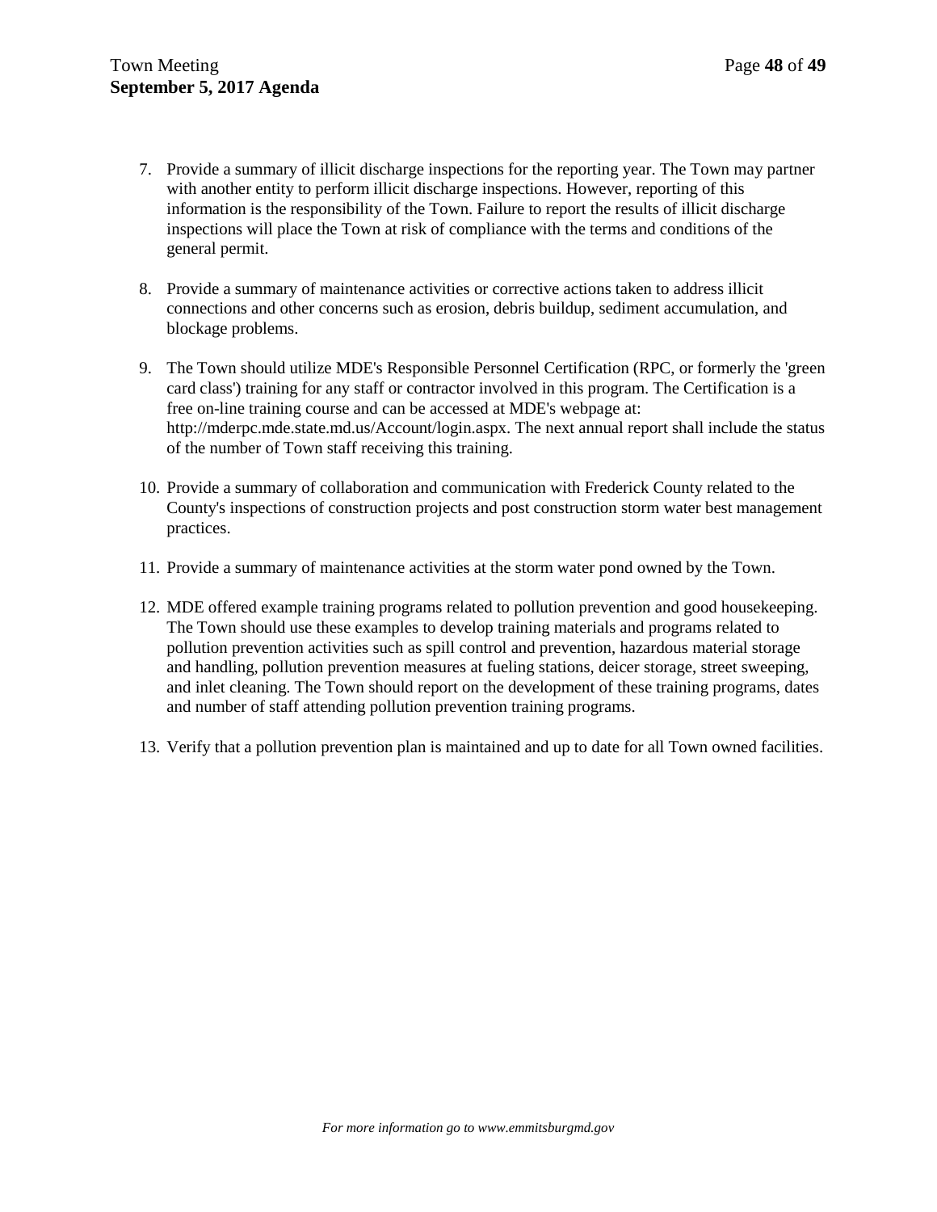7. Provide a summary of illicit discharge inspections for the reporting year. The Town may partner with another entity to perform illicit discharge inspections. However, reporting of this information is the responsibility of the Town. Failure to report the results of illicit discharge inspections will place the Town at risk of compliance with the terms and conditions of the general permit.

8. Provide a summary of maintenance activities or corrective actions taken to address illicit connections and other concerns such as erosion, debris buildup, sediment accumulation, and blockage problems.

9. The Town should utilize MDE's Responsible Personnel Certification (RPC, or formerly the 'green card class') training for any staff or contractor involved in this program. The Certification is a free on-line training course and can be accessed at MDE's webpage at: http://mderpc.mde.state.md.us/Account/login.aspx. The next annual report shall include the status of the number of Town staff receiving this training.

10. Provide a summary of collaboration and communication with Frederick County related to the County's inspections of construction projects and post construction storm water best management practices.

11. Provide a summary of maintenance activities at the storm water pond owned by the Town.

12. MDE offered example training programs related to pollution prevention and good housekeeping. The Town should use these examples to develop training materials and programs related to pollution prevention activities such as spill control and prevention, hazardous material storage and handling, pollution prevention measures at fueling stations, deicer storage, street sweeping, and inlet cleaning. The Town should report on the development of these training programs, dates and number of staff attending pollution prevention training programs.

13. Verify that a pollution prevention plan is maintained and up to date for all Town owned facilities.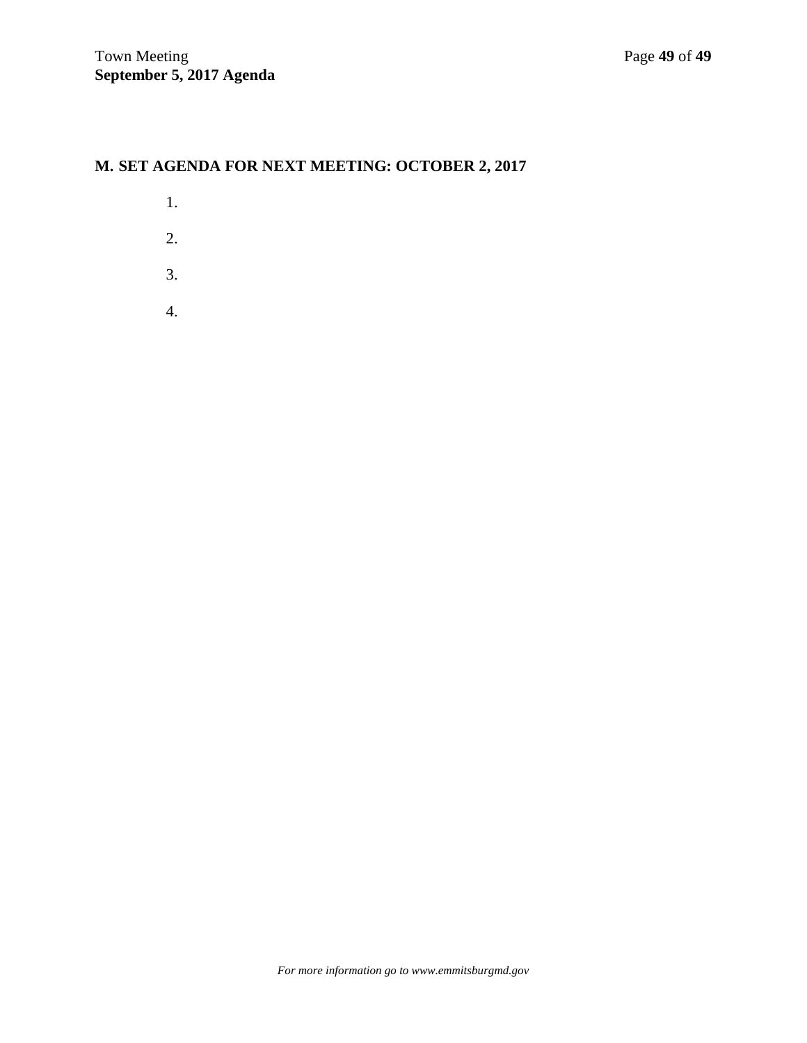## M. SET AGENDA FOR NEXT MEETING: OCTOBER 2, 2017

1.
2.
3.
4.